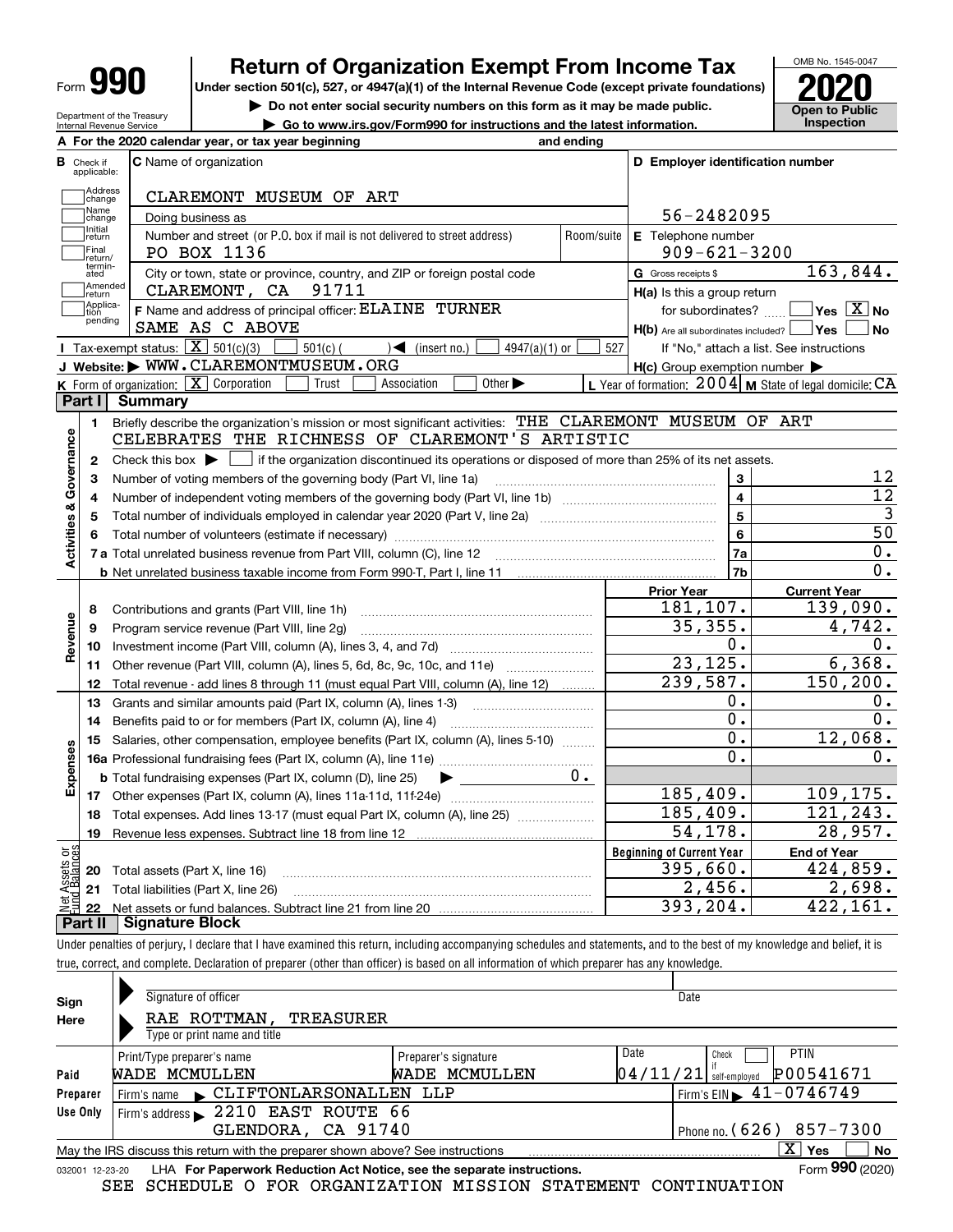# Form 990

## Return of Organization Exempt From Income Tax

**Under section 501(c), 527, or 4947(a)(1) of the Internal Revenue Code (except private foundations)**

▶ Do not enter social security numbers on this form as it may be made public.

▶ Go to www.irs.gov/Form990 for instructions and the latest information.

Department of the Treasury
Internal Revenue Service

OMB No. 1545-0047

**2020**

**Open to Public Inspection**

**A** For the 2020 calendar year, or tax year beginning and ending

**B** Check if applicable: Address change, Name change, Initial return, Final return/terminated, Amended return, Application pending

**C** Name of organization: CLAREMONT MUSEUM OF ART

Doing business as

Number and street (or P.O. box if mail is not delivered to street address): PO BOX 1136 Room/suite

City or town, state or province, country, and ZIP or foreign postal code: CLAREMONT, CA 91711

**D** Employer identification number: 56-2482095

**E** Telephone number: 909-621-3200

**G** Gross receipts $ 163,844.

**F** Name and address of principal officer: ELAINE TURNER SAME AS C ABOVE

**H(a)** Is this a group return for subordinates? ☐ Yes ☒ No

**H(b)** Are all subordinates included? ☐ Yes ☐ No
If "No," attach a list. See instructions

**H(c)** Group exemption number ▶

**I** Tax-exempt status: ☒ 501(c)(3) ☐ 501(c) ( ) ◀ (insert no.) ☐ 4947(a)(1) or ☐ 527

**J** Website: ▶ WWW.CLAREMONTMUSEUM.ORG

**K** Form of organization: ☒ Corporation ☐ Trust ☐ Association ☐ Other ▶

**L** Year of formation: 2004 **M** State of legal domicile: CA

## Part I Summary

**Activities & Governance**

1 Briefly describe the organization's mission or most significant activities: THE CLAREMONT MUSEUM OF ART CELEBRATES THE RICHNESS OF CLAREMONT'S ARTISTIC

2 Check this box ▶ ☐ if the organization discontinued its operations or disposed of more than 25% of its net assets.

| Line | Description | Box | Value |
|---|---|---|---|
| 3 | Number of voting members of the governing body (Part VI, line 1a) | 3 | 12 |
| 4 | Number of independent voting members of the governing body (Part VI, line 1b) | 4 | 12 |
| 5 | Total number of individuals employed in calendar year 2020 (Part V, line 2a) | 5 | 3 |
| 6 | Total number of volunteers (estimate if necessary) | 6 | 50 |
| 7a | Total unrelated business revenue from Part VIII, column (C), line 12 | 7a | 0. |
| b | Net unrelated business taxable income from Form 990-T, Part I, line 11 | 7b | 0. |

| Line | Description | Prior Year | Current Year |
|---|---|---|---|
| **Revenue** | | | |
| 8 | Contributions and grants (Part VIII, line 1h) | 181,107. | 139,090. |
| 9 | Program service revenue (Part VIII, line 2g) | 35,355. | 4,742. |
| 10 | Investment income (Part VIII, column (A), lines 3, 4, and 7d) | 0. | 0. |
| 11 | Other revenue (Part VIII, column (A), lines 5, 6d, 8c, 9c, 10c, and 11e) | 23,125. | 6,368. |
| 12 | Total revenue - add lines 8 through 11 (must equal Part VIII, column (A), line 12) | 239,587. | 150,200. |
| **Expenses** | | | |
| 13 | Grants and similar amounts paid (Part IX, column (A), lines 1-3) | 0. | 0. |
| 14 | Benefits paid to or for members (Part IX, column (A), line 4) | 0. | 0. |
| 15 | Salaries, other compensation, employee benefits (Part IX, column (A), lines 5-10) | 0. | 12,068. |
| 16a | Professional fundraising fees (Part IX, column (A), line 11e) | 0. | 0. |
| b | Total fundraising expenses (Part IX, column (D), line 25) ▶ 0. | | |
| 17 | Other expenses (Part IX, column (A), lines 11a-11d, 11f-24e) | 185,409. | 109,175. |
| 18 | Total expenses. Add lines 13-17 (must equal Part IX, column (A), line 25) | 185,409. | 121,243. |
| 19 | Revenue less expenses. Subtract line 18 from line 12 | 54,178. | 28,957. |

| Line | Net Assets or Fund Balances | Beginning of Current Year | End of Year |
|---|---|---|---|
| 20 | Total assets (Part X, line 16) | 395,660. | 424,859. |
| 21 | Total liabilities (Part X, line 26) | 2,456. | 2,698. |
| 22 | Net assets or fund balances. Subtract line 21 from line 20 | 393,204. | 422,161. |

## Part II Signature Block

Under penalties of perjury, I declare that I have examined this return, including accompanying schedules and statements, and to the best of my knowledge and belief, it is true, correct, and complete. Declaration of preparer (other than officer) is based on all information of which preparer has any knowledge.

**Sign Here**

Signature of officer Date

RAE ROTTMAN, TREASURER
Type or print name and title

**Paid Preparer Use Only**

| Print/Type preparer's name | Preparer's signature | Date | Check ☐ if self-employed | PTIN |
|---|---|---|---|---|
| WADE MCMULLEN | WADE MCMULLEN | 04/11/21 | | P00541671 |

Firm's name ▶ CLIFTONLARSONALLEN LLP Firm's EIN ▶ 41-0746749

Firm's address ▶ 2210 EAST ROUTE 66 GLENDORA, CA 91740 Phone no. (626) 857-7300

May the IRS discuss this return with the preparer shown above? See instructions ☒ Yes ☐ No

032001 12-23-20 LHA For Paperwork Reduction Act Notice, see the separate instructions. Form **990** (2020)

SEE SCHEDULE O FOR ORGANIZATION MISSION STATEMENT CONTINUATION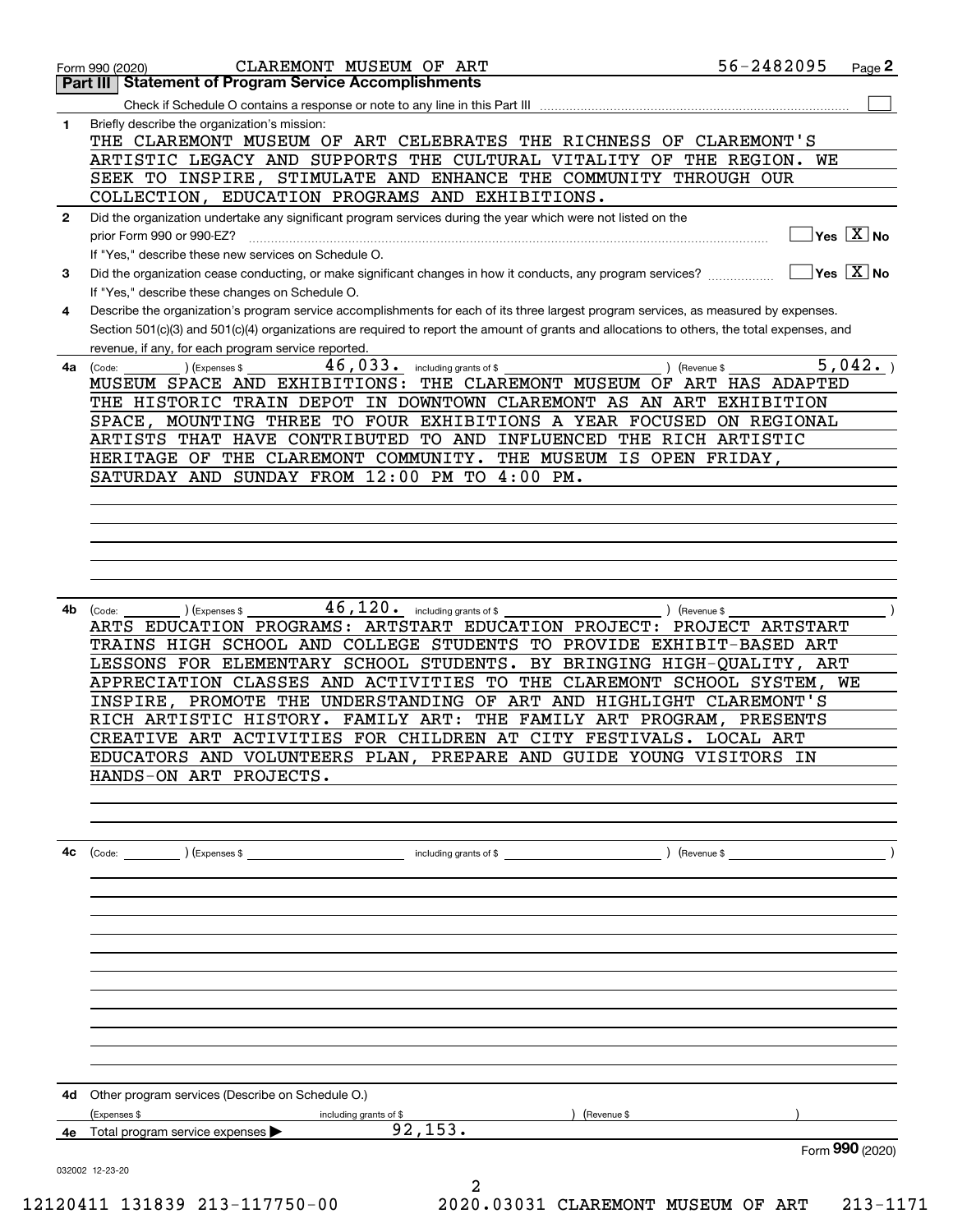Form 990 (2020) CLAREMONT MUSEUM OF ART 56-2482095

## Part III Statement of Program Service Accomplishments

Check if Schedule O contains a response or note to any line in this Part III ☐

**1** Briefly describe the organization's mission:

THE CLAREMONT MUSEUM OF ART CELEBRATES THE RICHNESS OF CLAREMONT'S ARTISTIC LEGACY AND SUPPORTS THE CULTURAL VITALITY OF THE REGION. WE SEEK TO INSPIRE, STIMULATE AND ENHANCE THE COMMUNITY THROUGH OUR COLLECTION, EDUCATION PROGRAMS AND EXHIBITIONS.

**2** Did the organization undertake any significant program services during the year which were not listed on the prior Form 990 or 990-EZ? ☐ Yes ☒ No

If "Yes," describe these new services on Schedule O.

**3** Did the organization cease conducting, or make significant changes in how it conducts, any program services? ☐ Yes ☒ No

If "Yes," describe these changes on Schedule O.

**4** Describe the organization's program service accomplishments for each of its three largest program services, as measured by expenses. Section 501(c)(3) and 501(c)(4) organizations are required to report the amount of grants and allocations to others, the total expenses, and revenue, if any, for each program service reported.

**4a** (Code: ) (Expenses $ 46,033. including grants of $ ) (Revenue $ 5,042. )

MUSEUM SPACE AND EXHIBITIONS: THE CLAREMONT MUSEUM OF ART HAS ADAPTED THE HISTORIC TRAIN DEPOT IN DOWNTOWN CLAREMONT AS AN ART EXHIBITION SPACE, MOUNTING THREE TO FOUR EXHIBITIONS A YEAR FOCUSED ON REGIONAL ARTISTS THAT HAVE CONTRIBUTED TO AND INFLUENCED THE RICH ARTISTIC HERITAGE OF THE CLAREMONT COMMUNITY. THE MUSEUM IS OPEN FRIDAY, SATURDAY AND SUNDAY FROM 12:00 PM TO 4:00 PM.

**4b** (Code: ) (Expenses $ 46,120. including grants of $ ) (Revenue $ )

ARTS EDUCATION PROGRAMS: ARTSTART EDUCATION PROJECT: PROJECT ARTSTART TRAINS HIGH SCHOOL AND COLLEGE STUDENTS TO PROVIDE EXHIBIT-BASED ART LESSONS FOR ELEMENTARY SCHOOL STUDENTS. BY BRINGING HIGH-QUALITY, ART APPRECIATION CLASSES AND ACTIVITIES TO THE CLAREMONT SCHOOL SYSTEM, WE INSPIRE, PROMOTE THE UNDERSTANDING OF ART AND HIGHLIGHT CLAREMONT'S RICH ARTISTIC HISTORY. FAMILY ART: THE FAMILY ART PROGRAM, PRESENTS CREATIVE ART ACTIVITIES FOR CHILDREN AT CITY FESTIVALS. LOCAL ART EDUCATORS AND VOLUNTEERS PLAN, PREPARE AND GUIDE YOUNG VISITORS IN HANDS-ON ART PROJECTS.

**4c** (Code: ) (Expenses $ including grants of $ ) (Revenue $ )

**4d** Other program services (Describe on Schedule O.)

(Expenses $ including grants of $ ) (Revenue $ )

**4e** Total program services expenses ▶ 92,153.

Form **990** (2020)

032002 12-23-20

12120411 131839 213-117750-00 2020.03031 CLAREMONT MUSEUM OF ART 213-1171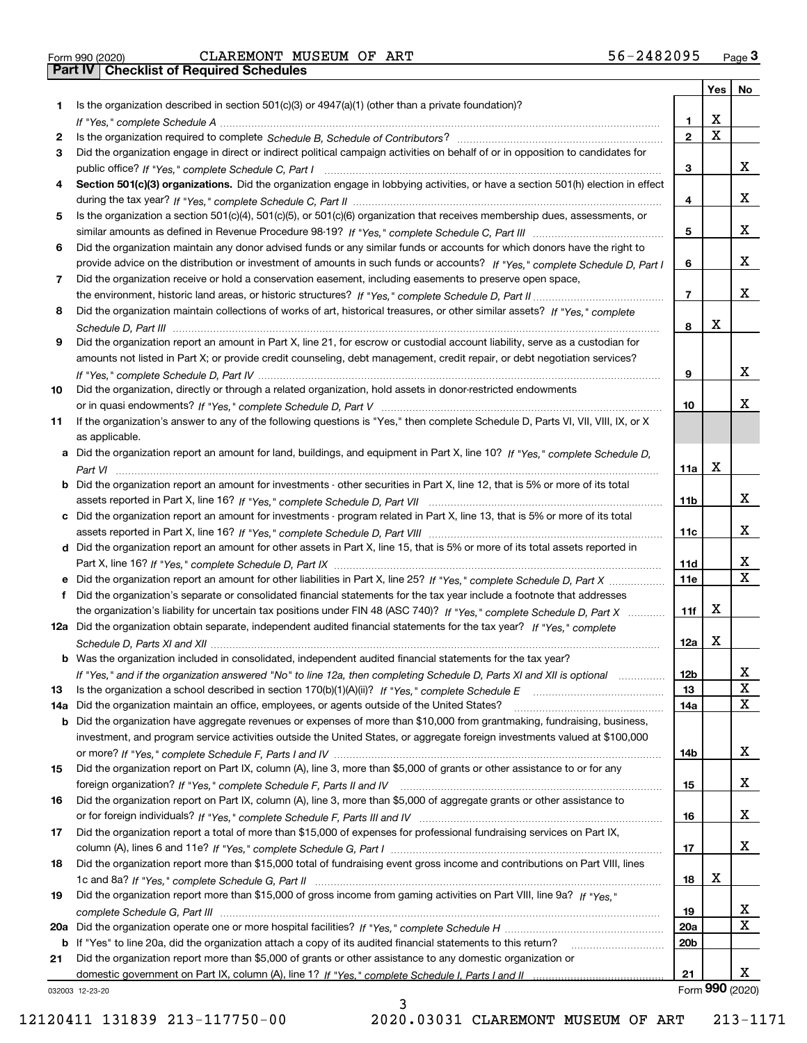Form 990 (2020) CLAREMONT MUSEUM OF ART 56-2482095

## Part IV Checklist of Required Schedules

| | | | Yes | No |
|---|---|---|---|---|
| 1 | Is the organization described in section 501(c)(3) or 4947(a)(1) (other than a private foundation)? *If "Yes," complete Schedule A* | 1 | X | |
| 2 | Is the organization required to complete *Schedule B, Schedule of Contributors*? | 2 | X | |
| 3 | Did the organization engage in direct or indirect political campaign activities on behalf of or in opposition to candidates for public office? *If "Yes," complete Schedule C, Part I* | 3 | | X |
| 4 | **Section 501(c)(3) organizations.** Did the organization engage in lobbying activities, or have a section 501(h) election in effect during the tax year? *If "Yes," complete Schedule C, Part II* | 4 | | X |
| 5 | Is the organization a section 501(c)(4), 501(c)(5), or 501(c)(6) organization that receives membership dues, assessments, or similar amounts as defined in Revenue Procedure 98-19? *If "Yes," complete Schedule C, Part III* | 5 | | X |
| 6 | Did the organization maintain any donor advised funds or any similar funds or accounts for which donors have the right to provide advice on the distribution or investment of amounts in such funds or accounts? *If "Yes," complete Schedule D, Part I* | 6 | | X |
| 7 | Did the organization receive or hold a conservation easement, including easements to preserve open space, the environment, historic land areas, or historic structures? *If "Yes," complete Schedule D, Part II* | 7 | | X |
| 8 | Did the organization maintain collections of works of art, historical treasures, or other similar assets? *If "Yes," complete Schedule D, Part III* | 8 | X | |
| 9 | Did the organization report an amount in Part X, line 21, for escrow or custodial account liability, serve as a custodian for amounts not listed in Part X; or provide credit counseling, debt management, credit repair, or debt negotiation services? *If "Yes," complete Schedule D, Part IV* | 9 | | X |
| 10 | Did the organization, directly or through a related organization, hold assets in donor-restricted endowments or in quasi endowments? *If "Yes," complete Schedule D, Part V* | 10 | | X |
| 11 | If the organization's answer to any of the following questions is "Yes," then complete Schedule D, Parts VI, VII, VIII, IX, or X as applicable. | | | |
| a | Did the organization report an amount for land, buildings, and equipment in Part X, line 10? *If "Yes," complete Schedule D, Part VI* | 11a | X | |
| b | Did the organization report an amount for investments - other securities in Part X, line 12, that is 5% or more of its total assets reported in Part X, line 16? *If "Yes," complete Schedule D, Part VII* | 11b | | X |
| c | Did the organization report an amount for investments - program related in Part X, line 13, that is 5% or more of its total assets reported in Part X, line 16? *If "Yes," complete Schedule D, Part VIII* | 11c | | X |
| d | Did the organization report an amount for other assets in Part X, line 15, that is 5% or more of its total assets reported in Part X, line 16? *If "Yes," complete Schedule D, Part IX* | 11d | | X |
| e | Did the organization report an amount for other liabilities in Part X, line 25? *If "Yes," complete Schedule D, Part X* | 11e | | X |
| f | Did the organization's separate or consolidated financial statements for the tax year include a footnote that addresses the organization's liability for uncertain tax positions under FIN 48 (ASC 740)? *If "Yes," complete Schedule D, Part X* | 11f | X | |
| 12a | Did the organization obtain separate, independent audited financial statements for the tax year? *If "Yes," complete Schedule D, Parts XI and XII* | 12a | X | |
| b | Was the organization included in consolidated, independent audited financial statements for the tax year? *If "Yes," and if the organization answered "No" to line 12a, then completing Schedule D, Parts XI and XII is optional* | 12b | | X |
| 13 | Is the organization a school described in section 170(b)(1)(A)(ii)? *If "Yes," complete Schedule E* | 13 | | X |
| 14a | Did the organization maintain an office, employees, or agents outside of the United States? | 14a | | X |
| b | Did the organization have aggregate revenues or expenses of more than $10,000 from grantmaking, fundraising, business, investment, and program service activities outside the United States, or aggregate foreign investments valued at $100,000 or more? *If "Yes," complete Schedule F, Parts I and IV* | 14b | | X |
| 15 | Did the organization report on Part IX, column (A), line 3, more than $5,000 of grants or other assistance to or for any foreign organization? *If "Yes," complete Schedule F, Parts II and IV* | 15 | | X |
| 16 | Did the organization report on Part IX, column (A), line 3, more than $5,000 of aggregate grants or other assistance to or for foreign individuals? *If "Yes," complete Schedule F, Parts III and IV* | 16 | | X |
| 17 | Did the organization report a total of more than $15,000 of expenses for professional fundraising services on Part IX, column (A), lines 6 and 11e? *If "Yes," complete Schedule G, Part I* | 17 | | X |
| 18 | Did the organization report more than $15,000 total of fundraising event gross income and contributions on Part VIII, lines 1c and 8a? *If "Yes," complete Schedule G, Part II* | 18 | X | |
| 19 | Did the organization report more than $15,000 of gross income from gaming activities on Part VIII, line 9a? *If "Yes," complete Schedule G, Part III* | 19 | | X |
| 20a | Did the organization operate one or more hospital facilities? *If "Yes," complete Schedule H* | 20a | | X |
| b | If "Yes" to line 20a, did the organization attach a copy of its audited financial statements to this return? | 20b | | |
| 21 | Did the organization report more than $5,000 of grants or other assistance to any domestic organization or domestic government on Part IX, column (A), line 1? *If "Yes," complete Schedule I, Parts I and II* | 21 | | X |

032003 12-23-20 Form **990** (2020)

12120411 131839 213-117750-00 2020.03031 CLAREMONT MUSEUM OF ART 213-1171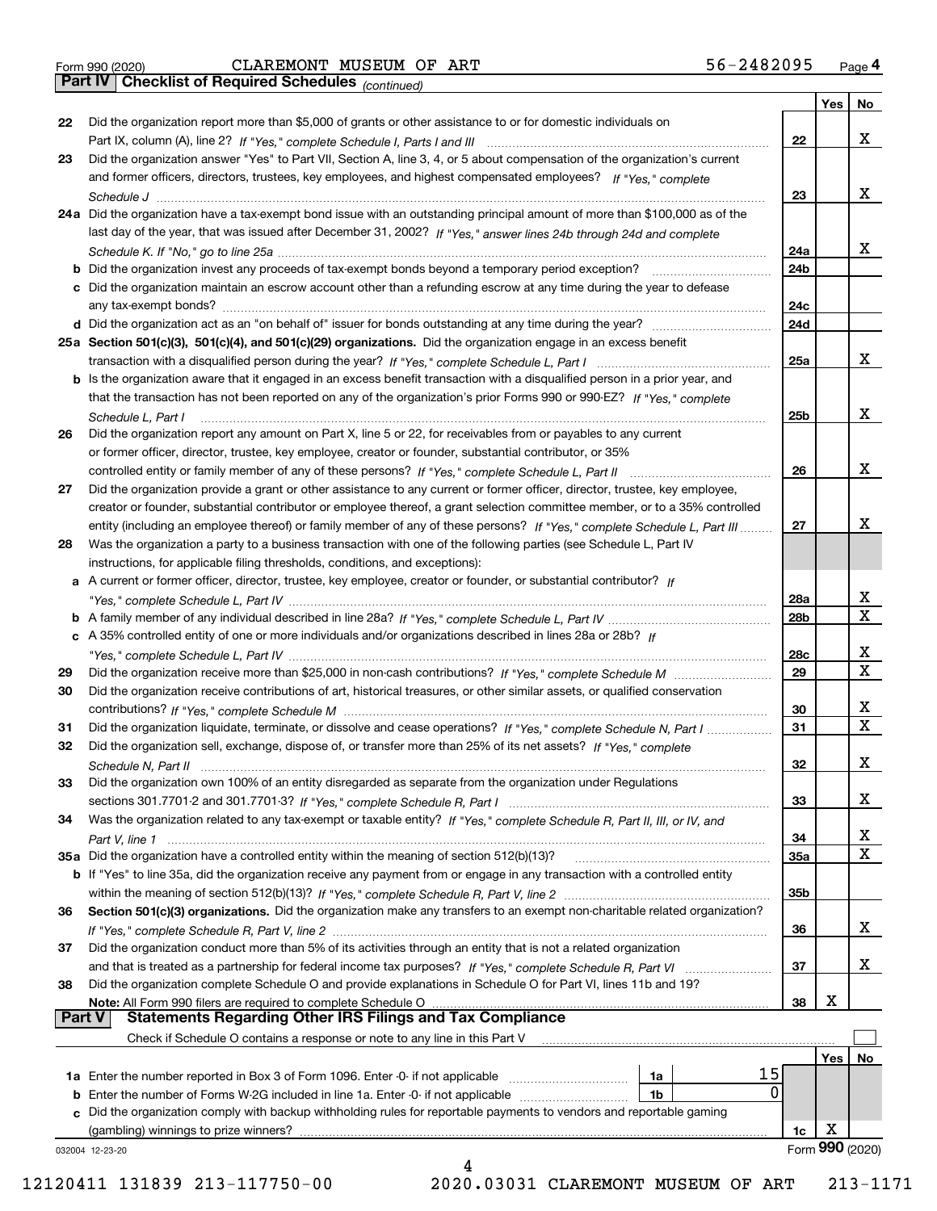Form 990 (2020) CLAREMONT MUSEUM OF ART 56-2482095 Page 4

**Part IV Checklist of Required Schedules** *(continued)*

| | | | Yes | No |
|---|---|---|---|---|
| 22 | Did the organization report more than $5,000 of grants or other assistance to or for domestic individuals on Part IX, column (A), line 2? *If "Yes," complete Schedule I, Parts I and III* | 22 | | X |
| 23 | Did the organization answer "Yes" to Part VII, Section A, line 3, 4, or 5 about compensation of the organization's current and former officers, directors, trustees, key employees, and highest compensated employees? *If "Yes," complete Schedule J* | 23 | | X |
| 24a | Did the organization have a tax-exempt bond issue with an outstanding principal amount of more than $100,000 as of the last day of the year, that was issued after December 31, 2002? *If "Yes," answer lines 24b through 24d and complete Schedule K. If "No," go to line 25a* | 24a | | X |
| b | Did the organization invest any proceeds of tax-exempt bonds beyond a temporary period exception? | 24b | | |
| c | Did the organization maintain an escrow account other than a refunding escrow at any time during the year to defease any tax-exempt bonds? | 24c | | |
| d | Did the organization act as an "on behalf of" issuer for bonds outstanding at any time during the year? | 24d | | |
| 25a | **Section 501(c)(3), 501(c)(4), and 501(c)(29) organizations.** Did the organization engage in an excess benefit transaction with a disqualified person during the year? *If "Yes," complete Schedule L, Part I* | 25a | | X |
| b | Is the organization aware that it engaged in an excess benefit transaction with a disqualified person in a prior year, and that the transaction has not been reported on any of the organization's prior Forms 990 or 990-EZ? *If "Yes," complete Schedule L, Part I* | 25b | | X |
| 26 | Did the organization report any amount on Part X, line 5 or 22, for receivables from or payables to any current or former officer, director, trustee, key employee, creator or founder, substantial contributor, or 35% controlled entity or family member of any of these persons? *If "Yes," complete Schedule L, Part II* | 26 | | X |
| 27 | Did the organization provide a grant or other assistance to any current or former officer, director, trustee, key employee, creator or founder, substantial contributor or employee thereof, a grant selection committee member, or to a 35% controlled entity (including an employee thereof) or family member of any of these persons? *If "Yes," complete Schedule L, Part III* | 27 | | X |
| 28 | Was the organization a party to a business transaction with one of the following parties (see Schedule L, Part IV instructions, for applicable filing thresholds, conditions, and exceptions): | | | |
| a | A current or former officer, director, trustee, key employee, creator or founder, or substantial contributor? *If "Yes," complete Schedule L, Part IV* | 28a | | X |
| b | A family member of any individual described in line 28a? *If "Yes," complete Schedule L, Part IV* | 28b | | X |
| c | A 35% controlled entity of one or more individuals and/or organizations described in lines 28a or 28b? *If "Yes," complete Schedule L, Part IV* | 28c | | X |
| 29 | Did the organization receive more than $25,000 in non-cash contributions? *If "Yes," complete Schedule M* | 29 | | X |
| 30 | Did the organization receive contributions of art, historical treasures, or other similar assets, or qualified conservation contributions? *If "Yes," complete Schedule M* | 30 | | X |
| 31 | Did the organization liquidate, terminate, or dissolve and cease operations? *If "Yes," complete Schedule N, Part I* | 31 | | X |
| 32 | Did the organization sell, exchange, dispose of, or transfer more than 25% of its net assets? *If "Yes," complete Schedule N, Part II* | 32 | | X |
| 33 | Did the organization own 100% of an entity disregarded as separate from the organization under Regulations sections 301.7701-2 and 301.7701-3? *If "Yes," complete Schedule R, Part I* | 33 | | X |
| 34 | Was the organization related to any tax-exempt or taxable entity? *If "Yes," complete Schedule R, Part II, III, or IV, and Part V, line 1* | 34 | | X |
| 35a | Did the organization have a controlled entity within the meaning of section 512(b)(13)? | 35a | | X |
| b | If "Yes" to line 35a, did the organization receive any payment from or engage in any transaction with a controlled entity within the meaning of section 512(b)(13)? *If "Yes," complete Schedule R, Part V, line 2* | 35b | | |
| 36 | **Section 501(c)(3) organizations.** Did the organization make any transfers to an exempt non-charitable related organization? *If "Yes," complete Schedule R, Part V, line 2* | 36 | | X |
| 37 | Did the organization conduct more than 5% of its activities through an entity that is not a related organization and that is treated as a partnership for federal income tax purposes? *If "Yes," complete Schedule R, Part VI* | 37 | | X |
| 38 | Did the organization complete Schedule O and provide explanations in Schedule O for Part VI, lines 11b and 19? **Note:** All Form 990 filers are required to complete Schedule O | 38 | X | |

**Part V Statements Regarding Other IRS Filings and Tax Compliance**

Check if Schedule O contains a response or note to any line in this Part V ☐

| | | | | | Yes | No |
|---|---|---|---|---|---|---|
| 1a | Enter the number reported in Box 3 of Form 1096. Enter -0- if not applicable | 1a | 15 | | | |
| b | Enter the number of Forms W-2G included in line 1a. Enter -0- if not applicable | 1b | 0 | | | |
| c | Did the organization comply with backup withholding rules for reportable payments to vendors and reportable gaming (gambling) winnings to prize winners? | | | 1c | X | |

032004 12-23-20 Form **990** (2020)

12120411 131839 213-117750-00 2020.03031 CLAREMONT MUSEUM OF ART 213-1171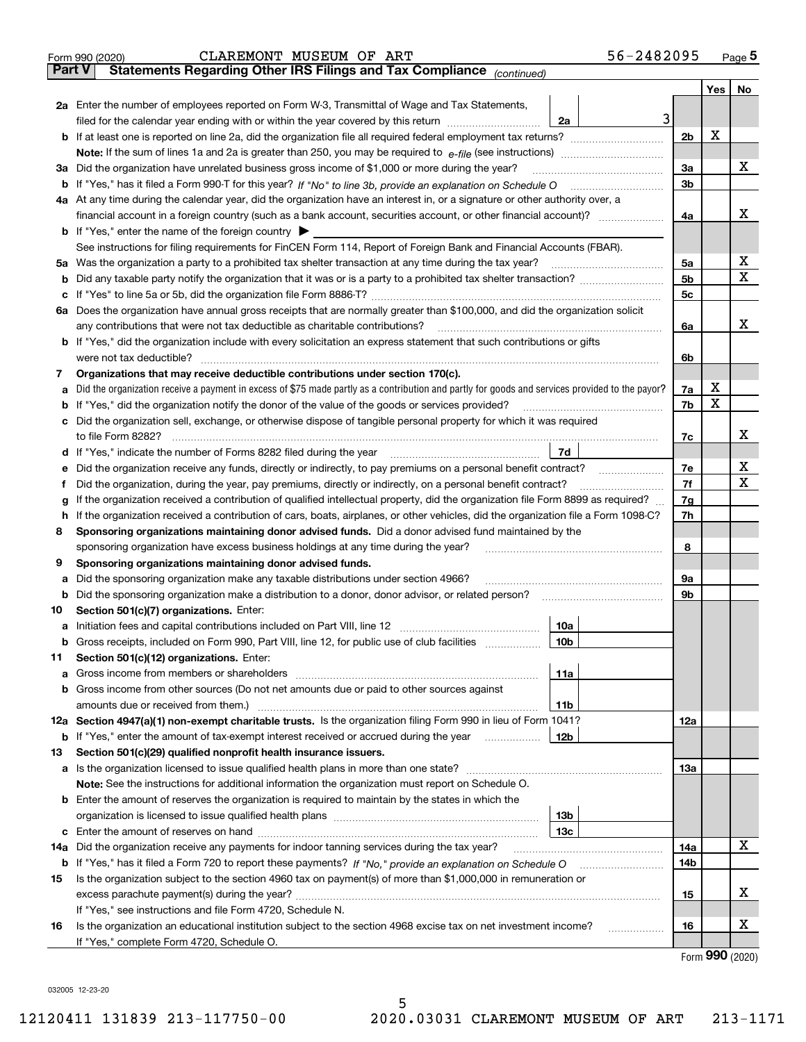Form 990 (2020) CLAREMONT MUSEUM OF ART 56-2482095 Page 5

**Part V Statements Regarding Other IRS Filings and Tax Compliance** *(continued)*

| | | | | Yes | No |
|---|---|---|---|---|---|
| **2a** | Enter the number of employees reported on Form W-3, Transmittal of Wage and Tax Statements, filed for the calendar year ending with or within the year covered by this return | 2a | 3 | | |
| **b** | If at least one is reported on line 2a, did the organization file all required federal employment tax returns? | | 2b | X | |
| | **Note:** If the sum of lines 1a and 2a is greater than 250, you may be required to *e-file* (see instructions) | | | | |
| **3a** | Did the organization have unrelated business gross income of $1,000 or more during the year? | | 3a | | X |
| **b** | If "Yes," has it filed a Form 990-T for this year? *If "No" to line 3b, provide an explanation on Schedule O* | | 3b | | |
| **4a** | At any time during the calendar year, did the organization have an interest in, or a signature or other authority over, a financial account in a foreign country (such as a bank account, securities account, or other financial account)? | | 4a | | X |
| **b** | If "Yes," enter the name of the foreign country ▶ | | | | |
| | See instructions for filing requirements for FinCEN Form 114, Report of Foreign Bank and Financial Accounts (FBAR). | | | | |
| **5a** | Was the organization a party to a prohibited tax shelter transaction at any time during the tax year? | | 5a | | X |
| **b** | Did any taxable party notify the organization that it was or is a party to a prohibited tax shelter transaction? | | 5b | | X |
| **c** | If "Yes" to line 5a or 5b, did the organization file Form 8886-T? | | 5c | | |
| **6a** | Does the organization have annual gross receipts that are normally greater than $100,000, and did the organization solicit any contributions that were not tax deductible as charitable contributions? | | 6a | | X |
| **b** | If "Yes," did the organization include with every solicitation an express statement that such contributions or gifts were not tax deductible? | | 6b | | |
| **7** | **Organizations that may receive deductible contributions under section 170(c).** | | | | |
| **a** | Did the organization receive a payment in excess of $75 made partly as a contribution and partly for goods and services provided to the payor? | | 7a | X | |
| **b** | If "Yes," did the organization notify the donor of the value of the goods or services provided? | | 7b | X | |
| **c** | Did the organization sell, exchange, or otherwise dispose of tangible personal property for which it was required to file Form 8282? | | 7c | | X |
| **d** | If "Yes," indicate the number of Forms 8282 filed during the year | 7d | | | |
| **e** | Did the organization receive any funds, directly or indirectly, to pay premiums on a personal benefit contract? | | 7e | | X |
| **f** | Did the organization, during the year, pay premiums, directly or indirectly, on a personal benefit contract? | | 7f | | X |
| **g** | If the organization received a contribution of qualified intellectual property, did the organization file Form 8899 as required? | | 7g | | |
| **h** | If the organization received a contribution of cars, boats, airplanes, or other vehicles, did the organization file a Form 1098-C? | | 7h | | |
| **8** | **Sponsoring organizations maintaining donor advised funds.** Did a donor advised fund maintained by the sponsoring organization have excess business holdings at any time during the year? | | 8 | | |
| **9** | **Sponsoring organizations maintaining donor advised funds.** | | | | |
| **a** | Did the sponsoring organization make any taxable distributions under section 4966? | | 9a | | |
| **b** | Did the sponsoring organization make a distribution to a donor, donor advisor, or related person? | | 9b | | |
| **10** | **Section 501(c)(7) organizations.** Enter: | | | | |
| **a** | Initiation fees and capital contributions included on Part VIII, line 12 | 10a | | | |
| **b** | Gross receipts, included on Form 990, Part VIII, line 12, for public use of club facilities | 10b | | | |
| **11** | **Section 501(c)(12) organizations.** Enter: | | | | |
| **a** | Gross income from members or shareholders | 11a | | | |
| **b** | Gross income from other sources (Do not net amounts due or paid to other sources against amounts due or received from them.) | 11b | | | |
| **12a** | **Section 4947(a)(1) non-exempt charitable trusts.** Is the organization filing Form 990 in lieu of Form 1041? | | 12a | | |
| **b** | If "Yes," enter the amount of tax-exempt interest received or accrued during the year | 12b | | | |
| **13** | **Section 501(c)(29) qualified nonprofit health insurance issuers.** | | | | |
| **a** | Is the organization licensed to issue qualified health plans in more than one state? | | 13a | | |
| | **Note:** See the instructions for additional information the organization must report on Schedule O. | | | | |
| **b** | Enter the amount of reserves the organization is required to maintain by the states in which the organization is licensed to issue qualified health plans | 13b | | | |
| **c** | Enter the amount of reserves on hand | 13c | | | |
| **14a** | Did the organization receive any payments for indoor tanning services during the tax year? | | 14a | | X |
| **b** | If "Yes," has it filed a Form 720 to report these payments? *If "No," provide an explanation on Schedule O* | | 14b | | |
| **15** | Is the organization subject to the section 4960 tax on payment(s) of more than $1,000,000 in remuneration or excess parachute payment(s) during the year? | | 15 | | X |
| | If "Yes," see instructions and file Form 4720, Schedule N. | | | | |
| **16** | Is the organization an educational institution subject to the section 4968 excise tax on net investment income? | | 16 | | X |
| | If "Yes," complete Form 4720, Schedule O. | | | | |

Form **990** (2020)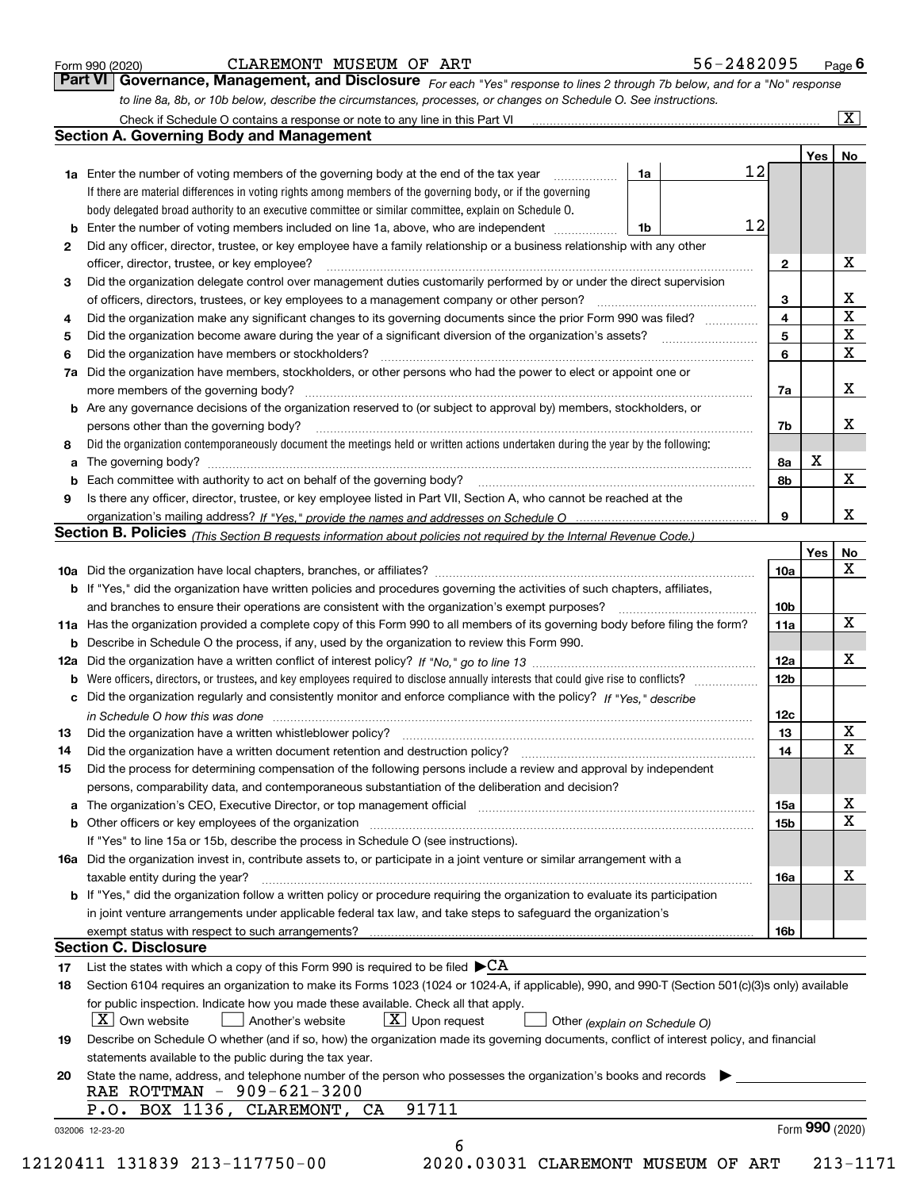Form 990 (2020) CLAREMONT MUSEUM OF ART 56-2482095 Page 6

## Part VI Governance, Management, and Disclosure

*For each "Yes" response to lines 2 through 7b below, and for a "No" response to line 8a, 8b, or 10b below, describe the circumstances, processes, or changes on Schedule O. See instructions.*

Check if Schedule O contains a response or note to any line in this Part VI [X]

### Section A. Governing Body and Management

| | | | | Yes | No |
|---|---|---|---|---|---|
| **1a** | Enter the number of voting members of the governing body at the end of the tax year. If there are material differences in voting rights among members of the governing body, or if the governing body delegated broad authority to an executive committee or similar committee, explain on Schedule O. | 1a | 12 | | |
| **b** | Enter the number of voting members included on line 1a, above, who are independent | 1b | 12 | | |
| **2** | Did any officer, director, trustee, or key employee have a family relationship or a business relationship with any other officer, director, trustee, or key employee? | 2 | | | X |
| **3** | Did the organization delegate control over management duties customarily performed by or under the direct supervision of officers, directors, trustees, or key employees to a management company or other person? | 3 | | | X |
| **4** | Did the organization make any significant changes to its governing documents since the prior Form 990 was filed? | 4 | | | X |
| **5** | Did the organization become aware during the year of a significant diversion of the organization's assets? | 5 | | | X |
| **6** | Did the organization have members or stockholders? | 6 | | | X |
| **7a** | Did the organization have members, stockholders, or other persons who had the power to elect or appoint one or more members of the governing body? | 7a | | | X |
| **b** | Are any governance decisions of the organization reserved to (or subject to approval by) members, stockholders, or persons other than the governing body? | 7b | | | X |
| **8** | Did the organization contemporaneously document the meetings held or written actions undertaken during the year by the following: | | | | |
| **a** | The governing body? | 8a | | X | |
| **b** | Each committee with authority to act on behalf of the governing body? | 8b | | | X |
| **9** | Is there any officer, director, trustee, or key employee listed in Part VII, Section A, who cannot be reached at the organization's mailing address? *If "Yes," provide the names and addresses on Schedule O* | 9 | | | X |

### Section B. Policies *(This Section B requests information about policies not required by the Internal Revenue Code.)*

| | | | Yes | No |
|---|---|---|---|---|
| **10a** | Did the organization have local chapters, branches, or affiliates? | 10a | | X |
| **b** | If "Yes," did the organization have written policies and procedures governing the activities of such chapters, affiliates, and branches to ensure their operations are consistent with the organization's exempt purposes? | 10b | | |
| **11a** | Has the organization provided a complete copy of this Form 990 to all members of its governing body before filing the form? | 11a | | X |
| **b** | Describe in Schedule O the process, if any, used by the organization to review this Form 990. | | | |
| **12a** | Did the organization have a written conflict of interest policy? *If "No," go to line 13* | 12a | | X |
| **b** | Were officers, directors, or trustees, and key employees required to disclose annually interests that could give rise to conflicts? | 12b | | |
| **c** | Did the organization regularly and consistently monitor and enforce compliance with the policy? *If "Yes," describe in Schedule O how this was done* | 12c | | |
| **13** | Did the organization have a written whistleblower policy? | 13 | | X |
| **14** | Did the organization have a written document retention and destruction policy? | 14 | | X |
| **15** | Did the process for determining compensation of the following persons include a review and approval by independent persons, comparability data, and contemporaneous substantiation of the deliberation and decision? | | | |
| **a** | The organization's CEO, Executive Director, or top management official | 15a | | X |
| **b** | Other officers or key employees of the organization. If "Yes" to line 15a or 15b, describe the process in Schedule O (see instructions). | 15b | | X |
| **16a** | Did the organization invest in, contribute assets to, or participate in a joint venture or similar arrangement with a taxable entity during the year? | 16a | | X |
| **b** | If "Yes," did the organization follow a written policy or procedure requiring the organization to evaluate its participation in joint venture arrangements under applicable federal tax law, and take steps to safeguard the organization's exempt status with respect to such arrangements? | 16b | | |

### Section C. Disclosure

**17** List the states with which a copy of this Form 990 is required to be filed ▶ CA

**18** Section 6104 requires an organization to make its Forms 1023 (1024 or 1024-A, if applicable), 990, and 990-T (Section 501(c)(3)s only) available for public inspection. Indicate how you made these available. Check all that apply.

[X] Own website [ ] Another's website [X] Upon request [ ] Other *(explain on Schedule O)*

**19** Describe on Schedule O whether (and if so, how) the organization made its governing documents, conflict of interest policy, and financial statements available to the public during the tax year.

**20** State the name, address, and telephone number of the person who possesses the organization's books and records ▶

RAE ROTTMAN - 909-621-3200
P.O. BOX 1136, CLAREMONT, CA 91711

Form **990** (2020)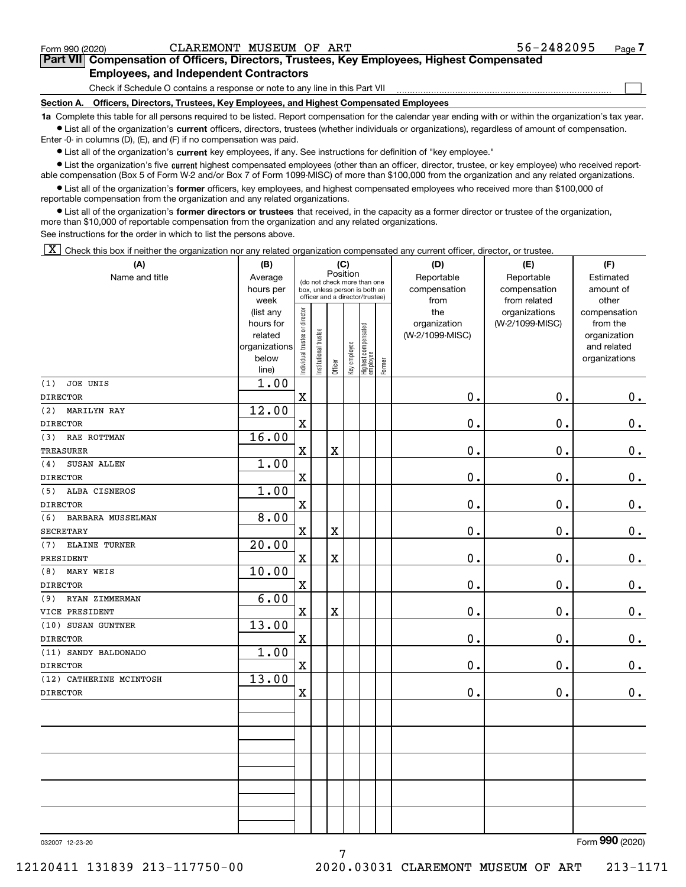Form 990 (2020) CLAREMONT MUSEUM OF ART 56-2482095

## Part VII Compensation of Officers, Directors, Trustees, Key Employees, Highest Compensated Employees, and Independent Contractors

Check if Schedule O contains a response or note to any line in this Part VII ☐

### Section A. Officers, Directors, Trustees, Key Employees, and Highest Compensated Employees

**1a** Complete this table for all persons required to be listed. Report compensation for the calendar year ending with or within the organization's tax year.

- List all of the organization's **current** officers, directors, trustees (whether individuals or organizations), regardless of amount of compensation. Enter -0- in columns (D), (E), and (F) if no compensation was paid.
- List all of the organization's **current** key employees, if any. See instructions for definition of "key employee."
- List the organization's five **current** highest compensated employees (other than an officer, director, trustee, or key employee) who received reportable compensation (Box 5 of Form W-2 and/or Box 7 of Form 1099-MISC) of more than $100,000 from the organization and any related organizations.
- List all of the organization's **former** officers, key employees, and highest compensated employees who received more than $100,000 of reportable compensation from the organization and any related organizations.
- List all of the organization's **former directors or trustees** that received, in the capacity as a former director or trustee of the organization, more than $10,000 of reportable compensation from the organization and any related organizations.

See instructions for the order in which to list the persons above.

☒ Check this box if neither the organization nor any related organization compensated any current officer, director, or trustee.

| (A) Name and title | (B) Average hours per week (list any hours for related organizations below line) | (C) Position: Individual trustee or director | Institutional trustee | Officer | Key employee | Highest compensated employee | Former | (D) Reportable compensation from the organization (W-2/1099-MISC) | (E) Reportable compensation from related organizations (W-2/1099-MISC) | (F) Estimated amount of other compensation from the organization and related organizations |
|---|---|---|---|---|---|---|---|---|---|---|
| (1) JOE UNIS<br>DIRECTOR | 1.00 | X | | | | | | 0. | 0. | 0. |
| (2) MARILYN RAY<br>DIRECTOR | 12.00 | X | | | | | | 0. | 0. | 0. |
| (3) RAE ROTTMAN<br>TREASURER | 16.00 | X | | X | | | | 0. | 0. | 0. |
| (4) SUSAN ALLEN<br>DIRECTOR | 1.00 | X | | | | | | 0. | 0. | 0. |
| (5) ALBA CISNEROS<br>DIRECTOR | 1.00 | X | | | | | | 0. | 0. | 0. |
| (6) BARBARA MUSSELMAN<br>SECRETARY | 8.00 | X | | X | | | | 0. | 0. | 0. |
| (7) ELAINE TURNER<br>PRESIDENT | 20.00 | X | | X | | | | 0. | 0. | 0. |
| (8) MARY WEIS<br>DIRECTOR | 10.00 | X | | | | | | 0. | 0. | 0. |
| (9) RYAN ZIMMERMAN<br>VICE PRESIDENT | 6.00 | X | | X | | | | 0. | 0. | 0. |
| (10) SUSAN GUNTNER<br>DIRECTOR | 13.00 | X | | | | | | 0. | 0. | 0. |
| (11) SANDY BALDONADO<br>DIRECTOR | 1.00 | X | | | | | | 0. | 0. | 0. |
| (12) CATHERINE MCINTOSH<br>DIRECTOR | 13.00 | X | | | | | | 0. | 0. | 0. |

032007 12-23-20

Form **990** (2020)

12120411 131839 213-117750-00 2020.03031 CLAREMONT MUSEUM OF ART 213-1171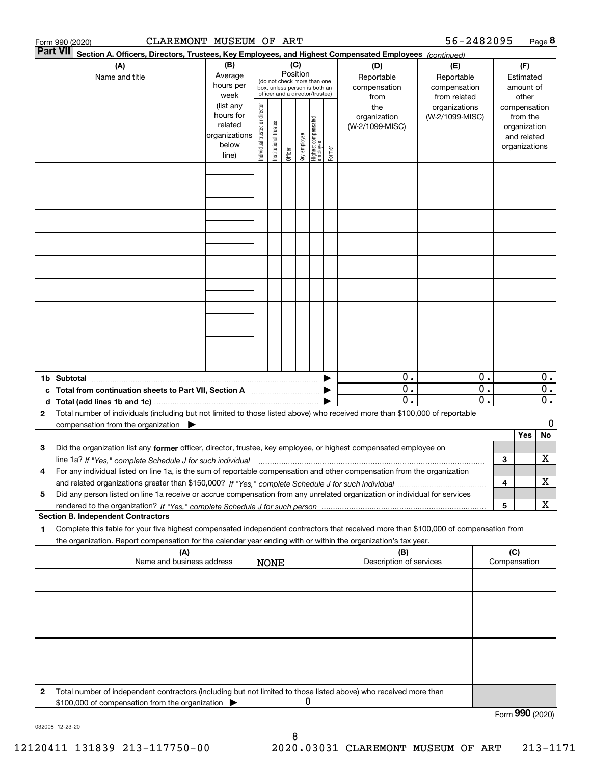Form 990 (2020) CLAREMONT MUSEUM OF ART 56-2482095 Page 8

**Part VII** **Section A. Officers, Directors, Trustees, Key Employees, and Highest Compensated Employees** *(continued)*

| (A) Name and title | (B) Average hours per week (list any hours for related organizations below line) | (C) Position (do not check more than one box, unless person is both an officer and a director/trustee): Individual trustee or director | Institutional trustee | Officer | Key employee | Highest compensated employee | Former | (D) Reportable compensation from the organization (W-2/1099-MISC) | (E) Reportable compensation from related organizations (W-2/1099-MISC) | (F) Estimated amount of other compensation from the organization and related organizations |
|---|---|---|---|---|---|---|---|---|---|---|
| | | | | | | | | | | |
| | | | | | | | | | | |
| | | | | | | | | | | |
| | | | | | | | | | | |
| | | | | | | | | | | |
| | | | | | | | | | | |
| | | | | | | | | | | |
| | | | | | | | | | | |
| | | | | | | | | | | |
| **1b Subtotal** | | | | | | | | 0. | 0. | 0. |
| **c Total from continuation sheets to Part VII, Section A** | | | | | | | | 0. | 0. | 0. |
| **d Total (add lines 1b and 1c)** | | | | | | | | 0. | 0. | 0. |

**2** Total number of individuals (including but not limited to those listed above) who received more than $100,000 of reportable compensation from the organization ▶ 0

| | | | Yes | No |
|---|---|---|---|---|
| **3** | Did the organization list any **former** officer, director, trustee, key employee, or highest compensated employee on line 1a? *If "Yes," complete Schedule J for such individual* | 3 | | X |
| **4** | For any individual listed on line 1a, is the sum of reportable compensation and other compensation from the organization and related organizations greater than $150,000? *If "Yes," complete Schedule J for such individual* | 4 | | X |
| **5** | Did any person listed on line 1a receive or accrue compensation from any unrelated organization or individual for services rendered to the organization? *If "Yes," complete Schedule J for such person* | 5 | | X |

**Section B. Independent Contractors**

**1** Complete this table for your five highest compensated independent contractors that received more than $100,000 of compensation from the organization. Report compensation for the calendar year ending with or within the organization's tax year.

| (A) Name and business address | (B) Description of services | (C) Compensation |
|---|---|---|
| NONE | | |
| | | |
| | | |
| | | |
| | | |

**2** Total number of independent contractors (including but not limited to those listed above) who received more than $100,000 of compensation from the organization ▶ 0

Form **990** (2020)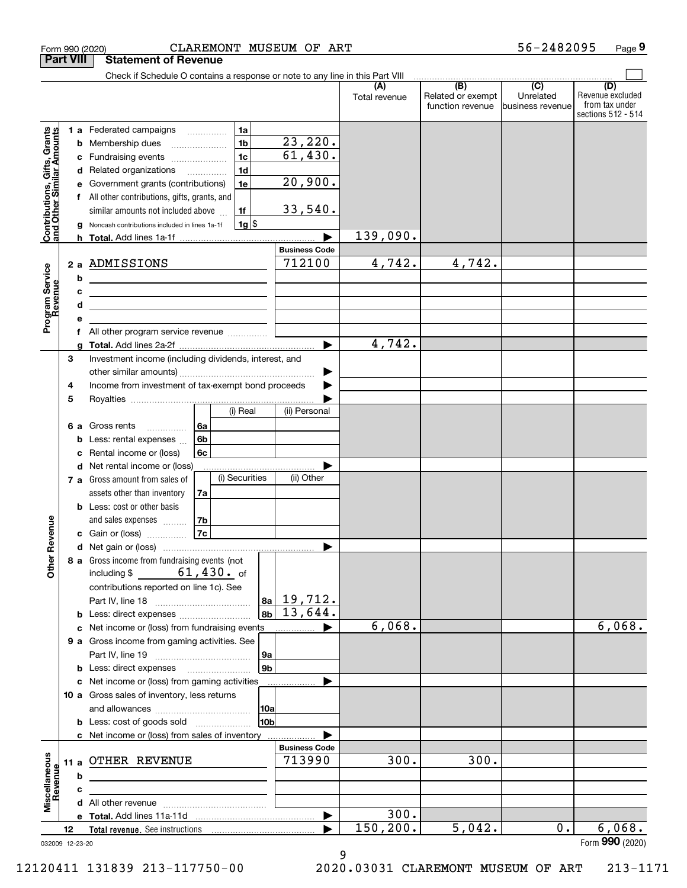Form 990 (2020) CLAREMONT MUSEUM OF ART 56-2482095 Page 9

**Part VIII Statement of Revenue**

Check if Schedule O contains a response or note to any line in this Part VIII

| | | | | (A) Total revenue | (B) Related or exempt function revenue | (C) Unrelated business revenue | (D) Revenue excluded from tax under sections 512 - 514 |
|---|---|---|---|---|---|---|---|
| **Contributions, Gifts, Grants and Other Similar Amounts** | 1 a Federated campaigns | 1a | | | | | |
| | b Membership dues | 1b | 23,220. | | | | |
| | c Fundraising events | 1c | 61,430. | | | | |
| | d Related organizations | 1d | | | | | |
| | e Government grants (contributions) | 1e | 20,900. | | | | |
| | f All other contributions, gifts, grants, and similar amounts not included above | 1f | 33,540. | | | | |
| | g Noncash contributions included in lines 1a-1f | 1g | $ | | | | |
| | h **Total.** Add lines 1a-1f | | ▶ | 139,090. | | | |
| **Program Service Revenue** | | | **Business Code** | | | | |
| | 2 a ADMISSIONS | | 712100 | 4,742. | 4,742. | | |
| | b | | | | | | |
| | c | | | | | | |
| | d | | | | | | |
| | e | | | | | | |
| | f All other program service revenue | | | | | | |
| | g **Total.** Add lines 2a-2f | | ▶ | 4,742. | | | |
| **Other Revenue** | 3 Investment income (including dividends, interest, and other similar amounts) | | ▶ | | | | |
| | 4 Income from investment of tax-exempt bond proceeds | | ▶ | | | | |
| | 5 Royalties | | ▶ | | | | |
| | | (i) Real | (ii) Personal | | | | |
| | 6 a Gross rents 6a | | | | | | |
| | b Less: rental expenses 6b | | | | | | |
| | c Rental income or (loss) 6c | | | | | | |
| | d Net rental income or (loss) | | ▶ | | | | |
| | | (i) Securities | (ii) Other | | | | |
| | 7 a Gross amount from sales of assets other than inventory 7a | | | | | | |
| | b Less: cost or other basis and sales expenses 7b | | | | | | |
| | c Gain or (loss) 7c | | | | | | |
| | d Net gain or (loss) | | ▶ | | | | |
| | 8 a Gross income from fundraising events (not including $ 61,430. of contributions reported on line 1c). See Part IV, line 18 | 8a | 19,712. | | | | |
| | b Less: direct expenses | 8b | 13,644. | | | | |
| | c Net income or (loss) from fundraising events | | ▶ | 6,068. | | | 6,068. |
| | 9 a Gross income from gaming activities. See Part IV, line 19 | 9a | | | | | |
| | b Less: direct expenses | 9b | | | | | |
| | c Net income or (loss) from gaming activities | | ▶ | | | | |
| | 10 a Gross sales of inventory, less returns and allowances | 10a | | | | | |
| | b Less: cost of goods sold | 10b | | | | | |
| | c Net income or (loss) from sales of inventory | | ▶ | | | | |
| **Miscellaneous Revenue** | | | **Business Code** | | | | |
| | 11 a OTHER REVENUE | | 713990 | 300. | 300. | | |
| | b | | | | | | |
| | c | | | | | | |
| | d All other revenue | | | | | | |
| | e **Total.** Add lines 11a-11d | | ▶ | 300. | | | |
| | 12 **Total revenue.** See instructions | | ▶ | 150,200. | 5,042. | 0. | 6,068. |

032009 12-23-20 Form **990** (2020)

12120411 131839 213-117750-00 2020.03031 CLAREMONT MUSEUM OF ART 213-1171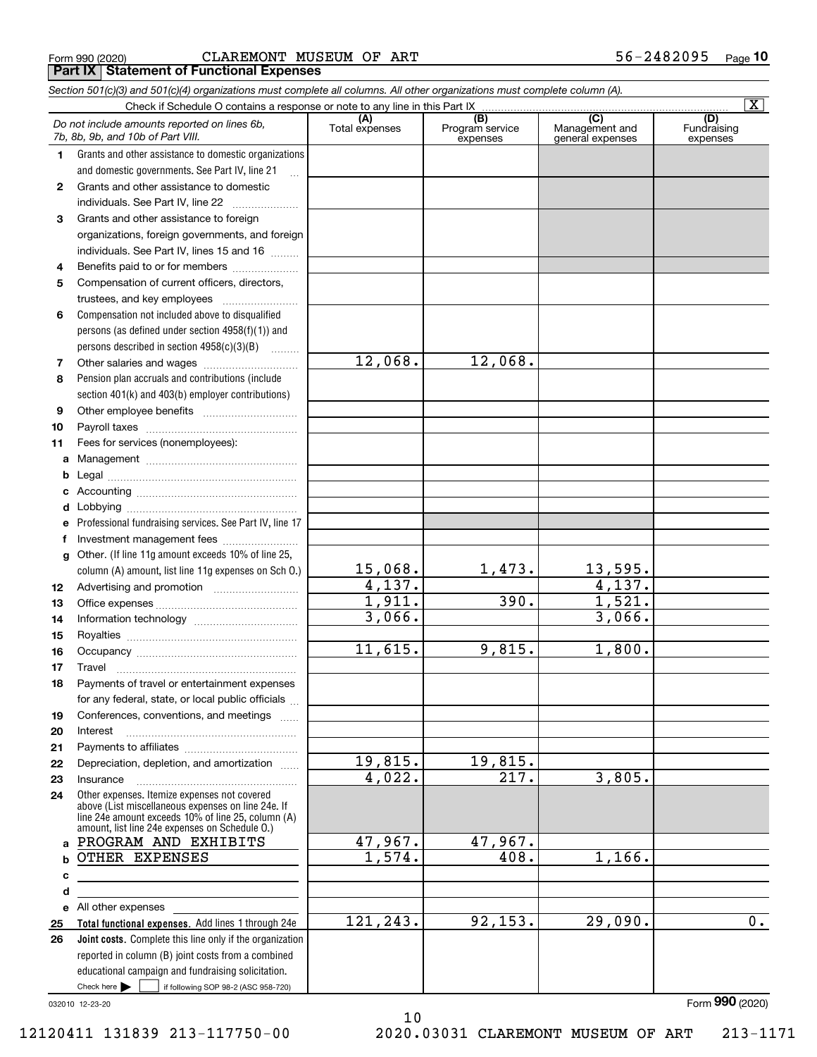Form 990 (2020) CLAREMONT MUSEUM OF ART 56-2482095 Page 10

**Part IX Statement of Functional Expenses**

*Section 501(c)(3) and 501(c)(4) organizations must complete all columns. All other organizations must complete column (A).*

Check if Schedule O contains a response or note to any line in this Part IX [X]

| *Do not include amounts reported on lines 6b, 7b, 8b, 9b, and 10b of Part VIII.* | (A) Total expenses | (B) Program service expenses | (C) Management and general expenses | (D) Fundraising expenses |
|---|---|---|---|---|
| **1** Grants and other assistance to domestic organizations and domestic governments. See Part IV, line 21 | | | | |
| **2** Grants and other assistance to domestic individuals. See Part IV, line 22 | | | | |
| **3** Grants and other assistance to foreign organizations, foreign governments, and foreign individuals. See Part IV, lines 15 and 16 | | | | |
| **4** Benefits paid to or for members | | | | |
| **5** Compensation of current officers, directors, trustees, and key employees | | | | |
| **6** Compensation not included above to disqualified persons (as defined under section 4958(f)(1)) and persons described in section 4958(c)(3)(B) | | | | |
| **7** Other salaries and wages | 12,068. | 12,068. | | |
| **8** Pension plan accruals and contributions (include section 401(k) and 403(b) employer contributions) | | | | |
| **9** Other employee benefits | | | | |
| **10** Payroll taxes | | | | |
| **11** Fees for services (nonemployees): | | | | |
| **a** Management | | | | |
| **b** Legal | | | | |
| **c** Accounting | | | | |
| **d** Lobbying | | | | |
| **e** Professional fundraising services. See Part IV, line 17 | | | | |
| **f** Investment management fees | | | | |
| **g** Other. (If line 11g amount exceeds 10% of line 25, column (A) amount, list line 11g expenses on Sch O.) | 15,068. | 1,473. | 13,595. | |
| **12** Advertising and promotion | 4,137. | | 4,137. | |
| **13** Office expenses | 1,911. | 390. | 1,521. | |
| **14** Information technology | 3,066. | | 3,066. | |
| **15** Royalties | | | | |
| **16** Occupancy | 11,615. | 9,815. | 1,800. | |
| **17** Travel | | | | |
| **18** Payments of travel or entertainment expenses for any federal, state, or local public officials | | | | |
| **19** Conferences, conventions, and meetings | | | | |
| **20** Interest | | | | |
| **21** Payments to affiliates | | | | |
| **22** Depreciation, depletion, and amortization | 19,815. | 19,815. | | |
| **23** Insurance | 4,022. | 217. | 3,805. | |
| **24** Other expenses. Itemize expenses not covered above (List miscellaneous expenses on line 24e. If line 24e amount exceeds 10% of line 25, column (A) amount, list line 24e expenses on Schedule O.) | | | | |
| **a** PROGRAM AND EXHIBITS | 47,967. | 47,967. | | |
| **b** OTHER EXPENSES | 1,574. | 408. | 1,166. | |
| **c** | | | | |
| **d** | | | | |
| **e** All other expenses | | | | |
| **25** **Total functional expenses.** Add lines 1 through 24e | 121,243. | 92,153. | 29,090. | 0. |
| **26** **Joint costs.** Complete this line only if the organization reported in column (B) joint costs from a combined educational campaign and fundraising solicitation. Check here [ ] if following SOP 98-2 (ASC 958-720) | | | | |

032010 12-23-20

Form **990** (2020)

12120411 131839 213-117750-00 2020.03031 CLAREMONT MUSEUM OF ART 213-1171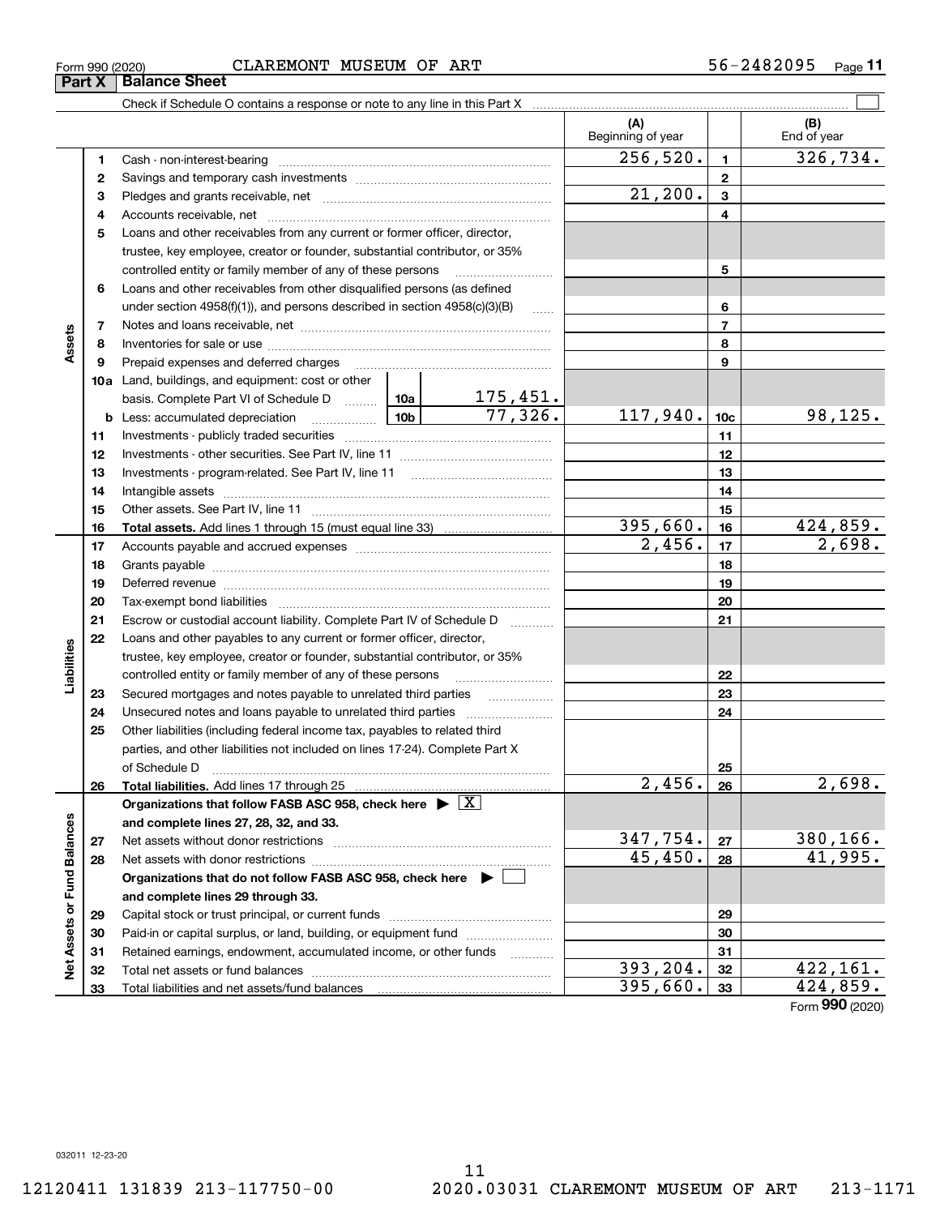Form 990 (2020) CLAREMONT MUSEUM OF ART 56-2482095

## Part X Balance Sheet

Check if Schedule O contains a response or note to any line in this Part X ☐

| | | Description | | | (A) Beginning of year | | (B) End of year |
|---|---|---|---|---|---|---|---|
| Assets | 1 | Cash - non-interest-bearing | | | 256,520. | 1 | 326,734. |
| | 2 | Savings and temporary cash investments | | | | 2 | |
| | 3 | Pledges and grants receivable, net | | | 21,200. | 3 | |
| | 4 | Accounts receivable, net | | | | 4 | |
| | 5 | Loans and other receivables from any current or former officer, director, trustee, key employee, creator or founder, substantial contributor, or 35% controlled entity or family member of any of these persons | | | | 5 | |
| | 6 | Loans and other receivables from other disqualified persons (as defined under section 4958(f)(1)), and persons described in section 4958(c)(3)(B) | | | | 6 | |
| | 7 | Notes and loans receivable, net | | | | 7 | |
| | 8 | Inventories for sale or use | | | | 8 | |
| | 9 | Prepaid expenses and deferred charges | | | | 9 | |
| | 10a | Land, buildings, and equipment: cost or other basis. Complete Part VI of Schedule D | 10a | 175,451. | | | |
| | b | Less: accumulated depreciation | 10b | 77,326. | 117,940. | 10c | 98,125. |
| | 11 | Investments - publicly traded securities | | | | 11 | |
| | 12 | Investments - other securities. See Part IV, line 11 | | | | 12 | |
| | 13 | Investments - program-related. See Part IV, line 11 | | | | 13 | |
| | 14 | Intangible assets | | | | 14 | |
| | 15 | Other assets. See Part IV, line 11 | | | | 15 | |
| | 16 | **Total assets.** Add lines 1 through 15 (must equal line 33) | | | 395,660. | 16 | 424,859. |
| Liabilities | 17 | Accounts payable and accrued expenses | | | 2,456. | 17 | 2,698. |
| | 18 | Grants payable | | | | 18 | |
| | 19 | Deferred revenue | | | | 19 | |
| | 20 | Tax-exempt bond liabilities | | | | 20 | |
| | 21 | Escrow or custodial account liability. Complete Part IV of Schedule D | | | | 21 | |
| | 22 | Loans and other payables to any current or former officer, director, trustee, key employee, creator or founder, substantial contributor, or 35% controlled entity or family member of any of these persons | | | | 22 | |
| | 23 | Secured mortgages and notes payable to unrelated third parties | | | | 23 | |
| | 24 | Unsecured notes and loans payable to unrelated third parties | | | | 24 | |
| | 25 | Other liabilities (including federal income tax, payables to related third parties, and other liabilities not included on lines 17-24). Complete Part X of Schedule D | | | | 25 | |
| | 26 | **Total liabilities.** Add lines 17 through 25 | | | 2,456. | 26 | 2,698. |
| Net Assets or Fund Balances | | **Organizations that follow FASB ASC 958, check here** ☒ **and complete lines 27, 28, 32, and 33.** | | | | | |
| | 27 | Net assets without donor restrictions | | | 347,754. | 27 | 380,166. |
| | 28 | Net assets with donor restrictions | | | 45,450. | 28 | 41,995. |
| | | **Organizations that do not follow FASB ASC 958, check here** ☐ **and complete lines 29 through 33.** | | | | | |
| | 29 | Capital stock or trust principal, or current funds | | | | 29 | |
| | 30 | Paid-in or capital surplus, or land, building, or equipment fund | | | | 30 | |
| | 31 | Retained earnings, endowment, accumulated income, or other funds | | | | 31 | |
| | 32 | Total net assets or fund balances | | | 393,204. | 32 | 422,161. |
| | 33 | Total liabilities and net assets/fund balances | | | 395,660. | 33 | 424,859. |

Form **990** (2020)

032011 12-23-20

12120411 131839 213-117750-00 2020.03031 CLAREMONT MUSEUM OF ART 213-1171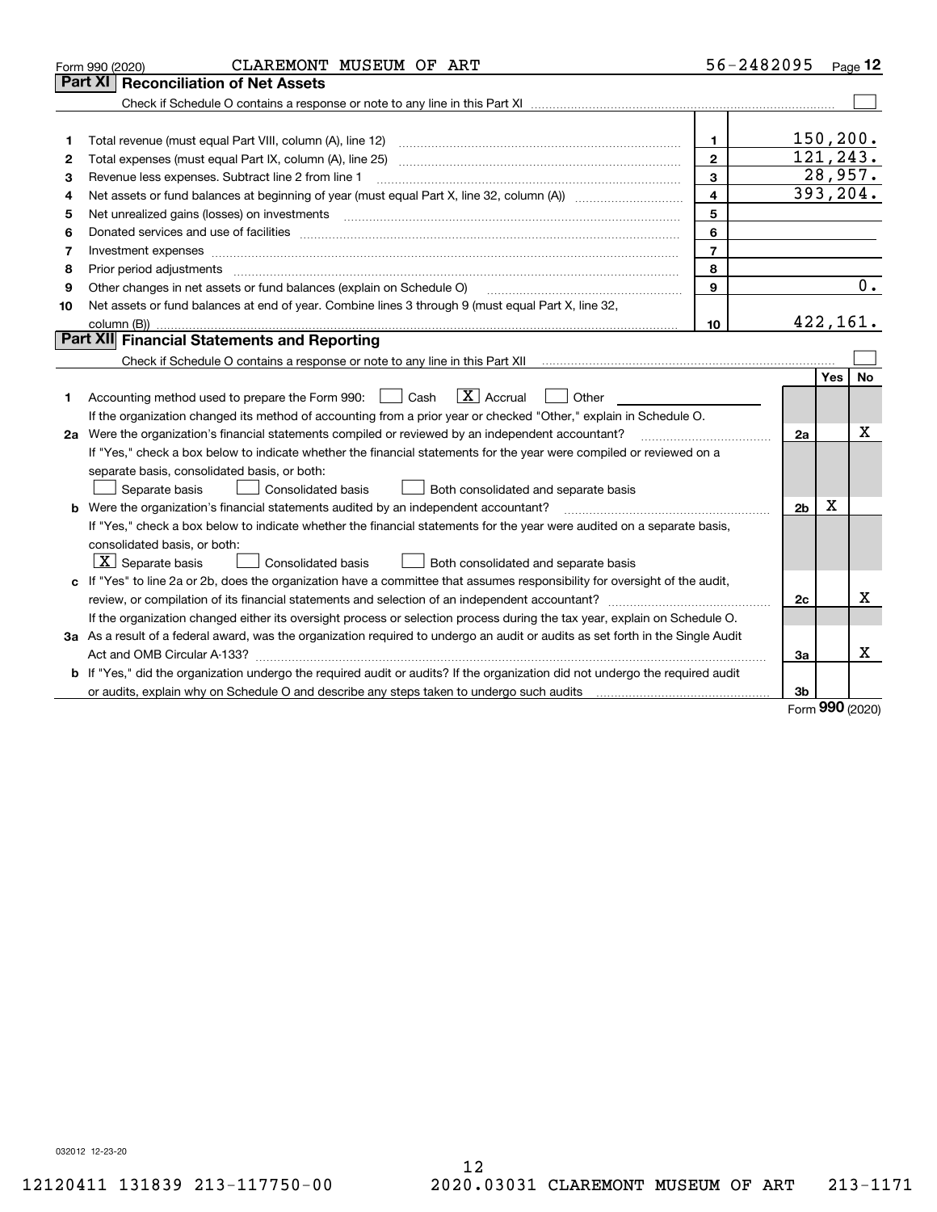Form 990 (2020) CLAREMONT MUSEUM OF ART 56-2482095

## Part XI Reconciliation of Net Assets

Check if Schedule O contains a response or note to any line in this Part XI ☐

| | | | |
|---|---|---|---|
| 1 | Total revenue (must equal Part VIII, column (A), line 12) | 1 | 150,200. |
| 2 | Total expenses (must equal Part IX, column (A), line 25) | 2 | 121,243. |
| 3 | Revenue less expenses. Subtract line 2 from line 1 | 3 | 28,957. |
| 4 | Net assets or fund balances at beginning of year (must equal Part X, line 32, column (A)) | 4 | 393,204. |
| 5 | Net unrealized gains (losses) on investments | 5 | |
| 6 | Donated services and use of facilities | 6 | |
| 7 | Investment expenses | 7 | |
| 8 | Prior period adjustments | 8 | |
| 9 | Other changes in net assets or fund balances (explain on Schedule O) | 9 | 0. |
| 10 | Net assets or fund balances at end of year. Combine lines 3 through 9 (must equal Part X, line 32, column (B)) | 10 | 422,161. |

## Part XII Financial Statements and Reporting

Check if Schedule O contains a response or note to any line in this Part XII ☐

| | | | Yes | No |
|---|---|---|---|---|
| 1 | Accounting method used to prepare the Form 990: ☐ Cash ☒ Accrual ☐ Other<br>If the organization changed its method of accounting from a prior year or checked "Other," explain in Schedule O. | | | |
| 2a | Were the organization's financial statements compiled or reviewed by an independent accountant?<br>If "Yes," check a box below to indicate whether the financial statements for the year were compiled or reviewed on a separate basis, consolidated basis, or both:<br>☐ Separate basis ☐ Consolidated basis ☐ Both consolidated and separate basis | 2a | | X |
| b | Were the organization's financial statements audited by an independent accountant?<br>If "Yes," check a box below to indicate whether the financial statements for the year were audited on a separate basis, consolidated basis, or both:<br>☒ Separate basis ☐ Consolidated basis ☐ Both consolidated and separate basis | 2b | X | |
| c | If "Yes" to line 2a or 2b, does the organization have a committee that assumes responsibility for oversight of the audit, review, or compilation of its financial statements and selection of an independent accountant?<br>If the organization changed either its oversight process or selection process during the tax year, explain on Schedule O. | 2c | | X |
| 3a | As a result of a federal award, was the organization required to undergo an audit or audits as set forth in the Single Audit Act and OMB Circular A-133? | 3a | | X |
| b | If "Yes," did the organization undergo the required audit or audits? If the organization did not undergo the required audit or audits, explain why on Schedule O and describe any steps taken to undergo such audits | 3b | | |

Form 990 (2020)

032012 12-23-20

12120411 131839 213-117750-00 2020.03031 CLAREMONT MUSEUM OF ART 213-1171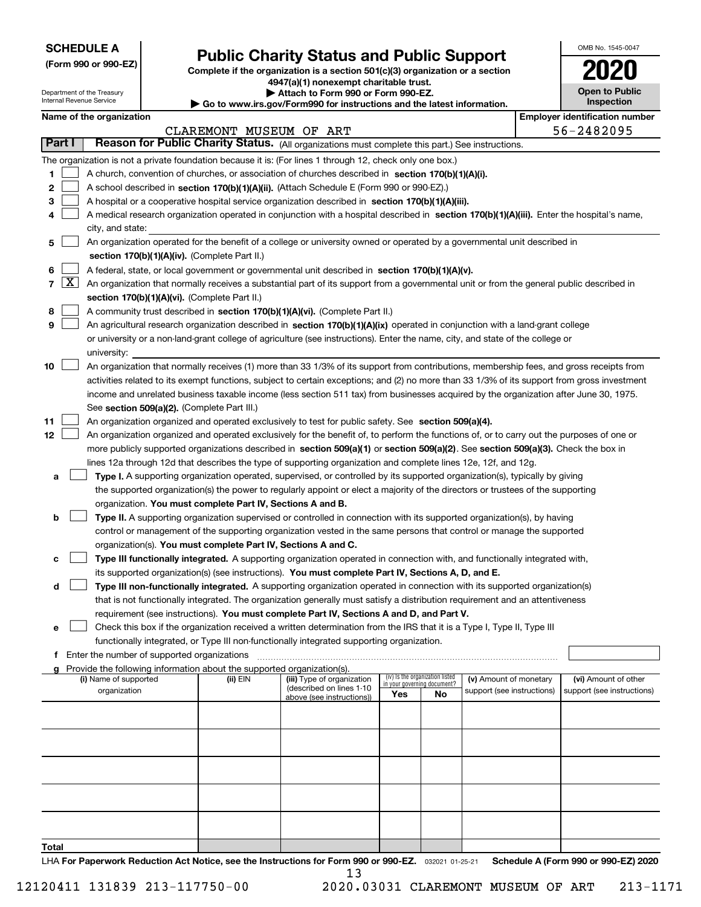**SCHEDULE A**
**(Form 990 or 990-EZ)**

Department of the Treasury
Internal Revenue Service

# Public Charity Status and Public Support

**Complete if the organization is a section 501(c)(3) organization or a section 4947(a)(1) nonexempt charitable trust.**
**▶ Attach to Form 990 or Form 990-EZ.**
**▶ Go to www.irs.gov/Form990 for instructions and the latest information.**

OMB No. 1545-0047
**2020**
**Open to Public Inspection**

**Name of the organization:** CLAREMONT MUSEUM OF ART
**Employer identification number:** 56-2482095

## Part I — Reason for Public Charity Status. (All organizations must complete this part.) See instructions.

The organization is not a private foundation because it is: (For lines 1 through 12, check only one box.)

1. [ ] A church, convention of churches, or association of churches described in **section 170(b)(1)(A)(i).**
2. [ ] A school described in **section 170(b)(1)(A)(ii).** (Attach Schedule E (Form 990 or 990-EZ).)
3. [ ] A hospital or a cooperative hospital service organization described in **section 170(b)(1)(A)(iii).**
4. [ ] A medical research organization operated in conjunction with a hospital described in **section 170(b)(1)(A)(iii).** Enter the hospital's name, city, and state:
5. [ ] An organization operated for the benefit of a college or university owned or operated by a governmental unit described in **section 170(b)(1)(A)(iv).** (Complete Part II.)
6. [ ] A federal, state, or local government or governmental unit described in **section 170(b)(1)(A)(v).**
7. [X] An organization that normally receives a substantial part of its support from a governmental unit or from the general public described in **section 170(b)(1)(A)(vi).** (Complete Part II.)
8. [ ] A community trust described in **section 170(b)(1)(A)(vi).** (Complete Part II.)
9. [ ] An agricultural research organization described in **section 170(b)(1)(A)(ix)** operated in conjunction with a land-grant college or university or a non-land-grant college of agriculture (see instructions). Enter the name, city, and state of the college or university:
10. [ ] An organization that normally receives (1) more than 33 1/3% of its support from contributions, membership fees, and gross receipts from activities related to its exempt functions, subject to certain exceptions; and (2) no more than 33 1/3% of its support from gross investment income and unrelated business taxable income (less section 511 tax) from businesses acquired by the organization after June 30, 1975. See **section 509(a)(2).** (Complete Part III.)
11. [ ] An organization organized and operated exclusively to test for public safety. See **section 509(a)(4).**
12. [ ] An organization organized and operated exclusively for the benefit of, to perform the functions of, or to carry out the purposes of one or more publicly supported organizations described in **section 509(a)(1)** or **section 509(a)(2).** See **section 509(a)(3).** Check the box in lines 12a through 12d that describes the type of supporting organization and complete lines 12e, 12f, and 12g.
   - **a** [ ] **Type I.** A supporting organization operated, supervised, or controlled by its supported organization(s), typically by giving the supported organization(s) the power to regularly appoint or elect a majority of the directors or trustees of the supporting organization. **You must complete Part IV, Sections A and B.**
   - **b** [ ] **Type II.** A supporting organization supervised or controlled in connection with its supported organization(s), by having control or management of the supporting organization vested in the same persons that control or manage the supported organization(s). **You must complete Part IV, Sections A and C.**
   - **c** [ ] **Type III functionally integrated.** A supporting organization operated in connection with, and functionally integrated with, its supported organization(s) (see instructions). **You must complete Part IV, Sections A, D, and E.**
   - **d** [ ] **Type III non-functionally integrated.** A supporting organization operated in connection with its supported organization(s) that is not functionally integrated. The organization generally must satisfy a distribution requirement and an attentiveness requirement (see instructions). **You must complete Part IV, Sections A and D, and Part V.**
   - **e** [ ] Check this box if the organization received a written determination from the IRS that it is a Type I, Type II, Type III functionally integrated, or Type III non-functionally integrated supporting organization.
   - **f** Enter the number of supported organizations
   - **g** Provide the following information about the supported organization(s).

| (i) Name of supported organization | (ii) EIN | (iii) Type of organization (described on lines 1-10 above (see instructions)) | (iv) Is the organization listed in your governing document? Yes | No | (v) Amount of monetary support (see instructions) | (vi) Amount of other support (see instructions) |
|---|---|---|---|---|---|---|
| | | | | | | |
| | | | | | | |
| | | | | | | |
| | | | | | | |
| | | | | | | |
| **Total** | | | | | | |

LHA **For Paperwork Reduction Act Notice, see the Instructions for Form 990 or 990-EZ.** 032021 01-25-21 **Schedule A (Form 990 or 990-EZ) 2020**

12120411 131839 213-117750-00 2020.03031 CLAREMONT MUSEUM OF ART 213-1171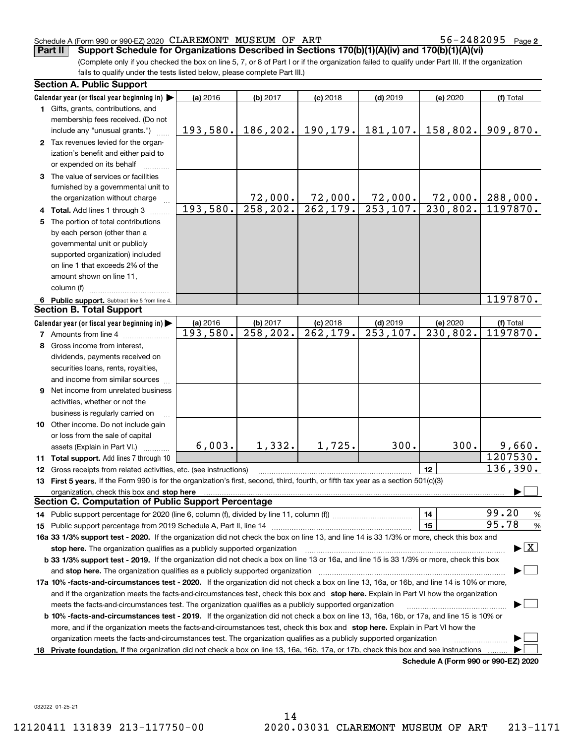Schedule A (Form 990 or 990-EZ) 2020 CLAREMONT MUSEUM OF ART 56-2482095 Page 2

**Part II** **Support Schedule for Organizations Described in Sections 170(b)(1)(A)(iv) and 170(b)(1)(A)(vi)**

(Complete only if you checked the box on line 5, 7, or 8 of Part I or if the organization failed to qualify under Part III. If the organization fails to qualify under the tests listed below, please complete Part III.)

## Section A. Public Support

| Calendar year (or fiscal year beginning in) ▶ | (a) 2016 | (b) 2017 | (c) 2018 | (d) 2019 | (e) 2020 | (f) Total |
|---|---|---|---|---|---|---|
| 1 Gifts, grants, contributions, and membership fees received. (Do not include any "unusual grants.") | 193,580. | 186,202. | 190,179. | 181,107. | 158,802. | 909,870. |
| 2 Tax revenues levied for the organization's benefit and either paid to or expended on its behalf | | | | | | |
| 3 The value of services or facilities furnished by a governmental unit to the organization without charge | | 72,000. | 72,000. | 72,000. | 72,000. | 288,000. |
| 4 Total. Add lines 1 through 3 | 193,580. | 258,202. | 262,179. | 253,107. | 230,802. | 1197870. |
| 5 The portion of total contributions by each person (other than a governmental unit or publicly supported organization) included on line 1 that exceeds 2% of the amount shown on line 11, column (f) | | | | | | |
| 6 Public support. Subtract line 5 from line 4. | | | | | | 1197870. |

## Section B. Total Support

| Calendar year (or fiscal year beginning in) ▶ | (a) 2016 | (b) 2017 | (c) 2018 | (d) 2019 | (e) 2020 | (f) Total |
|---|---|---|---|---|---|---|
| 7 Amounts from line 4 | 193,580. | 258,202. | 262,179. | 253,107. | 230,802. | 1197870. |
| 8 Gross income from interest, dividends, payments received on securities loans, rents, royalties, and income from similar sources | | | | | | |
| 9 Net income from unrelated business activities, whether or not the business is regularly carried on | | | | | | |
| 10 Other income. Do not include gain or loss from the sale of capital assets (Explain in Part VI.) | 6,003. | 1,332. | 1,725. | 300. | 300. | 9,660. |
| 11 Total support. Add lines 7 through 10 | | | | | | 1207530. |
| 12 Gross receipts from related activities, etc. (see instructions) | | | | | 12 | 136,390. |

**13 First 5 years.** If the Form 990 is for the organization's first, second, third, fourth, or fifth tax year as a section 501(c)(3) organization, check this box and **stop here** ▶ ☐

## Section C. Computation of Public Support Percentage

| | | |
|---|---|---|
| 14 Public support percentage for 2020 (line 6, column (f), divided by line 11, column (f)) | 14 | 99.20 % |
| 15 Public support percentage from 2019 Schedule A, Part II, line 14 | 15 | 95.78 % |

**16a 33 1/3% support test - 2020.** If the organization did not check the box on line 13, and line 14 is 33 1/3% or more, check this box and **stop here.** The organization qualifies as a publicly supported organization ▶ ☒

**b 33 1/3% support test - 2019.** If the organization did not check a box on line 13 or 16a, and line 15 is 33 1/3% or more, check this box and **stop here.** The organization qualifies as a publicly supported organization ▶ ☐

**17a 10% -facts-and-circumstances test - 2020.** If the organization did not check a box on line 13, 16a, or 16b, and line 14 is 10% or more, and if the organization meets the facts-and-circumstances test, check this box and **stop here.** Explain in Part VI how the organization meets the facts-and-circumstances test. The organization qualifies as a publicly supported organization ▶ ☐

**b 10% -facts-and-circumstances test - 2019.** If the organization did not check a box on line 13, 16a, 16b, or 17a, and line 15 is 10% or more, and if the organization meets the facts-and-circumstances test, check this box and **stop here.** Explain in Part VI how the organization meets the facts-and-circumstances test. The organization qualifies as a publicly supported organization ▶ ☐

**18 Private foundation.** If the organization did not check a box on line 13, 16a, 16b, 17a, or 17b, check this box and see instructions ▶ ☐

**Schedule A (Form 990 or 990-EZ) 2020**

032022 01-25-21

12120411 131839 213-117750-00 2020.03031 CLAREMONT MUSEUM OF ART 213-1171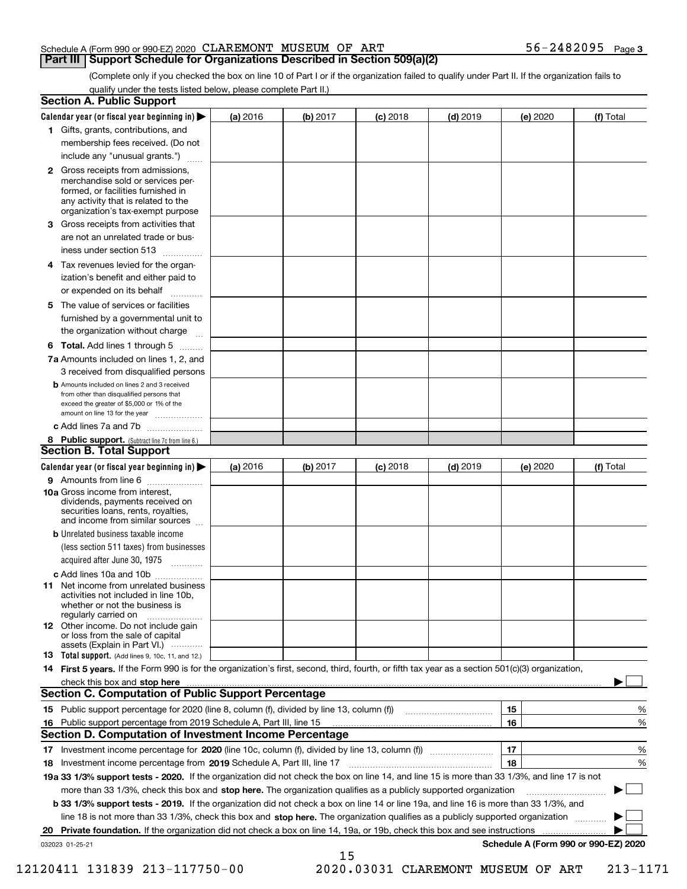Schedule A (Form 990 or 990-EZ) 2020 CLAREMONT MUSEUM OF ART 56-2482095 Page 3

## Part III Support Schedule for Organizations Described in Section 509(a)(2)

(Complete only if you checked the box on line 10 of Part I or if the organization failed to qualify under Part II. If the organization fails to qualify under the tests listed below, please complete Part II.)

### Section A. Public Support

| Calendar year (or fiscal year beginning in) ▶ | (a) 2016 | (b) 2017 | (c) 2018 | (d) 2019 | (e) 2020 | (f) Total |
|---|---|---|---|---|---|---|
| 1 Gifts, grants, contributions, and membership fees received. (Do not include any "unusual grants.") | | | | | | |
| 2 Gross receipts from admissions, merchandise sold or services performed, or facilities furnished in any activity that is related to the organization's tax-exempt purpose | | | | | | |
| 3 Gross receipts from activities that are not an unrelated trade or business under section 513 | | | | | | |
| 4 Tax revenues levied for the organization's benefit and either paid to or expended on its behalf | | | | | | |
| 5 The value of services or facilities furnished by a governmental unit to the organization without charge | | | | | | |
| 6 **Total.** Add lines 1 through 5 | | | | | | |
| 7a Amounts included on lines 1, 2, and 3 received from disqualified persons | | | | | | |
| b Amounts included on lines 2 and 3 received from other than disqualified persons that exceed the greater of $5,000 or 1% of the amount on line 13 for the year | | | | | | |
| c Add lines 7a and 7b | | | | | | |
| 8 **Public support.** (Subtract line 7c from line 6.) | | | | | | |

### Section B. Total Support

| Calendar year (or fiscal year beginning in) ▶ | (a) 2016 | (b) 2017 | (c) 2018 | (d) 2019 | (e) 2020 | (f) Total |
|---|---|---|---|---|---|---|
| 9 Amounts from line 6 | | | | | | |
| 10a Gross income from interest, dividends, payments received on securities loans, rents, royalties, and income from similar sources | | | | | | |
| b Unrelated business taxable income (less section 511 taxes) from businesses acquired after June 30, 1975 | | | | | | |
| c Add lines 10a and 10b | | | | | | |
| 11 Net income from unrelated business activities not included in line 10b, whether or not the business is regularly carried on | | | | | | |
| 12 Other income. Do not include gain or loss from the sale of capital assets (Explain in Part VI.) | | | | | | |
| 13 **Total support.** (Add lines 9, 10c, 11, and 12.) | | | | | | |

14 **First 5 years.** If the Form 990 is for the organization's first, second, third, fourth, or fifth tax year as a section 501(c)(3) organization, check this box and **stop here** ▶ ☐

### Section C. Computation of Public Support Percentage

| | | |
|---|---|---|
| 15 Public support percentage for 2020 (line 8, column (f), divided by line 13, column (f)) | 15 | % |
| 16 Public support percentage from 2019 Schedule A, Part III, line 15 | 16 | % |

### Section D. Computation of Investment Income Percentage

| | | |
|---|---|---|
| 17 Investment income percentage for **2020** (line 10c, column (f), divided by line 13, column (f)) | 17 | % |
| 18 Investment income percentage from **2019** Schedule A, Part III, line 17 | 18 | % |

**19a 33 1/3% support tests - 2020.** If the organization did not check the box on line 14, and line 15 is more than 33 1/3%, and line 17 is not more than 33 1/3%, check this box and **stop here.** The organization qualifies as a publicly supported organization ▶ ☐

**b 33 1/3% support tests - 2019.** If the organization did not check a box on line 14 or line 19a, and line 16 is more than 33 1/3%, and line 18 is not more than 33 1/3%, check this box and **stop here.** The organization qualifies as a publicly supported organization ▶ ☐

**20 Private foundation.** If the organization did not check a box on line 14, 19a, or 19b, check this box and see instructions ▶ ☐

032023 01-25-21 **Schedule A (Form 990 or 990-EZ) 2020**

12120411 131839 213-117750-00 2020.03031 CLAREMONT MUSEUM OF ART 213-1171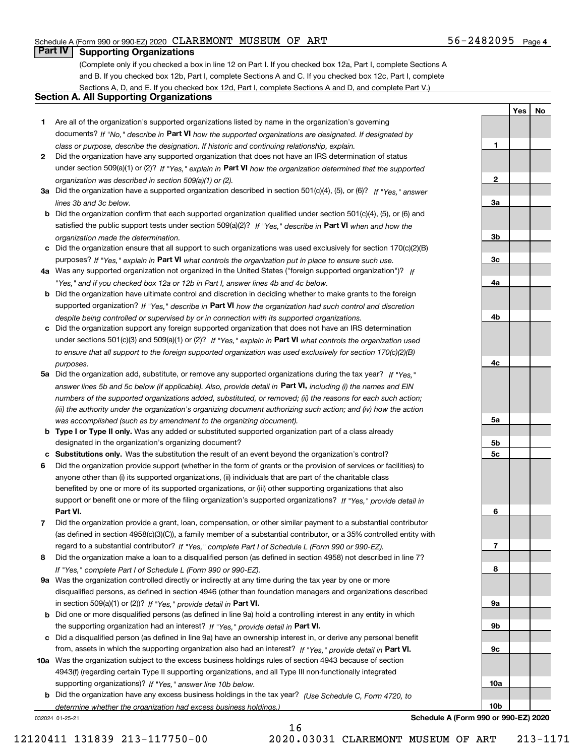Schedule A (Form 990 or 990-EZ) 2020 CLAREMONT MUSEUM OF ART 56-2482095 Page 4

## Part IV Supporting Organizations

(Complete only if you checked a box in line 12 on Part I. If you checked box 12a, Part I, complete Sections A and B. If you checked box 12b, Part I, complete Sections A and C. If you checked box 12c, Part I, complete Sections A, D, and E. If you checked box 12d, Part I, complete Sections A and D, and complete Part V.)

### Section A. All Supporting Organizations

| | | | Yes | No |
|---|---|---|---|---|
| **1** | Are all of the organization's supported organizations listed by name in the organization's governing documents? *If "No," describe in* **Part VI** *how the supported organizations are designated. If designated by class or purpose, describe the designation. If historic and continuing relationship, explain.* | **1** | | |
| **2** | Did the organization have any supported organization that does not have an IRS determination of status under section 509(a)(1) or (2)? *If "Yes," explain in* **Part VI** *how the organization determined that the supported organization was described in section 509(a)(1) or (2).* | **2** | | |
| **3a** | Did the organization have a supported organization described in section 501(c)(4), (5), or (6)? *If "Yes," answer lines 3b and 3c below.* | **3a** | | |
| **b** | Did the organization confirm that each supported organization qualified under section 501(c)(4), (5), or (6) and satisfied the public support tests under section 509(a)(2)? *If "Yes," describe in* **Part VI** *when and how the organization made the determination.* | **3b** | | |
| **c** | Did the organization ensure that all support to such organizations was used exclusively for section 170(c)(2)(B) purposes? *If "Yes," explain in* **Part VI** *what controls the organization put in place to ensure such use.* | **3c** | | |
| **4a** | Was any supported organization not organized in the United States ("foreign supported organization")? *If "Yes," and if you checked box 12a or 12b in Part I, answer lines 4b and 4c below.* | **4a** | | |
| **b** | Did the organization have ultimate control and discretion in deciding whether to make grants to the foreign supported organization? *If "Yes," describe in* **Part VI** *how the organization had such control and discretion despite being controlled or supervised by or in connection with its supported organizations.* | **4b** | | |
| **c** | Did the organization support any foreign supported organization that does not have an IRS determination under sections 501(c)(3) and 509(a)(1) or (2)? *If "Yes," explain in* **Part VI** *what controls the organization used to ensure that all support to the foreign supported organization was used exclusively for section 170(c)(2)(B) purposes.* | **4c** | | |
| **5a** | Did the organization add, substitute, or remove any supported organizations during the tax year? *If "Yes," answer lines 5b and 5c below (if applicable). Also, provide detail in* **Part VI,** *including (i) the names and EIN numbers of the supported organizations added, substituted, or removed; (ii) the reasons for each such action; (iii) the authority under the organization's organizing document authorizing such action; and (iv) how the action was accomplished (such as by amendment to the organizing document).* | **5a** | | |
| **b** | **Type I or Type II only.** Was any added or substituted supported organization part of a class already designated in the organization's organizing document? | **5b** | | |
| **c** | **Substitutions only.** Was the substitution the result of an event beyond the organization's control? | **5c** | | |
| **6** | Did the organization provide support (whether in the form of grants or the provision of services or facilities) to anyone other than (i) its supported organizations, (ii) individuals that are part of the charitable class benefited by one or more of its supported organizations, or (iii) other supporting organizations that also support or benefit one or more of the filing organization's supported organizations? *If "Yes," provide detail in* **Part VI.** | **6** | | |
| **7** | Did the organization provide a grant, loan, compensation, or other similar payment to a substantial contributor (as defined in section 4958(c)(3)(C)), a family member of a substantial contributor, or a 35% controlled entity with regard to a substantial contributor? *If "Yes," complete Part I of Schedule L (Form 990 or 990-EZ).* | **7** | | |
| **8** | Did the organization make a loan to a disqualified person (as defined in section 4958) not described in line 7? *If "Yes," complete Part I of Schedule L (Form 990 or 990-EZ).* | **8** | | |
| **9a** | Was the organization controlled directly or indirectly at any time during the tax year by one or more disqualified persons, as defined in section 4946 (other than foundation managers and organizations described in section 509(a)(1) or (2))? *If "Yes," provide detail in* **Part VI.** | **9a** | | |
| **b** | Did one or more disqualified persons (as defined in line 9a) hold a controlling interest in any entity in which the supporting organization had an interest? *If "Yes," provide detail in* **Part VI.** | **9b** | | |
| **c** | Did a disqualified person (as defined in line 9a) have an ownership interest in, or derive any personal benefit from, assets in which the supporting organization also had an interest? *If "Yes," provide detail in* **Part VI.** | **9c** | | |
| **10a** | Was the organization subject to the excess business holdings rules of section 4943 because of section 4943(f) (regarding certain Type II supporting organizations, and all Type III non-functionally integrated supporting organizations)? *If "Yes," answer line 10b below.* | **10a** | | |
| **b** | Did the organization have any excess business holdings in the tax year? *(Use Schedule C, Form 4720, to determine whether the organization had excess business holdings.)* | **10b** | | |

032024 01-25-21 **Schedule A (Form 990 or 990-EZ) 2020**

12120411 131839 213-117750-00 2020.03031 CLAREMONT MUSEUM OF ART 213-1171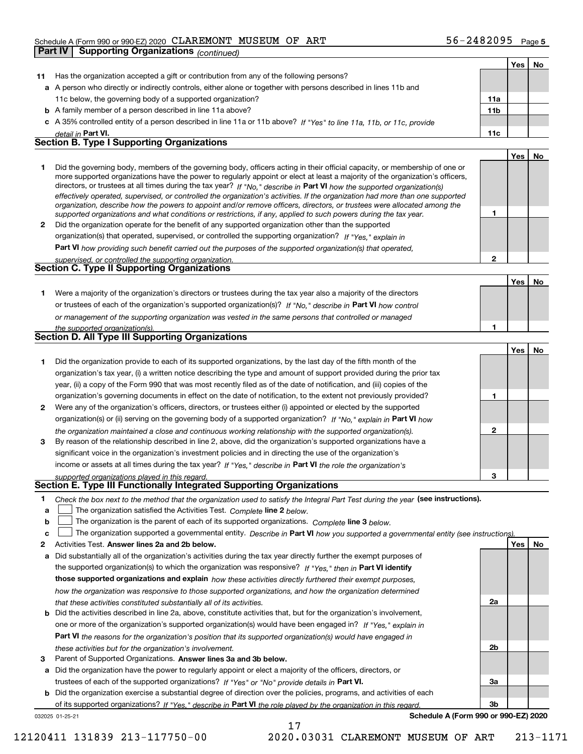Schedule A (Form 990 or 990-EZ) 2020 CLAREMONT MUSEUM OF ART 56-2482095 Page 5

## Part IV Supporting Organizations *(continued)*

| | | | Yes | No |
|---|---|---|---|---|
| **11** | Has the organization accepted a gift or contribution from any of the following persons? | | | |
| **a** | A person who directly or indirectly controls, either alone or together with persons described in lines 11b and 11c below, the governing body of a supported organization? | 11a | | |
| **b** | A family member of a person described in line 11a above? | 11b | | |
| **c** | A 35% controlled entity of a person described in line 11a or 11b above? *If "Yes" to line 11a, 11b, or 11c, provide detail in* **Part VI.** | 11c | | |

### Section B. Type I Supporting Organizations

| | | | Yes | No |
|---|---|---|---|---|
| **1** | Did the governing body, members of the governing body, officers acting in their official capacity, or membership of one or more supported organizations have the power to regularly appoint or elect at least a majority of the organization's officers, directors, or trustees at all times during the tax year? *If "No," describe in* **Part VI** *how the supported organization(s) effectively operated, supervised, or controlled the organization's activities. If the organization had more than one supported organization, describe how the powers to appoint and/or remove officers, directors, or trustees were allocated among the supported organizations and what conditions or restrictions, if any, applied to such powers during the tax year.* | 1 | | |
| **2** | Did the organization operate for the benefit of any supported organization other than the supported organization(s) that operated, supervised, or controlled the supporting organization? *If "Yes," explain in* **Part VI** *how providing such benefit carried out the purposes of the supported organization(s) that operated, supervised, or controlled the supporting organization.* | 2 | | |

### Section C. Type II Supporting Organizations

| | | | Yes | No |
|---|---|---|---|---|
| **1** | Were a majority of the organization's directors or trustees during the tax year also a majority of the directors or trustees of each of the organization's supported organization(s)? *If "No," describe in* **Part VI** *how control or management of the supporting organization was vested in the same persons that controlled or managed the supported organization(s).* | 1 | | |

### Section D. All Type III Supporting Organizations

| | | | Yes | No |
|---|---|---|---|---|
| **1** | Did the organization provide to each of its supported organizations, by the last day of the fifth month of the organization's tax year, (i) a written notice describing the type and amount of support provided during the prior tax year, (ii) a copy of the Form 990 that was most recently filed as of the date of notification, and (iii) copies of the organization's governing documents in effect on the date of notification, to the extent not previously provided? | 1 | | |
| **2** | Were any of the organization's officers, directors, or trustees either (i) appointed or elected by the supported organization(s) or (ii) serving on the governing body of a supported organization? *If "No," explain in* **Part VI** *how the organization maintained a close and continuous working relationship with the supported organization(s).* | 2 | | |
| **3** | By reason of the relationship described in line 2, above, did the organization's supported organizations have a significant voice in the organization's investment policies and in directing the use of the organization's income or assets at all times during the tax year? *If "Yes," describe in* **Part VI** *the role the organization's supported organizations played in this regard.* | 3 | | |

### Section E. Type III Functionally Integrated Supporting Organizations

**1** *Check the box next to the method that the organization used to satisfy the Integral Part Test during the year* **(see instructions).**

- **a** ☐ The organization satisfied the Activities Test. *Complete* **line 2** *below.*
- **b** ☐ The organization is the parent of each of its supported organizations. *Complete* **line 3** *below.*
- **c** ☐ The organization supported a governmental entity. *Describe in* **Part VI** *how you supported a governmental entity (see instructions).*

| | | | Yes | No |
|---|---|---|---|---|
| **2** | Activities Test. **Answer lines 2a and 2b below.** | | | |
| **a** | Did substantially all of the organization's activities during the tax year directly further the exempt purposes of the supported organization(s) to which the organization was responsive? *If "Yes," then in* **Part VI identify those supported organizations and explain** *how these activities directly furthered their exempt purposes, how the organization was responsive to those supported organizations, and how the organization determined that these activities constituted substantially all of its activities.* | 2a | | |
| **b** | Did the activities described in line 2a, above, constitute activities that, but for the organization's involvement, one or more of the organization's supported organization(s) would have been engaged in? *If "Yes," explain in* **Part VI** *the reasons for the organization's position that its supported organization(s) would have engaged in these activities but for the organization's involvement.* | 2b | | |
| **3** | Parent of Supported Organizations. **Answer lines 3a and 3b below.** | | | |
| **a** | Did the organization have the power to regularly appoint or elect a majority of the officers, directors, or trustees of each of the supported organizations? *If "Yes" or "No" provide details in* **Part VI.** | 3a | | |
| **b** | Did the organization exercise a substantial degree of direction over the policies, programs, and activities of each of its supported organizations? *If "Yes," describe in* **Part VI** *the role played by the organization in this regard.* | 3b | | |

032025 01-25-21 **Schedule A (Form 990 or 990-EZ) 2020**

12120411 131839 213-117750-00 2020.03031 CLAREMONT MUSEUM OF ART 213-1171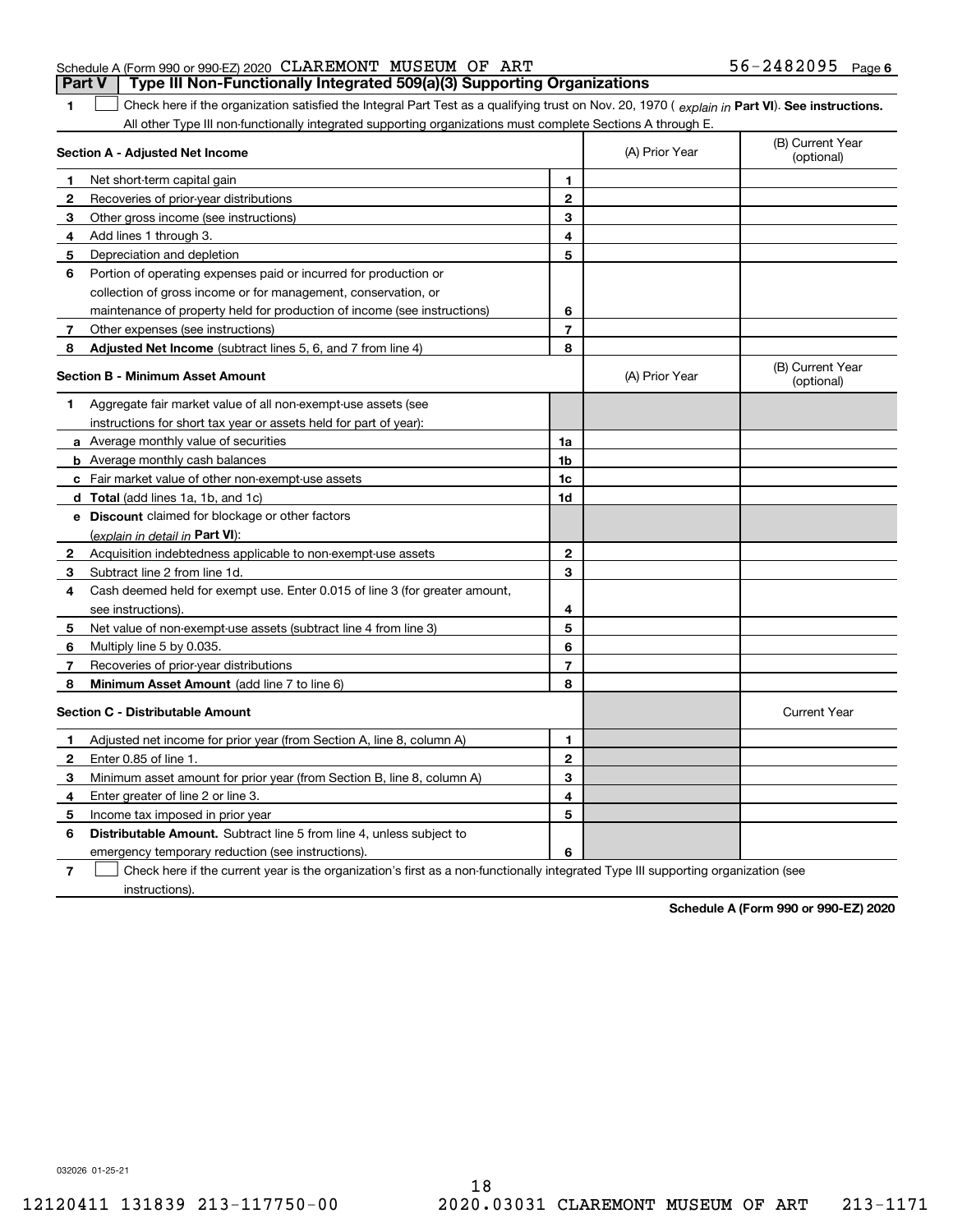Schedule A (Form 990 or 990-EZ) 2020 CLAREMONT MUSEUM OF ART 56-2482095 Page 6

## Part V | Type III Non-Functionally Integrated 509(a)(3) Supporting Organizations

**1** ☐ Check here if the organization satisfied the Integral Part Test as a qualifying trust on Nov. 20, 1970 ( *explain in* **Part VI**). **See instructions.** All other Type III non-functionally integrated supporting organizations must complete Sections A through E.

| **Section A - Adjusted Net Income** | | (A) Prior Year | (B) Current Year (optional) |
|---|---|---|---|
| **1** Net short-term capital gain | **1** | | |
| **2** Recoveries of prior-year distributions | **2** | | |
| **3** Other gross income (see instructions) | **3** | | |
| **4** Add lines 1 through 3. | **4** | | |
| **5** Depreciation and depletion | **5** | | |
| **6** Portion of operating expenses paid or incurred for production or collection of gross income or for management, conservation, or maintenance of property held for production of income (see instructions) | **6** | | |
| **7** Other expenses (see instructions) | **7** | | |
| **8** **Adjusted Net Income** (subtract lines 5, 6, and 7 from line 4) | **8** | | |

| **Section B - Minimum Asset Amount** | | (A) Prior Year | (B) Current Year (optional) |
|---|---|---|---|
| **1** Aggregate fair market value of all non-exempt-use assets (see instructions for short tax year or assets held for part of year): | | | |
| **a** Average monthly value of securities | **1a** | | |
| **b** Average monthly cash balances | **1b** | | |
| **c** Fair market value of other non-exempt-use assets | **1c** | | |
| **d** **Total** (add lines 1a, 1b, and 1c) | **1d** | | |
| **e** **Discount** claimed for blockage or other factors (*explain in detail in* **Part VI**): | | | |
| **2** Acquisition indebtedness applicable to non-exempt-use assets | **2** | | |
| **3** Subtract line 2 from line 1d. | **3** | | |
| **4** Cash deemed held for exempt use. Enter 0.015 of line 3 (for greater amount, see instructions). | **4** | | |
| **5** Net value of non-exempt-use assets (subtract line 4 from line 3) | **5** | | |
| **6** Multiply line 5 by 0.035. | **6** | | |
| **7** Recoveries of prior-year distributions | **7** | | |
| **8** **Minimum Asset Amount** (add line 7 to line 6) | **8** | | |

| **Section C - Distributable Amount** | | | Current Year |
|---|---|---|---|
| **1** Adjusted net income for prior year (from Section A, line 8, column A) | **1** | | |
| **2** Enter 0.85 of line 1. | **2** | | |
| **3** Minimum asset amount for prior year (from Section B, line 8, column A) | **3** | | |
| **4** Enter greater of line 2 or line 3. | **4** | | |
| **5** Income tax imposed in prior year | **5** | | |
| **6** **Distributable Amount.** Subtract line 5 from line 4, unless subject to emergency temporary reduction (see instructions). | **6** | | |

**7** ☐ Check here if the current year is the organization's first as a non-functionally integrated Type III supporting organization (see instructions).

**Schedule A (Form 990 or 990-EZ) 2020**

032026 01-25-21

12120411 131839 213-117750-00 2020.03031 CLAREMONT MUSEUM OF ART 213-1171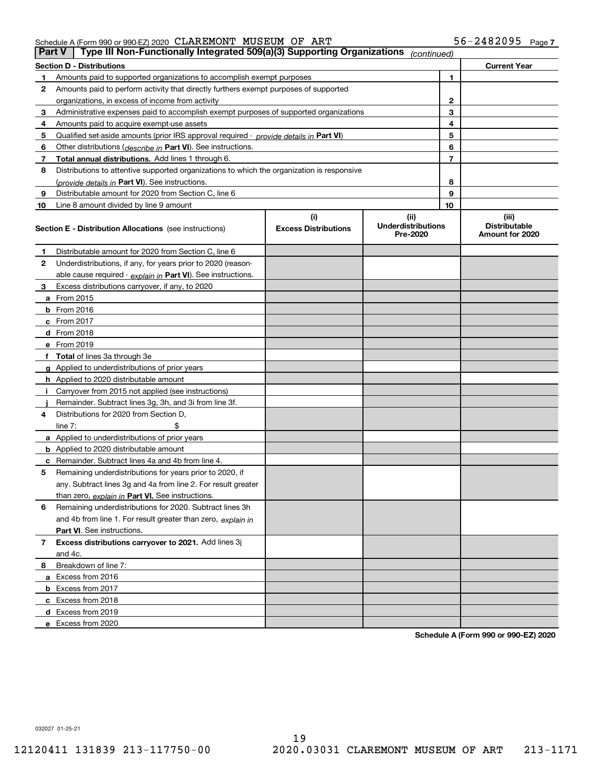Schedule A (Form 990 or 990-EZ) 2020 CLAREMONT MUSEUM OF ART 56-2482095 Page 7

## Part V | Type III Non-Functionally Integrated 509(a)(3) Supporting Organizations *(continued)*

| Section D - Distributions | | | Current Year |
|---|---|---|---|
| 1 | Amounts paid to supported organizations to accomplish exempt purposes | 1 | |
| 2 | Amounts paid to perform activity that directly furthers exempt purposes of supported organizations, in excess of income from activity | 2 | |
| 3 | Administrative expenses paid to accomplish exempt purposes of supported organizations | 3 | |
| 4 | Amounts paid to acquire exempt-use assets | 4 | |
| 5 | Qualified set-aside amounts (prior IRS approval required - *provide details in* **Part VI**) | 5 | |
| 6 | Other distributions (*describe in* **Part VI**). See instructions. | 6 | |
| 7 | **Total annual distributions.** Add lines 1 through 6. | 7 | |
| 8 | Distributions to attentive supported organizations to which the organization is responsive (*provide details in* **Part VI**). See instructions. | 8 | |
| 9 | Distributable amount for 2020 from Section C, line 6 | 9 | |
| 10 | Line 8 amount divided by line 9 amount | 10 | |

| | Section E - Distribution Allocations (see instructions) | (i) Excess Distributions | (ii) Underdistributions Pre-2020 | (iii) Distributable Amount for 2020 |
|---|---|---|---|---|
| 1 | Distributable amount for 2020 from Section C, line 6 | | | |
| 2 | Underdistributions, if any, for years prior to 2020 (reasonable cause required - *explain in* **Part VI**). See instructions. | | | |
| 3 | Excess distributions carryover, if any, to 2020 | | | |
| a | From 2015 | | | |
| b | From 2016 | | | |
| c | From 2017 | | | |
| d | From 2018 | | | |
| e | From 2019 | | | |
| f | **Total** of lines 3a through 3e | | | |
| g | Applied to underdistributions of prior years | | | |
| h | Applied to 2020 distributable amount | | | |
| i | Carryover from 2015 not applied (see instructions) | | | |
| j | Remainder. Subtract lines 3g, 3h, and 3i from line 3f. | | | |
| 4 | Distributions for 2020 from Section D, line 7: $ | | | |
| a | Applied to underdistributions of prior years | | | |
| b | Applied to 2020 distributable amount | | | |
| c | Remainder. Subtract lines 4a and 4b from line 4. | | | |
| 5 | Remaining underdistributions for years prior to 2020, if any. Subtract lines 3g and 4a from line 2. For result greater than zero, *explain in* **Part VI.** See instructions. | | | |
| 6 | Remaining underdistributions for 2020. Subtract lines 3h and 4b from line 1. For result greater than zero, *explain in* **Part VI**. See instructions. | | | |
| 7 | **Excess distributions carryover to 2021.** Add lines 3j and 4c. | | | |
| 8 | Breakdown of line 7: | | | |
| a | Excess from 2016 | | | |
| b | Excess from 2017 | | | |
| c | Excess from 2018 | | | |
| d | Excess from 2019 | | | |
| e | Excess from 2020 | | | |

**Schedule A (Form 990 or 990-EZ) 2020**

032027 01-25-21

12120411 131839 213-117750-00 2020.03031 CLAREMONT MUSEUM OF ART 213-1171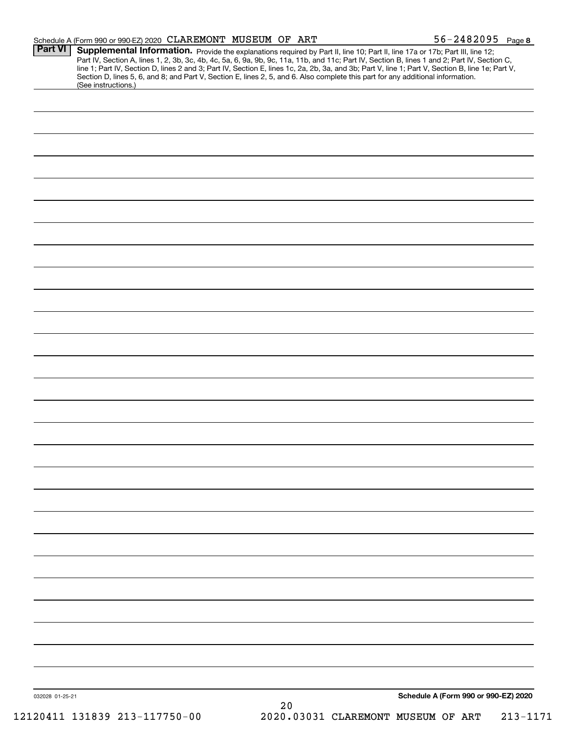Schedule A (Form 990 or 990-EZ) 2020 CLAREMONT MUSEUM OF ART 56-2482095 Page 8

**Part VI** **Supplemental Information.** Provide the explanations required by Part II, line 10; Part II, line 17a or 17b; Part III, line 12; Part IV, Section A, lines 1, 2, 3b, 3c, 4b, 4c, 5a, 6, 9a, 9b, 9c, 11a, 11b, and 11c; Part IV, Section B, lines 1 and 2; Part IV, Section C, line 1; Part IV, Section D, lines 2 and 3; Part IV, Section E, lines 1c, 2a, 2b, 3a, and 3b; Part V, line 1; Part V, Section B, line 1e; Part V, Section D, lines 5, 6, and 8; and Part V, Section E, lines 2, 5, and 6. Also complete this part for any additional information. (See instructions.)

032028 01-25-21

**Schedule A (Form 990 or 990-EZ) 2020**

12120411 131839 213-117750-00 2020.03031 CLAREMONT MUSEUM OF ART 213-1171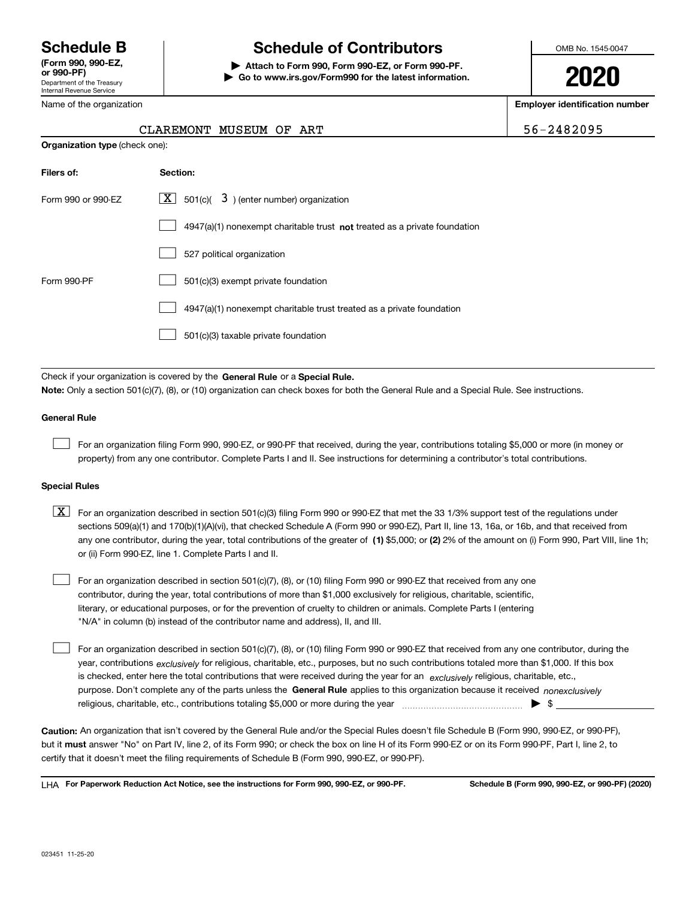# Schedule B

**(Form 990, 990-EZ, or 990-PF)**

Department of the Treasury
Internal Revenue Service

# Schedule of Contributors

**▶ Attach to Form 990, Form 990-EZ, or Form 990-PF.**
**▶ Go to www.irs.gov/Form990 for the latest information.**

OMB No. 1545-0047

**2020**

Name of the organization: CLAREMONT MUSEUM OF ART

**Employer identification number**: 56-2482095

**Organization type** (check one):

| **Filers of:** | **Section:** |
|---|---|
| Form 990 or 990-EZ | [X] 501(c)( 3 ) (enter number) organization |
| | [ ] 4947(a)(1) nonexempt charitable trust **not** treated as a private foundation |
| | [ ] 527 political organization |
| Form 990-PF | [ ] 501(c)(3) exempt private foundation |
| | [ ] 4947(a)(1) nonexempt charitable trust treated as a private foundation |
| | [ ] 501(c)(3) taxable private foundation |

Check if your organization is covered by the **General Rule** or a **Special Rule.**

**Note:** Only a section 501(c)(7), (8), or (10) organization can check boxes for both the General Rule and a Special Rule. See instructions.

**General Rule**

[ ] For an organization filing Form 990, 990-EZ, or 990-PF that received, during the year, contributions totaling $5,000 or more (in money or property) from any one contributor. Complete Parts I and II. See instructions for determining a contributor's total contributions.

**Special Rules**

[X] For an organization described in section 501(c)(3) filing Form 990 or 990-EZ that met the 33 1/3% support test of the regulations under sections 509(a)(1) and 170(b)(1)(A)(vi), that checked Schedule A (Form 990 or 990-EZ), Part II, line 13, 16a, or 16b, and that received from any one contributor, during the year, total contributions of the greater of **(1)** $5,000; or **(2)** 2% of the amount on (i) Form 990, Part VIII, line 1h; or (ii) Form 990-EZ, line 1. Complete Parts I and II.

[ ] For an organization described in section 501(c)(7), (8), or (10) filing Form 990 or 990-EZ that received from any one contributor, during the year, total contributions of more than $1,000 exclusively for religious, charitable, scientific, literary, or educational purposes, or for the prevention of cruelty to children or animals. Complete Parts I (entering "N/A" in column (b) instead of the contributor name and address), II, and III.

[ ] For an organization described in section 501(c)(7), (8), or (10) filing Form 990 or 990-EZ that received from any one contributor, during the year, contributions *exclusively* for religious, charitable, etc., purposes, but no such contributions totaled more than $1,000. If this box is checked, enter here the total contributions that were received during the year for an *exclusively* religious, charitable, etc., purpose. Don't complete any of the parts unless the **General Rule** applies to this organization because it received *nonexclusively* religious, charitable, etc., contributions totaling $5,000 or more during the year ▶ $

**Caution:** An organization that isn't covered by the General Rule and/or the Special Rules doesn't file Schedule B (Form 990, 990-EZ, or 990-PF), but it **must** answer "No" on Part IV, line 2, of its Form 990; or check the box on line H of its Form 990-EZ or on its Form 990-PF, Part I, line 2, to certify that it doesn't meet the filing requirements of Schedule B (Form 990, 990-EZ, or 990-PF).

LHA **For Paperwork Reduction Act Notice, see the instructions for Form 990, 990-EZ, or 990-PF.** **Schedule B (Form 990, 990-EZ, or 990-PF) (2020)**

023451 11-25-20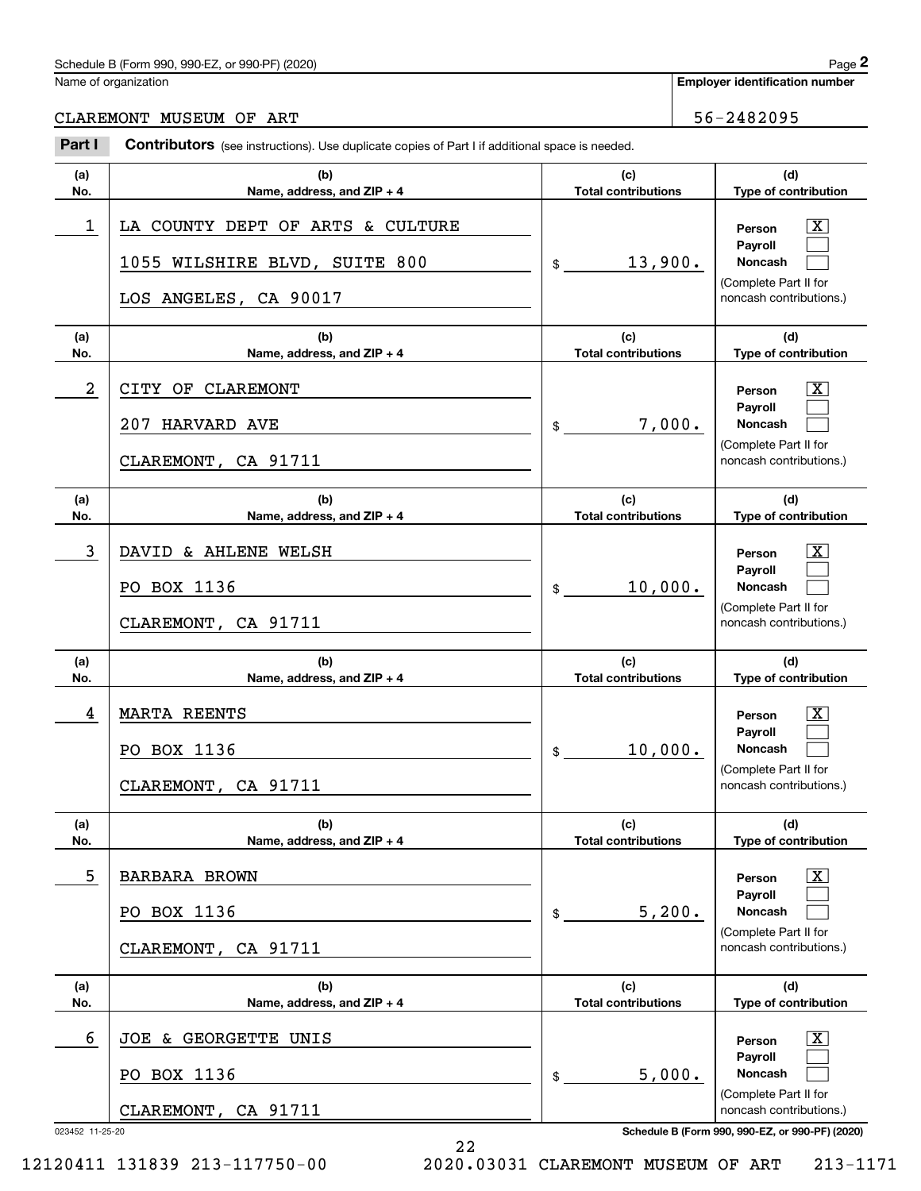Schedule B (Form 990, 990-EZ, or 990-PF) (2020)

Name of organization: CLAREMONT MUSEUM OF ART

Employer identification number: 56-2482095

**Part I** **Contributors** (see instructions). Use duplicate copies of Part I if additional space is needed.

| (a) No. | (b) Name, address, and ZIP + 4 | (c) Total contributions | (d) Type of contribution |
|---|---|---|---|
| 1 | LA COUNTY DEPT OF ARTS & CULTURE<br>1055 WILSHIRE BLVD, SUITE 800<br>LOS ANGELES, CA 90017 | $ 13,900. | Person [X]<br>Payroll [ ]<br>Noncash [ ]<br>(Complete Part II for noncash contributions.) |
| 2 | CITY OF CLAREMONT<br>207 HARVARD AVE<br>CLAREMONT, CA 91711 | $ 7,000. | Person [X]<br>Payroll [ ]<br>Noncash [ ]<br>(Complete Part II for noncash contributions.) |
| 3 | DAVID & AHLENE WELSH<br>PO BOX 1136<br>CLAREMONT, CA 91711 | $ 10,000. | Person [X]<br>Payroll [ ]<br>Noncash [ ]<br>(Complete Part II for noncash contributions.) |
| 4 | MARTA REENTS<br>PO BOX 1136<br>CLAREMONT, CA 91711 | $ 10,000. | Person [X]<br>Payroll [ ]<br>Noncash [ ]<br>(Complete Part II for noncash contributions.) |
| 5 | BARBARA BROWN<br>PO BOX 1136<br>CLAREMONT, CA 91711 | $ 5,200. | Person [X]<br>Payroll [ ]<br>Noncash [ ]<br>(Complete Part II for noncash contributions.) |
| 6 | JOE & GEORGETTE UNIS<br>PO BOX 1136<br>CLAREMONT, CA 91711 | $ 5,000. | Person [X]<br>Payroll [ ]<br>Noncash [ ]<br>(Complete Part II for noncash contributions.) |

023452 11-25-20

12120411 131839 213-117750-00 2020.03031 CLAREMONT MUSEUM OF ART 213-1171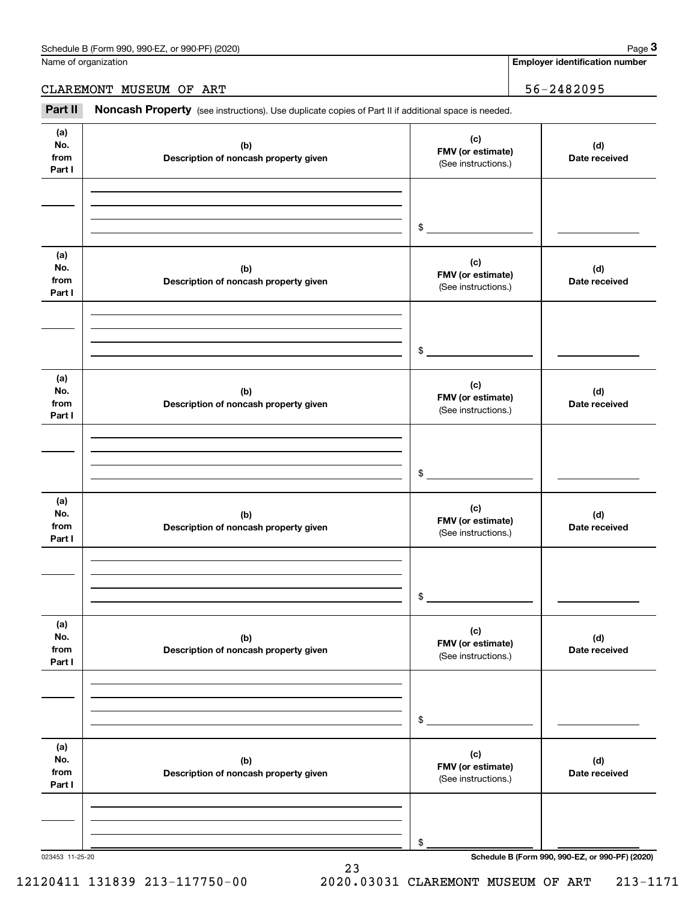Schedule B (Form 990, 990-EZ, or 990-PF) (2020)

Name of organization: CLAREMONT MUSEUM OF ART

Employer identification number: 56-2482095

**Part II Noncash Property** (see instructions). Use duplicate copies of Part II if additional space is needed.

| (a) No. from Part I | (b) Description of noncash property given | (c) FMV (or estimate) (See instructions.) | (d) Date received |
|---|---|---|---|
| | | $ | |

| (a) No. from Part I | (b) Description of noncash property given | (c) FMV (or estimate) (See instructions.) | (d) Date received |
|---|---|---|---|
| | | $ | |

| (a) No. from Part I | (b) Description of noncash property given | (c) FMV (or estimate) (See instructions.) | (d) Date received |
|---|---|---|---|
| | | $ | |

| (a) No. from Part I | (b) Description of noncash property given | (c) FMV (or estimate) (See instructions.) | (d) Date received |
|---|---|---|---|
| | | $ | |

| (a) No. from Part I | (b) Description of noncash property given | (c) FMV (or estimate) (See instructions.) | (d) Date received |
|---|---|---|---|
| | | $ | |

| (a) No. from Part I | (b) Description of noncash property given | (c) FMV (or estimate) (See instructions.) | (d) Date received |
|---|---|---|---|
| | | $ | |

023453 11-25-20

Schedule B (Form 990, 990-EZ, or 990-PF) (2020)

12120411 131839 213-117750-00 2020.03031 CLAREMONT MUSEUM OF ART 213-1171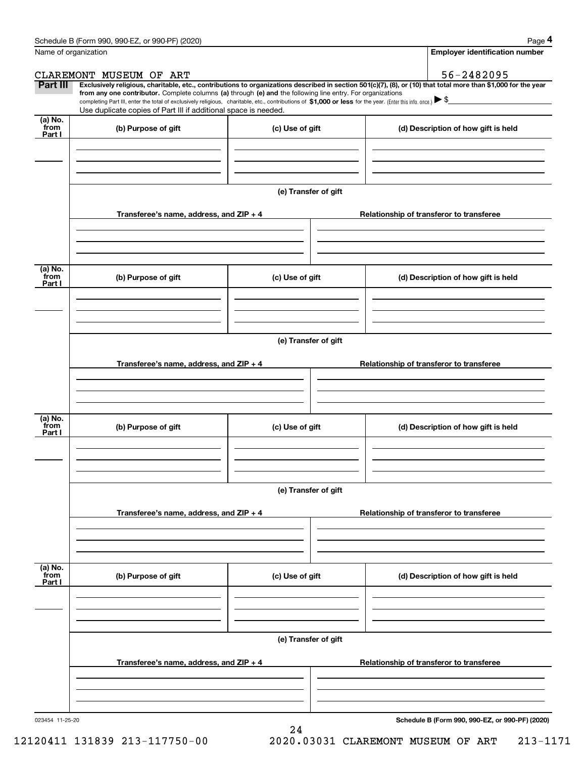Name of organization

**Employer identification number**

CLAREMONT MUSEUM OF ART

56-2482095

**Part III** **Exclusively religious, charitable, etc., contributions to organizations described in section 501(c)(7), (8), or (10) that total more than $1,000 for the year from any one contributor.** Complete columns **(a)** through **(e)** and the following line entry. For organizations completing Part III, enter the total of exclusively religious, charitable, etc., contributions of **$1,000 or less** for the year. (Enter this info. once.) ▶ $

Use duplicate copies of Part III if additional space is needed.

| (a) No. from Part I | (b) Purpose of gift | (c) Use of gift | (d) Description of how gift is held |
|---|---|---|---|
| | | | |

**(e) Transfer of gift**

| Transferee's name, address, and ZIP + 4 | Relationship of transferor to transferee |
|---|---|
| | |

| (a) No. from Part I | (b) Purpose of gift | (c) Use of gift | (d) Description of how gift is held |
|---|---|---|---|
| | | | |

**(e) Transfer of gift**

| Transferee's name, address, and ZIP + 4 | Relationship of transferor to transferee |
|---|---|
| | |

| (a) No. from Part I | (b) Purpose of gift | (c) Use of gift | (d) Description of how gift is held |
|---|---|---|---|
| | | | |

**(e) Transfer of gift**

| Transferee's name, address, and ZIP + 4 | Relationship of transferor to transferee |
|---|---|
| | |

| (a) No. from Part I | (b) Purpose of gift | (c) Use of gift | (d) Description of how gift is held |
|---|---|---|---|
| | | | |

**(e) Transfer of gift**

| Transferee's name, address, and ZIP + 4 | Relationship of transferor to transferee |
|---|---|
| | |

023454 11-25-20

12120411 131839 213-117750-00 2020.03031 CLAREMONT MUSEUM OF ART 213-1171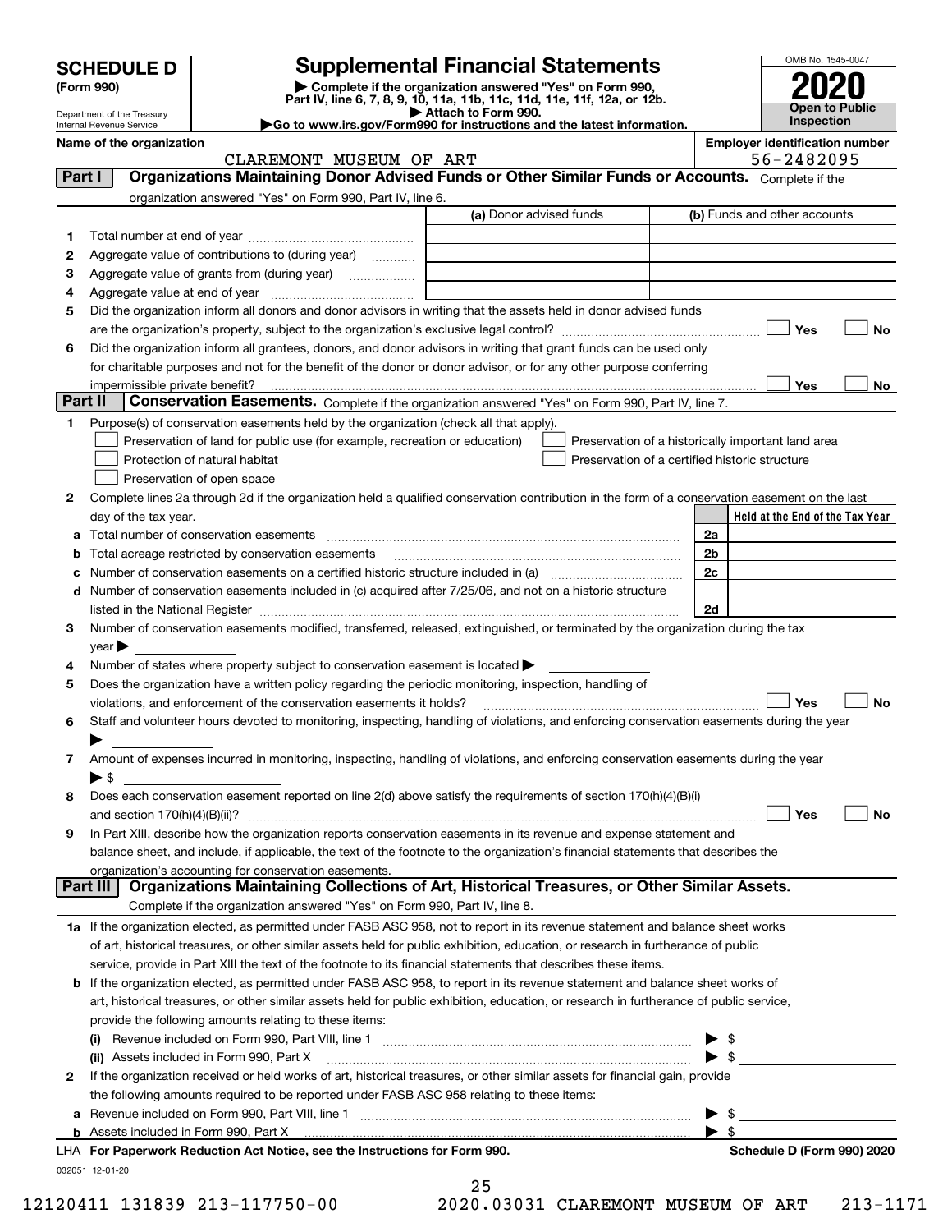**SCHEDULE D (Form 990)**

Department of the Treasury
Internal Revenue Service

# Supplemental Financial Statements

▶ Complete if the organization answered "Yes" on Form 990, Part IV, line 6, 7, 8, 9, 10, 11a, 11b, 11c, 11d, 11e, 11f, 12a, or 12b.
▶ Attach to Form 990.
▶Go to www.irs.gov/Form990 for instructions and the latest information.

OMB No. 1545-0047

**2020**

**Open to Public Inspection**

**Name of the organization:** CLAREMONT MUSEUM OF ART

**Employer identification number:** 56-2482095

## Part I Organizations Maintaining Donor Advised Funds or Other Similar Funds or Accounts.

Complete if the organization answered "Yes" on Form 990, Part IV, line 6.

| | | (a) Donor advised funds | (b) Funds and other accounts |
|---|---|---|---|
| 1 | Total number at end of year | | |
| 2 | Aggregate value of contributions to (during year) | | |
| 3 | Aggregate value of grants from (during year) | | |
| 4 | Aggregate value at end of year | | |

5 Did the organization inform all donors and donor advisors in writing that the assets held in donor advised funds are the organization's property, subject to the organization's exclusive legal control? ☐ Yes ☐ No

6 Did the organization inform all grantees, donors, and donor advisors in writing that grant funds can be used only for charitable purposes and not for the benefit of the donor or donor advisor, or for any other purpose conferring impermissible private benefit? ☐ Yes ☐ No

## Part II Conservation Easements.

Complete if the organization answered "Yes" on Form 990, Part IV, line 7.

1 Purpose(s) of conservation easements held by the organization (check all that apply).

- ☐ Preservation of land for public use (for example, recreation or education)
- ☐ Protection of natural habitat
- ☐ Preservation of open space
- ☐ Preservation of a historically important land area
- ☐ Preservation of a certified historic structure

2 Complete lines 2a through 2d if the organization held a qualified conservation contribution in the form of a conservation easement on the last day of the tax year.

| | | | Held at the End of the Tax Year |
|---|---|---|---|
| a | Total number of conservation easements | 2a | |
| b | Total acreage restricted by conservation easements | 2b | |
| c | Number of conservation easements on a certified historic structure included in (a) | 2c | |
| d | Number of conservation easements included in (c) acquired after 7/25/06, and not on a historic structure listed in the National Register | 2d | |

3 Number of conservation easements modified, transferred, released, extinguished, or terminated by the organization during the tax year ▶

4 Number of states where property subject to conservation easement is located ▶

5 Does the organization have a written policy regarding the periodic monitoring, inspection, handling of violations, and enforcement of the conservation easements it holds? ☐ Yes ☐ No

6 Staff and volunteer hours devoted to monitoring, inspecting, handling of violations, and enforcing conservation easements during the year ▶

7 Amount of expenses incurred in monitoring, inspecting, handling of violations, and enforcing conservation easements during the year ▶ $

8 Does each conservation easement reported on line 2(d) above satisfy the requirements of section 170(h)(4)(B)(i) and section 170(h)(4)(B)(ii)? ☐ Yes ☐ No

9 In Part XIII, describe how the organization reports conservation easements in its revenue and expense statement and balance sheet, and include, if applicable, the text of the footnote to the organization's financial statements that describes the organization's accounting for conservation easements.

## Part III Organizations Maintaining Collections of Art, Historical Treasures, or Other Similar Assets.

Complete if the organization answered "Yes" on Form 990, Part IV, line 8.

1a If the organization elected, as permitted under FASB ASC 958, not to report in its revenue statement and balance sheet works of art, historical treasures, or other similar assets held for public exhibition, education, or research in furtherance of public service, provide in Part XIII the text of the footnote to its financial statements that describes these items.

b If the organization elected, as permitted under FASB ASC 958, to report in its revenue statement and balance sheet works of art, historical treasures, or other similar assets held for public exhibition, education, or research in furtherance of public service, provide the following amounts relating to these items:

(i) Revenue included on Form 990, Part VIII, line 1 ▶ $

(ii) Assets included in Form 990, Part X ▶ $

2 If the organization received or held works of art, historical treasures, or other similar assets for financial gain, provide the following amounts required to be reported under FASB ASC 958 relating to these items:

a Revenue included on Form 990, Part VIII, line 1 ▶ $

b Assets included in Form 990, Part X ▶ $

LHA For Paperwork Reduction Act Notice, see the Instructions for Form 990. **Schedule D (Form 990) 2020**

032051 12-01-20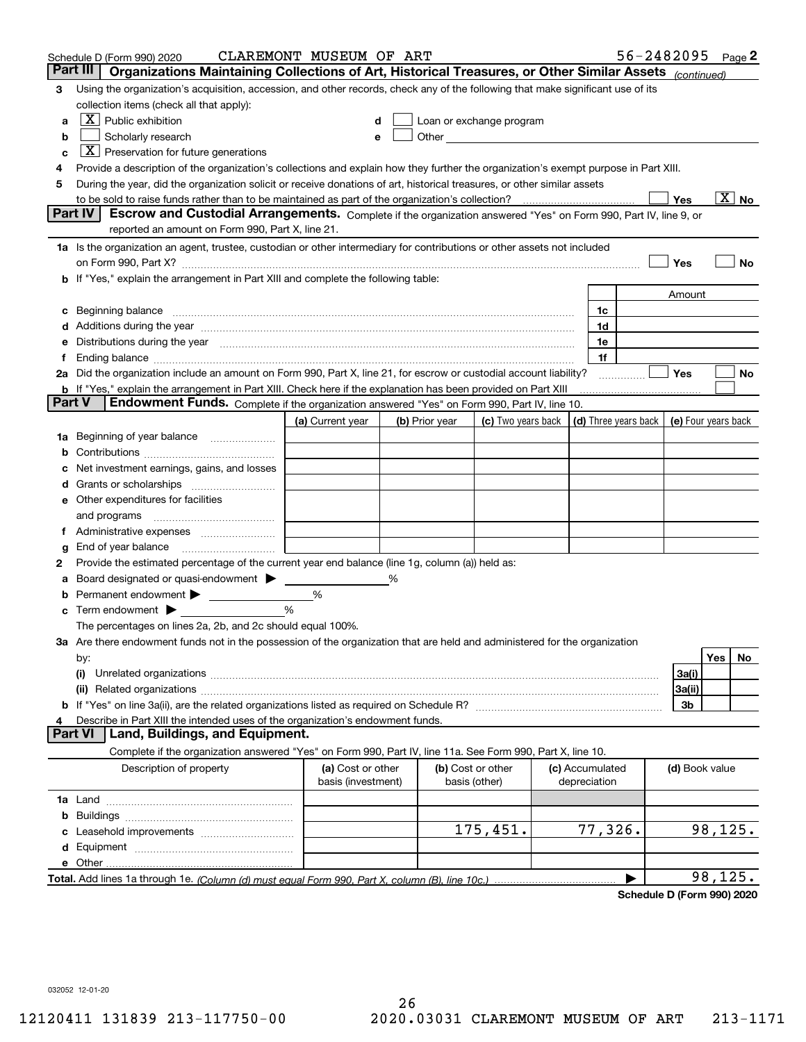Schedule D (Form 990) 2020 CLAREMONT MUSEUM OF ART 56-2482095 Page 2

## Part III Organizations Maintaining Collections of Art, Historical Treasures, or Other Similar Assets *(continued)*

3 Using the organization's acquisition, accession, and other records, check any of the following that make significant use of its collection items (check all that apply):

a [X] Public exhibition
b [ ] Scholarly research
c [X] Preservation for future generations
d [ ] Loan or exchange program
e [ ] Other

4 Provide a description of the organization's collections and explain how they further the organization's exempt purpose in Part XIII.

5 During the year, did the organization solicit or receive donations of art, historical treasures, or other similar assets to be sold to raise funds rather than to be maintained as part of the organization's collection? [ ] Yes [X] No

## Part IV Escrow and Custodial Arrangements.

Complete if the organization answered "Yes" on Form 990, Part IV, line 9, or reported an amount on Form 990, Part X, line 21.

1a Is the organization an agent, trustee, custodian or other intermediary for contributions or other assets not included on Form 990, Part X? [ ] Yes [ ] No

b If "Yes," explain the arrangement in Part XIII and complete the following table:

| | | Amount |
|---|---|---|
| c Beginning balance | 1c | |
| d Additions during the year | 1d | |
| e Distributions during the year | 1e | |
| f Ending balance | 1f | |

2a Did the organization include an amount on Form 990, Part X, line 21, for escrow or custodial account liability? [ ] Yes [ ] No

b If "Yes," explain the arrangement in Part XIII. Check here if the explanation has been provided on Part XIII [ ]

## Part V Endowment Funds.

Complete if the organization answered "Yes" on Form 990, Part IV, line 10.

| | (a) Current year | (b) Prior year | (c) Two years back | (d) Three years back | (e) Four years back |
|---|---|---|---|---|---|
| 1a Beginning of year balance | | | | | |
| b Contributions | | | | | |
| c Net investment earnings, gains, and losses | | | | | |
| d Grants or scholarships | | | | | |
| e Other expenditures for facilities and programs | | | | | |
| f Administrative expenses | | | | | |
| g End of year balance | | | | | |

2 Provide the estimated percentage of the current year end balance (line 1g, column (a)) held as:

a Board designated or quasi-endowment ▶ ____ %

b Permanent endowment ▶ ____ %

c Term endowment ▶ ____ %

The percentages on lines 2a, 2b, and 2c should equal 100%.

3a Are there endowment funds not in the possession of the organization that are held and administered for the organization by:

| | | Yes | No |
|---|---|---|---|
| (i) Unrelated organizations | 3a(i) | | |
| (ii) Related organizations | 3a(ii) | | |
| b If "Yes" on line 3a(ii), are the related organizations listed as required on Schedule R? | 3b | | |

4 Describe in Part XIII the intended uses of the organization's endowment funds.

## Part VI Land, Buildings, and Equipment.

Complete if the organization answered "Yes" on Form 990, Part IV, line 11a. See Form 990, Part X, line 10.

| Description of property | (a) Cost or other basis (investment) | (b) Cost or other basis (other) | (c) Accumulated depreciation | (d) Book value |
|---|---|---|---|---|
| 1a Land | | | | |
| b Buildings | | | | |
| c Leasehold improvements | | 175,451. | 77,326. | 98,125. |
| d Equipment | | | | |
| e Other | | | | |
| **Total.** Add lines 1a through 1e. *(Column (d) must equal Form 990, Part X, column (B), line 10c.)* | | | ▶ | 98,125. |

**Schedule D (Form 990) 2020**

032052 12-01-20

12120411 131839 213-117750-00 2020.03031 CLAREMONT MUSEUM OF ART 213-1171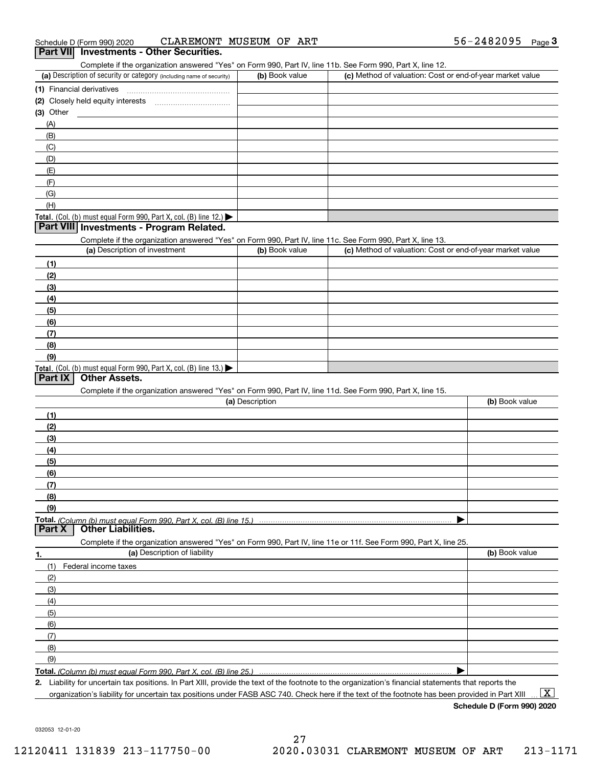Schedule D (Form 990) 2020 CLAREMONT MUSEUM OF ART 56-2482095 Page 3

## Part VII Investments - Other Securities.

Complete if the organization answered "Yes" on Form 990, Part IV, line 11b. See Form 990, Part X, line 12.

| (a) Description of security or category (including name of security) | (b) Book value | (c) Method of valuation: Cost or end-of-year market value |
|---|---|---|
| (1) Financial derivatives | | |
| (2) Closely held equity interests | | |
| (3) Other | | |
| (A) | | |
| (B) | | |
| (C) | | |
| (D) | | |
| (E) | | |
| (F) | | |
| (G) | | |
| (H) | | |
| Total. (Col. (b) must equal Form 990, Part X, col. (B) line 12.) ▶ | | |

## Part VIII Investments - Program Related.

Complete if the organization answered "Yes" on Form 990, Part IV, line 11c. See Form 990, Part X, line 13.

| (a) Description of investment | (b) Book value | (c) Method of valuation: Cost or end-of-year market value |
|---|---|---|
| (1) | | |
| (2) | | |
| (3) | | |
| (4) | | |
| (5) | | |
| (6) | | |
| (7) | | |
| (8) | | |
| (9) | | |
| Total. (Col. (b) must equal Form 990, Part X, col. (B) line 13.) ▶ | | |

## Part IX Other Assets.

Complete if the organization answered "Yes" on Form 990, Part IV, line 11d. See Form 990, Part X, line 15.

| (a) Description | (b) Book value |
|---|---|
| (1) | |
| (2) | |
| (3) | |
| (4) | |
| (5) | |
| (6) | |
| (7) | |
| (8) | |
| (9) | |
| Total. (Column (b) must equal Form 990, Part X, col. (B) line 15.) ▶ | |

## Part X Other Liabilities.

Complete if the organization answered "Yes" on Form 990, Part IV, line 11e or 11f. See Form 990, Part X, line 25.

| 1. (a) Description of liability | (b) Book value |
|---|---|
| (1) Federal income taxes | |
| (2) | |
| (3) | |
| (4) | |
| (5) | |
| (6) | |
| (7) | |
| (8) | |
| (9) | |
| Total. (Column (b) must equal Form 990, Part X, col. (B) line 25.) ▶ | |

2. Liability for uncertain tax positions. In Part XIII, provide the text of the footnote to the organization's financial statements that reports the organization's liability for uncertain tax positions under FASB ASC 740. Check here if the text of the footnote has been provided in Part XIII ... [X]

Schedule D (Form 990) 2020

032053 12-01-20

12120411 131839 213-117750-00 2020.03031 CLAREMONT MUSEUM OF ART 213-1171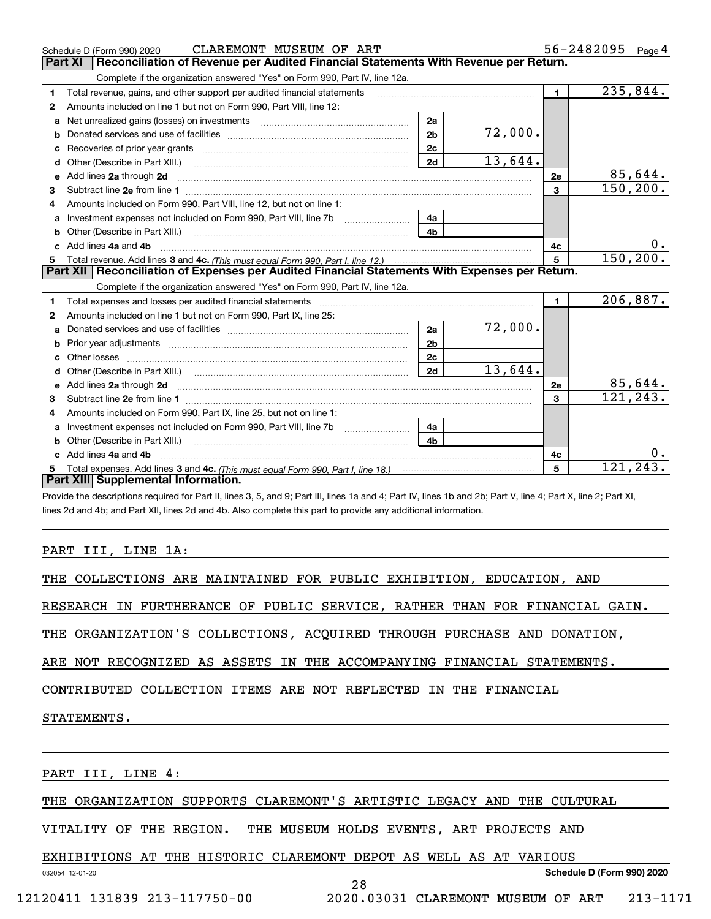Schedule D (Form 990) 2020 CLAREMONT MUSEUM OF ART 56-2482095 Page 4

## Part XI Reconciliation of Revenue per Audited Financial Statements With Revenue per Return.

Complete if the organization answered "Yes" on Form 990, Part IV, line 12a.

| | | | | | |
|---|---|---|---|---|---|
| 1 | Total revenue, gains, and other support per audited financial statements | | | 1 | 235,844. |
| 2 | Amounts included on line 1 but not on Form 990, Part VIII, line 12: | | | | |
| a | Net unrealized gains (losses) on investments | 2a | | | |
| b | Donated services and use of facilities | 2b | 72,000. | | |
| c | Recoveries of prior year grants | 2c | | | |
| d | Other (Describe in Part XIII.) | 2d | 13,644. | | |
| e | Add lines 2a through 2d | | | 2e | 85,644. |
| 3 | Subtract line 2e from line 1 | | | 3 | 150,200. |
| 4 | Amounts included on Form 990, Part VIII, line 12, but not on line 1: | | | | |
| a | Investment expenses not included on Form 990, Part VIII, line 7b | 4a | | | |
| b | Other (Describe in Part XIII.) | 4b | | | |
| c | Add lines 4a and 4b | | | 4c | 0. |
| 5 | Total revenue. Add lines 3 and 4c. *(This must equal Form 990, Part I, line 12.)* | | | 5 | 150,200. |

## Part XII Reconciliation of Expenses per Audited Financial Statements With Expenses per Return.

Complete if the organization answered "Yes" on Form 990, Part IV, line 12a.

| | | | | | |
|---|---|---|---|---|---|
| 1 | Total expenses and losses per audited financial statements | | | 1 | 206,887. |
| 2 | Amounts included on line 1 but not on Form 990, Part IX, line 25: | | | | |
| a | Donated services and use of facilities | 2a | 72,000. | | |
| b | Prior year adjustments | 2b | | | |
| c | Other losses | 2c | | | |
| d | Other (Describe in Part XIII.) | 2d | 13,644. | | |
| e | Add lines 2a through 2d | | | 2e | 85,644. |
| 3 | Subtract line 2e from line 1 | | | 3 | 121,243. |
| 4 | Amounts included on Form 990, Part IX, line 25, but not on line 1: | | | | |
| a | Investment expenses not included on Form 990, Part VIII, line 7b | 4a | | | |
| b | Other (Describe in Part XIII.) | 4b | | | |
| c | Add lines 4a and 4b | | | 4c | 0. |
| 5 | Total expenses. Add lines 3 and 4c. *(This must equal Form 990, Part I, line 18.)* | | | 5 | 121,243. |

## Part XIII Supplemental Information.

Provide the descriptions required for Part II, lines 3, 5, and 9; Part III, lines 1a and 4; Part IV, lines 1b and 2b; Part V, line 4; Part X, line 2; Part XI, lines 2d and 4b; and Part XII, lines 2d and 4b. Also complete this part to provide any additional information.

PART III, LINE 1A:

THE COLLECTIONS ARE MAINTAINED FOR PUBLIC EXHIBITION, EDUCATION, AND RESEARCH IN FURTHERANCE OF PUBLIC SERVICE, RATHER THAN FOR FINANCIAL GAIN. THE ORGANIZATION'S COLLECTIONS, ACQUIRED THROUGH PURCHASE AND DONATION, ARE NOT RECOGNIZED AS ASSETS IN THE ACCOMPANYING FINANCIAL STATEMENTS. CONTRIBUTED COLLECTION ITEMS ARE NOT REFLECTED IN THE FINANCIAL STATEMENTS.

PART III, LINE 4:

THE ORGANIZATION SUPPORTS CLAREMONT'S ARTISTIC LEGACY AND THE CULTURAL VITALITY OF THE REGION. THE MUSEUM HOLDS EVENTS, ART PROJECTS AND EXHIBITIONS AT THE HISTORIC CLAREMONT DEPOT AS WELL AS AT VARIOUS

032054 12-01-20 Schedule D (Form 990) 2020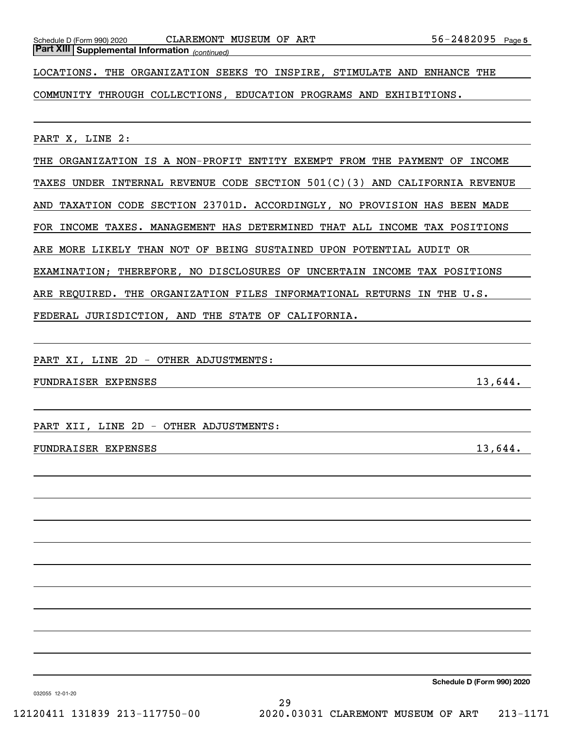**Part XIII | Supplemental Information** *(continued)*

LOCATIONS. THE ORGANIZATION SEEKS TO INSPIRE, STIMULATE AND ENHANCE THE COMMUNITY THROUGH COLLECTIONS, EDUCATION PROGRAMS AND EXHIBITIONS.

PART X, LINE 2:

THE ORGANIZATION IS A NON-PROFIT ENTITY EXEMPT FROM THE PAYMENT OF INCOME TAXES UNDER INTERNAL REVENUE CODE SECTION 501(C)(3) AND CALIFORNIA REVENUE AND TAXATION CODE SECTION 23701D. ACCORDINGLY, NO PROVISION HAS BEEN MADE FOR INCOME TAXES. MANAGEMENT HAS DETERMINED THAT ALL INCOME TAX POSITIONS ARE MORE LIKELY THAN NOT OF BEING SUSTAINED UPON POTENTIAL AUDIT OR EXAMINATION; THEREFORE, NO DISCLOSURES OF UNCERTAIN INCOME TAX POSITIONS ARE REQUIRED. THE ORGANIZATION FILES INFORMATIONAL RETURNS IN THE U.S. FEDERAL JURISDICTION, AND THE STATE OF CALIFORNIA.

PART XI, LINE 2D - OTHER ADJUSTMENTS:

| | |
|---|---|
| FUNDRAISER EXPENSES | 13,644. |

PART XII, LINE 2D - OTHER ADJUSTMENTS:

| | |
|---|---|
| FUNDRAISER EXPENSES | 13,644. |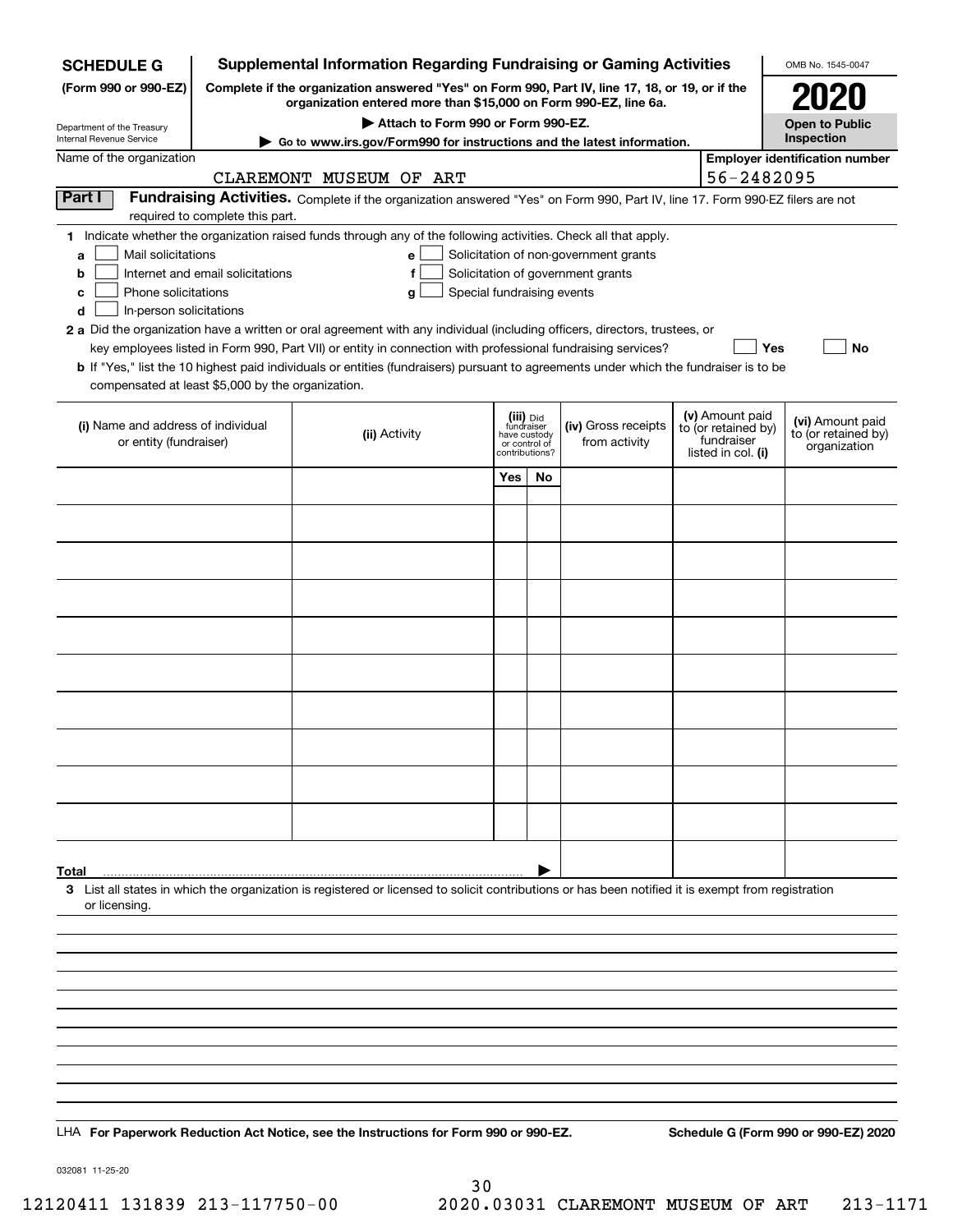**SCHEDULE G** (Form 990 or 990-EZ)

Department of the Treasury
Internal Revenue Service

# Supplemental Information Regarding Fundraising or Gaming Activities

**Complete if the organization answered "Yes" on Form 990, Part IV, line 17, 18, or 19, or if the organization entered more than $15,000 on Form 990-EZ, line 6a.**

▶ **Attach to Form 990 or Form 990-EZ.**

▶ **Go to www.irs.gov/Form990 for instructions and the latest information.**

OMB No. 1545-0047

**2020**

**Open to Public Inspection**

Name of the organization: CLAREMONT MUSEUM OF ART

**Employer identification number:** 56-2482095

## Part I Fundraising Activities.

Complete if the organization answered "Yes" on Form 990, Part IV, line 17. Form 990-EZ filers are not required to complete this part.

**1** Indicate whether the organization raised funds through any of the following activities. Check all that apply.

- **a** ☐ Mail solicitations
- **b** ☐ Internet and email solicitations
- **c** ☐ Phone solicitations
- **d** ☐ In-person solicitations
- **e** ☐ Solicitation of non-government grants
- **f** ☐ Solicitation of government grants
- **g** ☐ Special fundraising events

**2 a** Did the organization have a written or oral agreement with any individual (including officers, directors, trustees, or key employees listed in Form 990, Part VII) or entity in connection with professional fundraising services? ☐ **Yes** ☐ **No**

**b** If "Yes," list the 10 highest paid individuals or entities (fundraisers) pursuant to agreements under which the fundraiser is to be compensated at least $5,000 by the organization.

| (i) Name and address of individual or entity (fundraiser) | (ii) Activity | (iii) Did fundraiser have custody or control of contributions? | | (iv) Gross receipts from activity | (v) Amount paid to (or retained by) fundraiser listed in col. (i) | (vi) Amount paid to (or retained by) organization |
|---|---|---|---|---|---|---|
| | | Yes | No | | | |
| | | | | | | |
| | | | | | | |
| | | | | | | |
| | | | | | | |
| | | | | | | |
| | | | | | | |
| | | | | | | |
| | | | | | | |
| | | | | | | |
| | | | | | | |
| **Total** | | | ▶ | | | |

**3** List all states in which the organization is registered or licensed to solicit contributions or has been notified it is exempt from registration or licensing.

LHA **For Paperwork Reduction Act Notice, see the Instructions for Form 990 or 990-EZ.** **Schedule G (Form 990 or 990-EZ) 2020**

032081 11-25-20

12120411 131839 213-117750-00 2020.03031 CLAREMONT MUSEUM OF ART 213-1171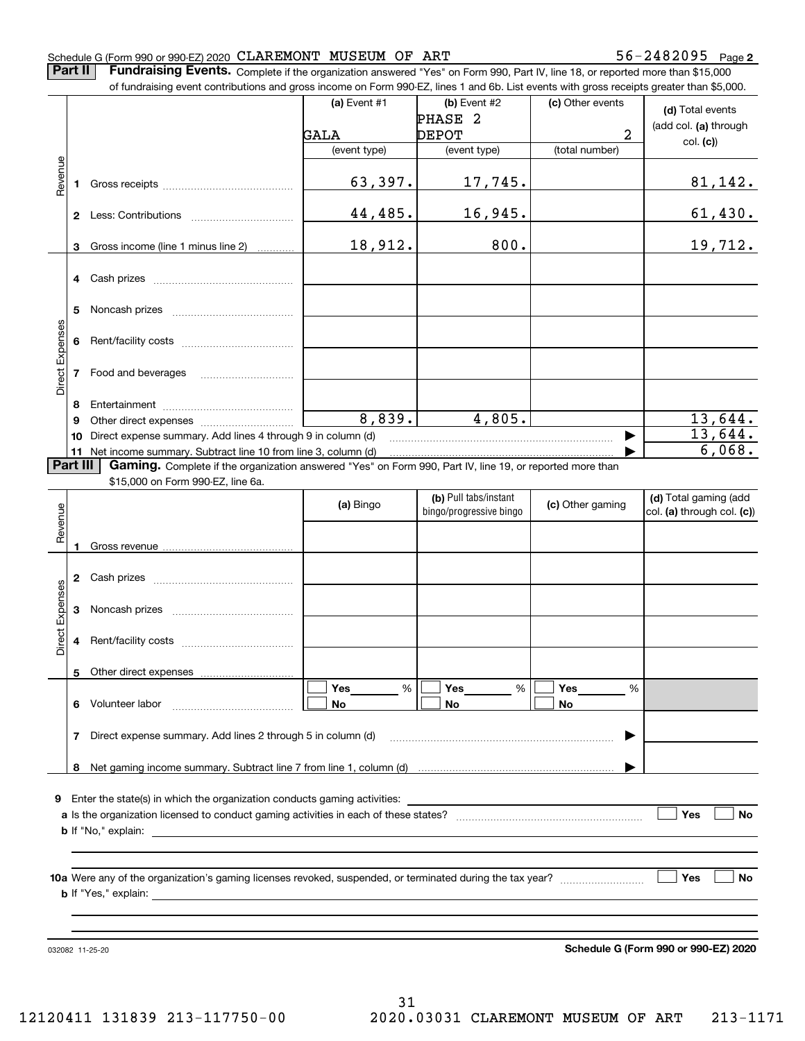Schedule G (Form 990 or 990-EZ) 2020 CLAREMONT MUSEUM OF ART 56-2482095 Page **2**

**Part II** **Fundraising Events.** Complete if the organization answered "Yes" on Form 990, Part IV, line 18, or reported more than $15,000 of fundraising event contributions and gross income on Form 990-EZ, lines 1 and 6b. List events with gross receipts greater than $5,000.

| | | (a) Event #1 | (b) Event #2 | (c) Other events | (d) Total events (add col. (a) through col. (c)) |
|---|---|---|---|---|---|
| | | GALA | PHASE 2 DEPOT | 2 | |
| | | (event type) | (event type) | (total number) | |
| Revenue | 1 Gross receipts | 63,397. | 17,745. | | 81,142. |
| | 2 Less: Contributions | 44,485. | 16,945. | | 61,430. |
| | 3 Gross income (line 1 minus line 2) | 18,912. | 800. | | 19,712. |
| Direct Expenses | 4 Cash prizes | | | | |
| | 5 Noncash prizes | | | | |
| | 6 Rent/facility costs | | | | |
| | 7 Food and beverages | | | | |
| | 8 Entertainment | | | | |
| | 9 Other direct expenses | 8,839. | 4,805. | | 13,644. |
| | 10 Direct expense summary. Add lines 4 through 9 in column (d) | | | ▶ | 13,644. |
| | 11 Net income summary. Subtract line 10 from line 3, column (d) | | | ▶ | 6,068. |

**Part III** **Gaming.** Complete if the organization answered "Yes" on Form 990, Part IV, line 19, or reported more than $15,000 on Form 990-EZ, line 6a.

| | | (a) Bingo | (b) Pull tabs/instant bingo/progressive bingo | (c) Other gaming | (d) Total gaming (add col. (a) through col. (c)) |
|---|---|---|---|---|---|
| Revenue | 1 Gross revenue | | | | |
| Direct Expenses | 2 Cash prizes | | | | |
| | 3 Noncash prizes | | | | |
| | 4 Rent/facility costs | | | | |
| | 5 Other direct expenses | | | | |
| | 6 Volunteer labor | ☐ Yes ___ % ☐ No | ☐ Yes ___ % ☐ No | ☐ Yes ___ % ☐ No | |
| | 7 Direct expense summary. Add lines 2 through 5 in column (d) | | | ▶ | |
| | 8 Net gaming income summary. Subtract line 7 from line 1, column (d) | | | ▶ | |

**9** Enter the state(s) in which the organization conducts gaming activities: ____________________

**a** Is the organization licensed to conduct gaming activities in each of these states? ☐ Yes ☐ No

**b** If "No," explain: ____________________

**10a** Were any of the organization's gaming licenses revoked, suspended, or terminated during the tax year? ☐ Yes ☐ No

**b** If "Yes," explain: ____________________

032082 11-25-20 **Schedule G (Form 990 or 990-EZ) 2020**

12120411 131839 213-117750-00 2020.03031 CLAREMONT MUSEUM OF ART 213-1171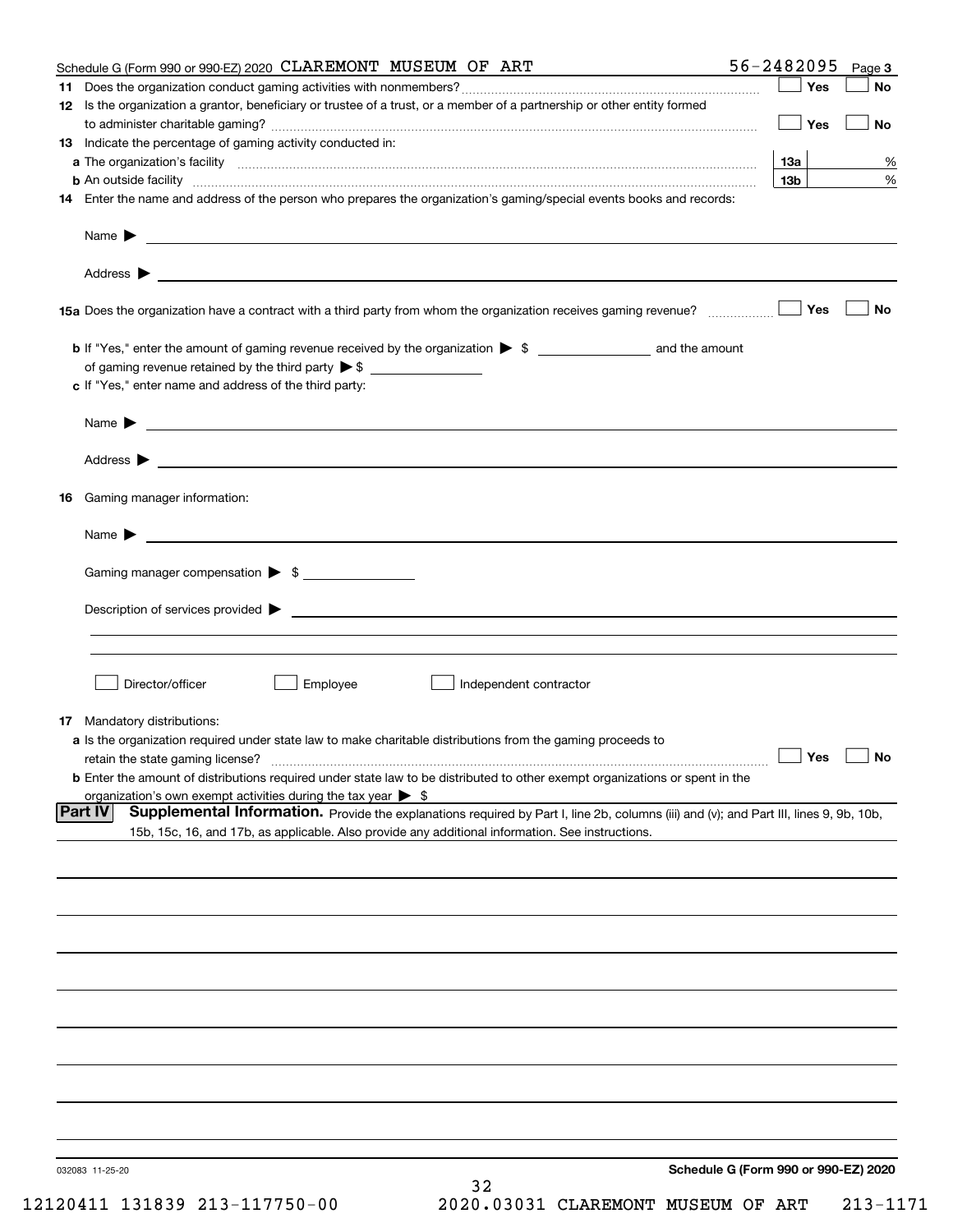Schedule G (Form 990 or 990-EZ) 2020 CLAREMONT MUSEUM OF ART 56-2482095 Page 3

**11** Does the organization conduct gaming activities with nonmembers? ☐ Yes ☐ No

**12** Is the organization a grantor, beneficiary or trustee of a trust, or a member of a partnership or other entity formed to administer charitable gaming? ☐ Yes ☐ No

**13** Indicate the percentage of gaming activity conducted in:

**a** The organization's facility **13a** %

**b** An outside facility **13b** %

**14** Enter the name and address of the person who prepares the organization's gaming/special events books and records:

Name ▶

Address ▶

**15a** Does the organization have a contract with a third party from whom the organization receives gaming revenue? ☐ Yes ☐ No

**b** If "Yes," enter the amount of gaming revenue received by the organization ▶ $ ______ and the amount of gaming revenue retained by the third party ▶ $ ______

**c** If "Yes," enter name and address of the third party:

Name ▶

Address ▶

**16** Gaming manager information:

Name ▶

Gaming manager compensation ▶ $ ______

Description of services provided ▶

☐ Director/officer ☐ Employee ☐ Independent contractor

**17** Mandatory distributions:

**a** Is the organization required under state law to make charitable distributions from the gaming proceeds to retain the state gaming license? ☐ Yes ☐ No

**b** Enter the amount of distributions required under state law to be distributed to other exempt organizations or spent in the organization's own exempt activities during the tax year ▶ $

**Part IV** **Supplemental Information.** Provide the explanations required by Part I, line 2b, columns (iii) and (v); and Part III, lines 9, 9b, 10b, 15b, 15c, 16, and 17b, as applicable. Also provide any additional information. See instructions.

032083 11-25-20

**Schedule G (Form 990 or 990-EZ) 2020**

12120411 131839 213-117750-00 2020.03031 CLAREMONT MUSEUM OF ART 213-1171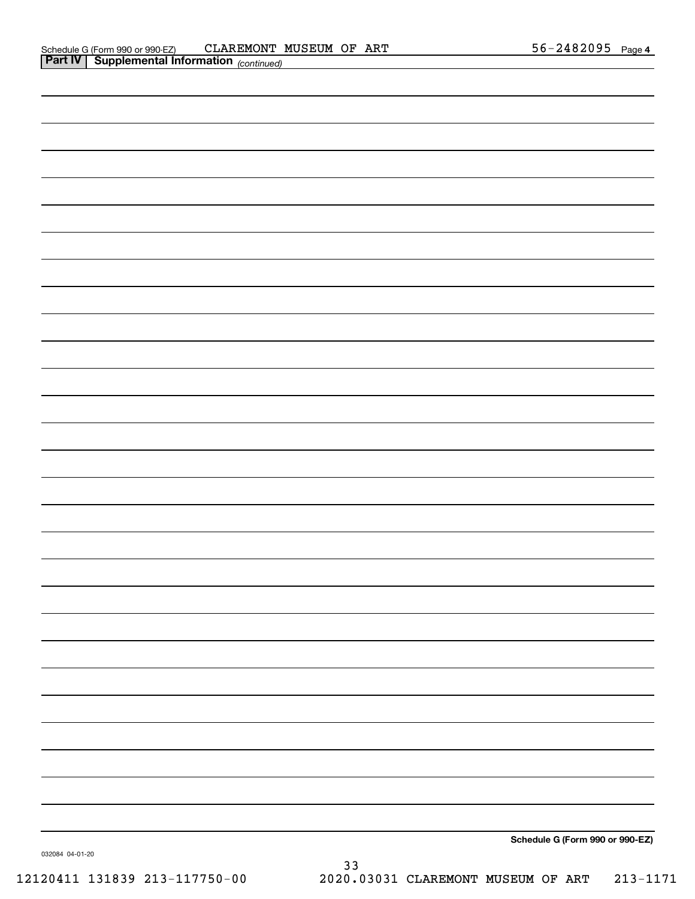Schedule G (Form 990 or 990-EZ) CLAREMONT MUSEUM OF ART 56-2482095 Page 4

**Part IV | Supplemental Information** *(continued)*

**Schedule G (Form 990 or 990-EZ)**

032084 04-01-20

12120411 131839 213-117750-00 2020.03031 CLAREMONT MUSEUM OF ART 213-1171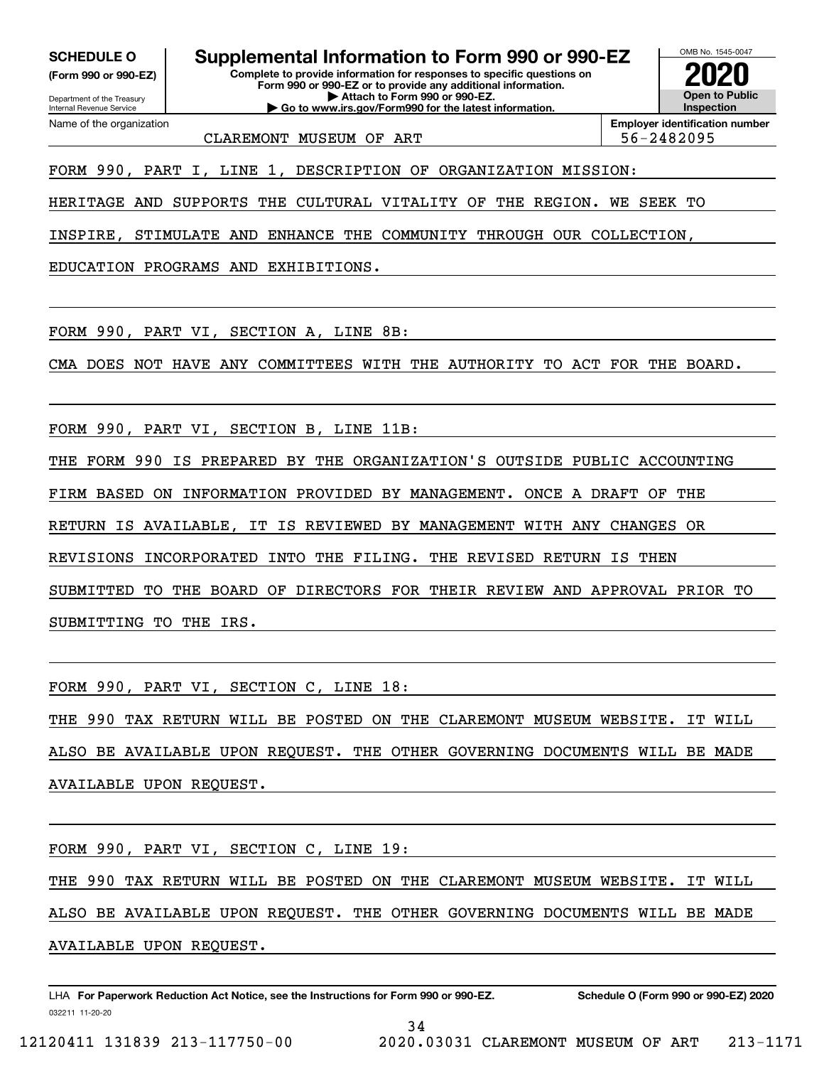**SCHEDULE O (Form 990 or 990-EZ)**

Department of the Treasury
Internal Revenue Service

# Supplemental Information to Form 990 or 990-EZ

**Complete to provide information for responses to specific questions on Form 990 or 990-EZ or to provide any additional information.**
**▶ Attach to Form 990 or 990-EZ.**
**▶ Go to www.irs.gov/Form990 for the latest information.**

OMB No. 1545-0047

**2020**

**Open to Public Inspection**

Name of the organization: CLAREMONT MUSEUM OF ART

**Employer identification number:** 56-2482095

FORM 990, PART I, LINE 1, DESCRIPTION OF ORGANIZATION MISSION:

HERITAGE AND SUPPORTS THE CULTURAL VITALITY OF THE REGION. WE SEEK TO INSPIRE, STIMULATE AND ENHANCE THE COMMUNITY THROUGH OUR COLLECTION, EDUCATION PROGRAMS AND EXHIBITIONS.

FORM 990, PART VI, SECTION A, LINE 8B:

CMA DOES NOT HAVE ANY COMMITTEES WITH THE AUTHORITY TO ACT FOR THE BOARD.

FORM 990, PART VI, SECTION B, LINE 11B:

THE FORM 990 IS PREPARED BY THE ORGANIZATION'S OUTSIDE PUBLIC ACCOUNTING FIRM BASED ON INFORMATION PROVIDED BY MANAGEMENT. ONCE A DRAFT OF THE RETURN IS AVAILABLE, IT IS REVIEWED BY MANAGEMENT WITH ANY CHANGES OR REVISIONS INCORPORATED INTO THE FILING. THE REVISED RETURN IS THEN SUBMITTED TO THE BOARD OF DIRECTORS FOR THEIR REVIEW AND APPROVAL PRIOR TO SUBMITTING TO THE IRS.

FORM 990, PART VI, SECTION C, LINE 18:

THE 990 TAX RETURN WILL BE POSTED ON THE CLAREMONT MUSEUM WEBSITE. IT WILL ALSO BE AVAILABLE UPON REQUEST. THE OTHER GOVERNING DOCUMENTS WILL BE MADE AVAILABLE UPON REQUEST.

FORM 990, PART VI, SECTION C, LINE 19:

THE 990 TAX RETURN WILL BE POSTED ON THE CLAREMONT MUSEUM WEBSITE. IT WILL ALSO BE AVAILABLE UPON REQUEST. THE OTHER GOVERNING DOCUMENTS WILL BE MADE AVAILABLE UPON REQUEST.

LHA **For Paperwork Reduction Act Notice, see the Instructions for Form 990 or 990-EZ.** **Schedule O (Form 990 or 990-EZ) 2020**

032211 11-20-20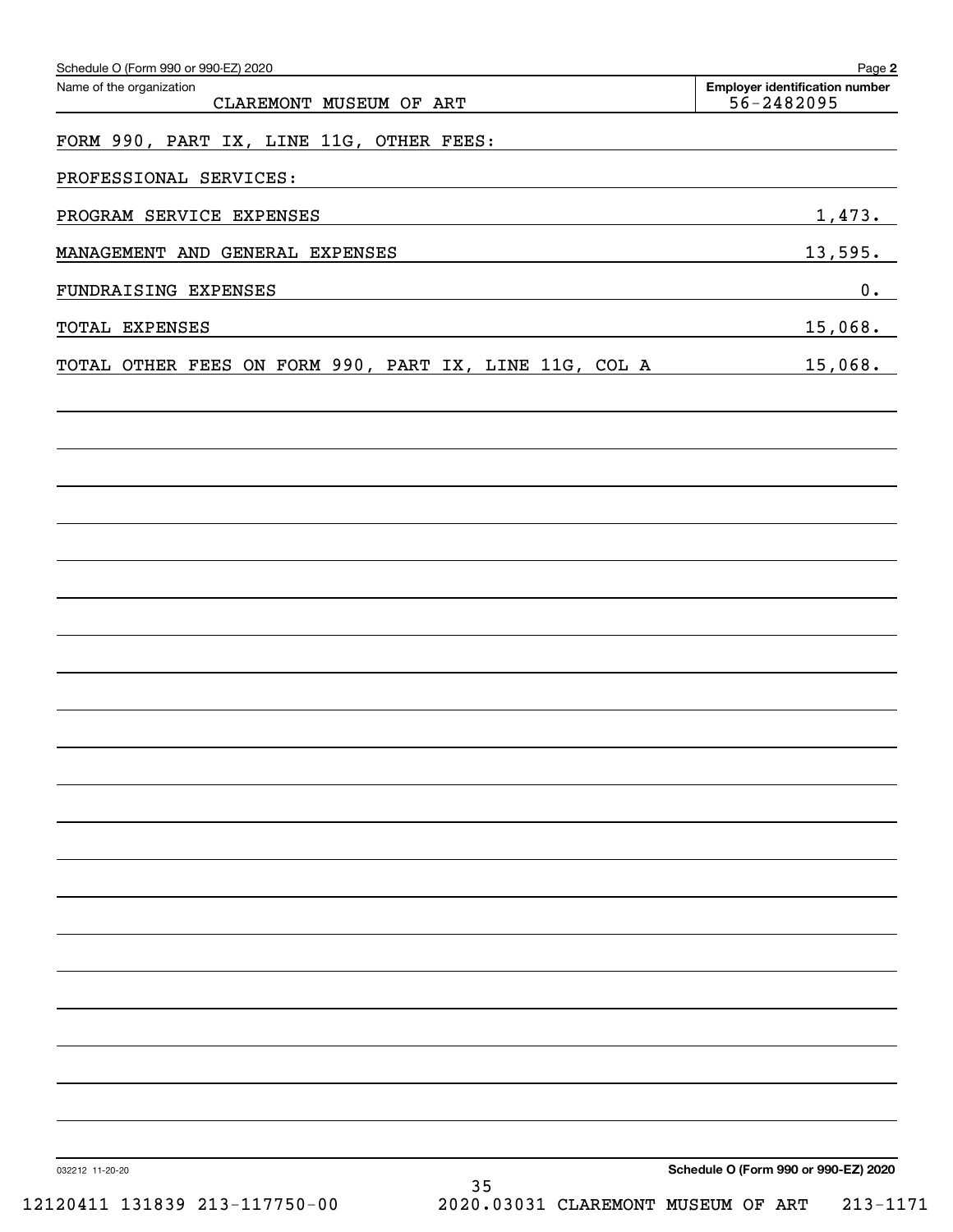Schedule O (Form 990 or 990-EZ) 2020

Name of the organization: CLAREMONT MUSEUM OF ART

Employer identification number: 56-2482095

FORM 990, PART IX, LINE 11G, OTHER FEES:

PROFESSIONAL SERVICES:

| | |
|---|---|
| PROGRAM SERVICE EXPENSES | 1,473. |
| MANAGEMENT AND GENERAL EXPENSES | 13,595. |
| FUNDRAISING EXPENSES | 0. |
| TOTAL EXPENSES | 15,068. |
| TOTAL OTHER FEES ON FORM 990, PART IX, LINE 11G, COL A | 15,068. |

032212 11-20-20

Schedule O (Form 990 or 990-EZ) 2020

12120411 131839 213-117750-00 2020.03031 CLAREMONT MUSEUM OF ART 213-1171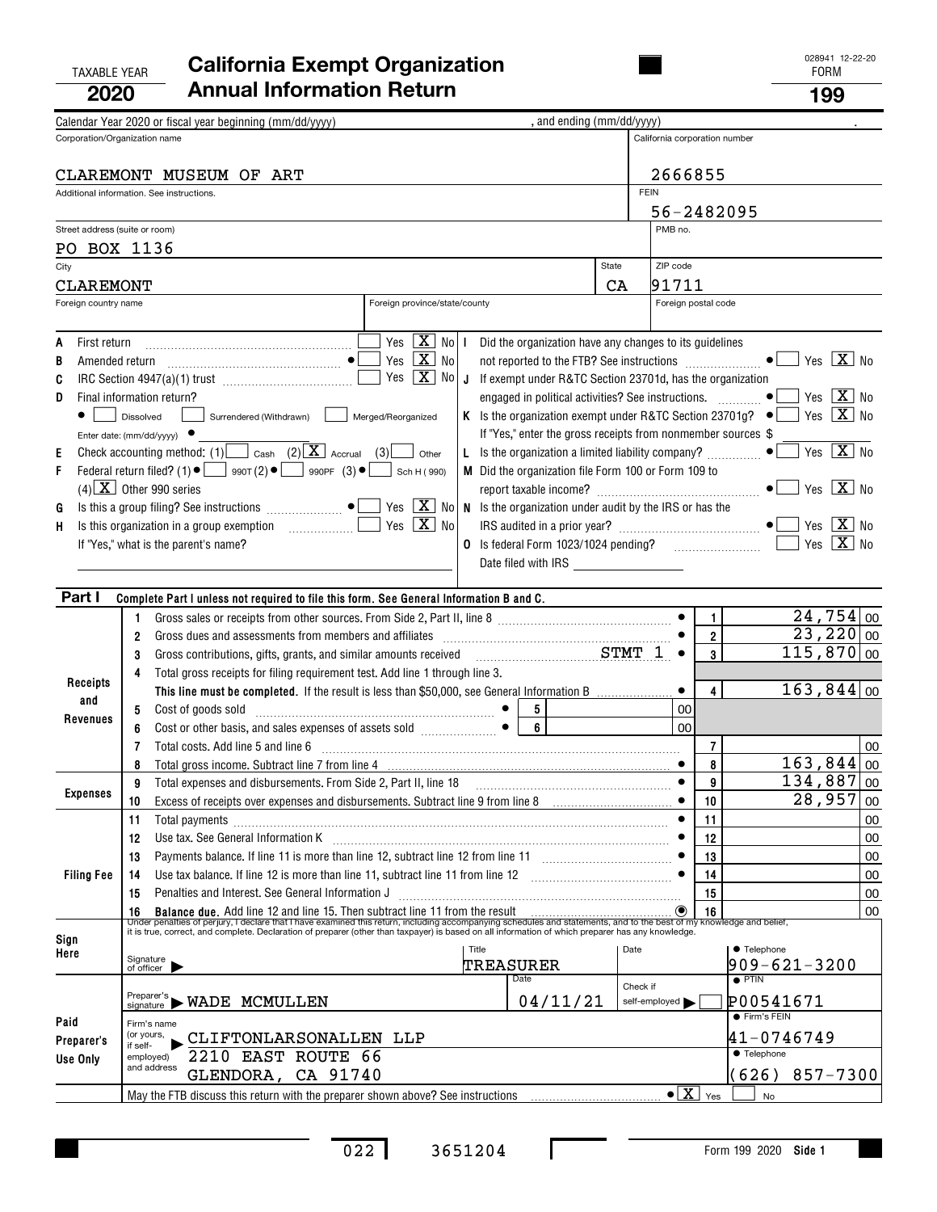TAXABLE YEAR **2020**

# California Exempt Organization Annual Information Return

FORM **199**

028941 12-22-20

Calendar Year 2020 or fiscal year beginning (mm/dd/yyyy) , and ending (mm/dd/yyyy) .

| Corporation/Organization name | California corporation number |
|---|---|
| CLAREMONT MUSEUM OF ART | 2666855 |
| Additional information. See instructions. | FEIN |
| | 56-2482095 |
| Street address (suite or room) | PMB no. |
| PO BOX 1136 | |

| City | State | ZIP code |
|---|---|---|
| CLAREMONT | CA | 91711 |

| Foreign country name | Foreign province/state/county | Foreign postal code |
|---|---|---|
| | | |

A First return .......... Yes [ ] No [X]

B Amended return .......... ● Yes [ ] No [X]

C IRC Section 4947(a)(1) trust .......... Yes [ ] No [X]

D Final information return?
● [ ] Dissolved [ ] Surrendered (Withdrawn) [ ] Merged/Reorganized
Enter date: (mm/dd/yyyy) ●

E Check accounting method: (1) [ ] Cash (2) [X] Accrual (3) [ ] Other

F Federal return filed? (1) ● [ ] 990T (2) ● [ ] 990PF (3) ● [ ] Sch H (990)
(4) [X] Other 990 series

G Is this a group filing? See instructions .......... ● Yes [ ] No [X]

H Is this organization in a group exemption .......... Yes [ ] No [X]
If "Yes," what is the parent's name?

I Did the organization have any changes to its guidelines not reported to the FTB? See instructions .......... ● Yes [ ] No [X]

J If exempt under R&TC Section 23701d, has the organization engaged in political activities? See instructions. .......... ● Yes [ ] No [X]

K Is the organization exempt under R&TC Section 23701g? ● Yes [ ] No [X]
If "Yes," enter the gross receipts from nonmember sources $

L Is the organization a limited liability company? .......... ● Yes [ ] No [X]

M Did the organization file Form 100 or Form 109 to report taxable income? .......... ● Yes [ ] No [X]

N Is the organization under audit by the IRS or has the IRS audited in a prior year? .......... ● Yes [ ] No [X]

O Is federal Form 1023/1024 pending? .......... Yes [ ] No [X]
Date filed with IRS

## Part I Complete Part I unless not required to file this form. See General Information B and C.

| Section | Line | Description | | Amount |
|---|---|---|---|---|
| Receipts and Revenues | 1 | Gross sales or receipts from other sources. From Side 2, Part II, line 8 | 1 | 24,754 00 |
| | 2 | Gross dues and assessments from members and affiliates | 2 | 23,220 00 |
| | 3 | Gross contributions, gifts, grants, and similar amounts received STMT 1 | 3 | 115,870 00 |
| | 4 | Total gross receipts for filing requirement test. Add line 1 through line 3. **This line must be completed.** If the result is less than $50,000, see General Information B | 4 | 163,844 00 |
| | 5 | Cost of goods sold ● 5 ____ 00 | | |
| | 6 | Cost or other basis, and sales expenses of assets sold ● 6 ____ 00 | | |
| | 7 | Total costs. Add line 5 and line 6 | 7 | 00 |
| | 8 | Total gross income. Subtract line 7 from line 4 | 8 | 163,844 00 |
| Expenses | 9 | Total expenses and disbursements. From Side 2, Part II, line 18 | 9 | 134,887 00 |
| | 10 | Excess of receipts over expenses and disbursements. Subtract line 9 from line 8 | 10 | 28,957 00 |
| Filing Fee | 11 | Total payments | 11 | 00 |
| | 12 | Use tax. See General Information K | 12 | 00 |
| | 13 | Payments balance. If line 11 is more than line 12, subtract line 12 from line 11 | 13 | 00 |
| | 14 | Use tax balance. If line 12 is more than line 11, subtract line 11 from line 12 | 14 | 00 |
| | 15 | Penalties and Interest. See General Information J | 15 | 00 |
| | 16 | **Balance due.** Add line 12 and line 15. Then subtract line 11 from the result | 16 | 00 |

Under penalties of perjury, I declare that I have examined this return, including accompanying schedules and statements, and to the best of my knowledge and belief, it is true, correct, and complete. Declaration of preparer (other than taxpayer) is based on all information of which preparer has any knowledge.

**Sign Here**
Signature of officer ▶ | Title: TREASURER | Date | ● Telephone: 909-621-3200

**Paid Preparer's Use Only**
Preparer's signature ▶ WADE MCMULLEN | Date: 04/11/21 | Check if self-employed ▶ [ ] | ● PTIN: P00541671
Firm's name (or yours, if self-employed) and address ▶ CLIFTONLARSONALLEN LLP, 2210 EAST ROUTE 66, GLENDORA, CA 91740 | ● Firm's FEIN: 41-0746749 | ● Telephone: (626) 857-7300

May the FTB discuss this return with the preparer shown above? See instructions .......... ● [X] Yes [ ] No

022 3651204 Form 199 2020 Side 1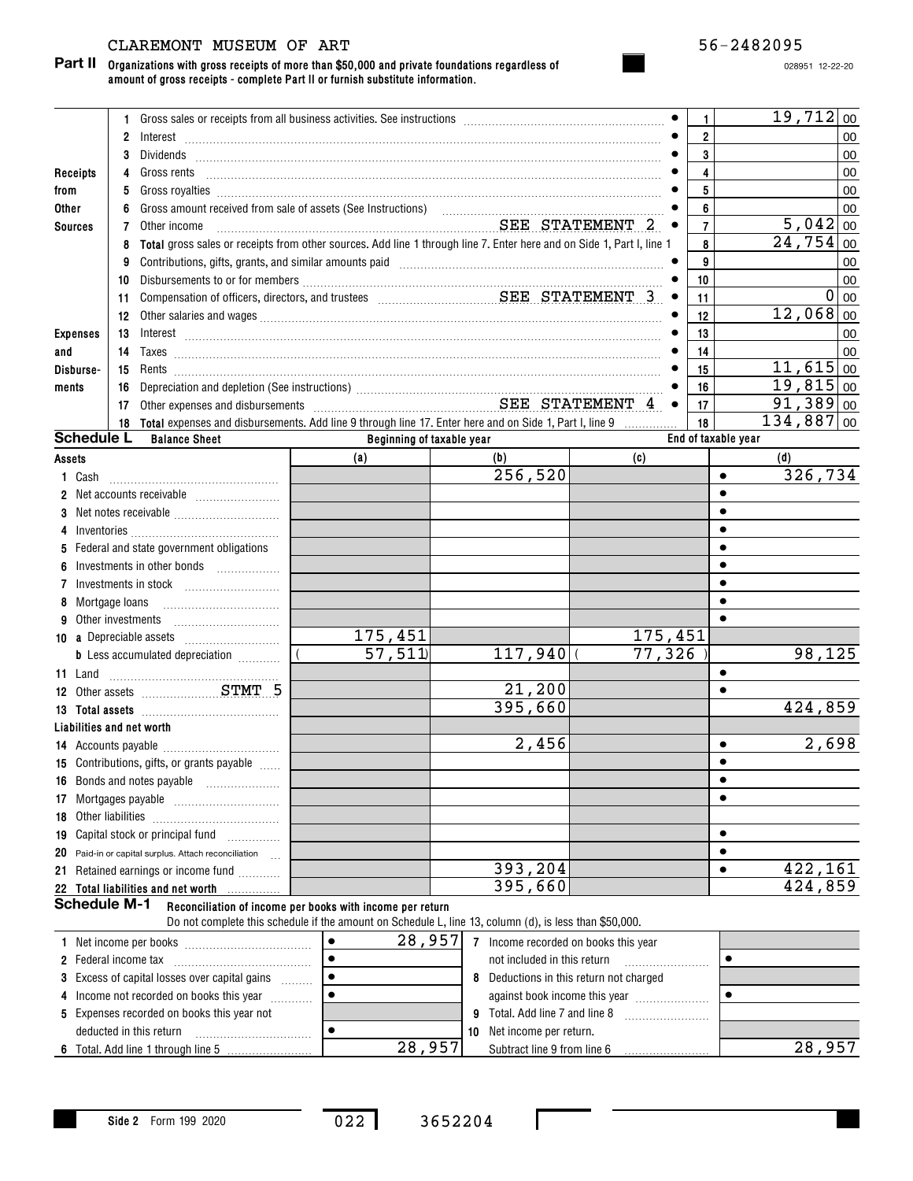CLAREMONT MUSEUM OF ART 56-2482095

**Part II** **Organizations with gross receipts of more than $50,000 and private foundations regardless of amount of gross receipts - complete Part II or furnish substitute information.**

028951 12-22-20

| | | | | Amount |
|---|---|---|---|---|
| Receipts from Other Sources | 1 | Gross sales or receipts from all business activities. See instructions | 1 | 19,712 00 |
| | 2 | Interest | 2 | 00 |
| | 3 | Dividends | 3 | 00 |
| | 4 | Gross rents | 4 | 00 |
| | 5 | Gross royalties | 5 | 00 |
| | 6 | Gross amount received from sale of assets (See Instructions) | 6 | 00 |
| | 7 | Other income SEE STATEMENT 2 | 7 | 5,042 00 |
| | 8 | **Total** gross sales or receipts from other sources. Add line 1 through line 7. Enter here and on Side 1, Part I, line 1 | 8 | 24,754 00 |
| Expenses and Disbursements | 9 | Contributions, gifts, grants, and similar amounts paid | 9 | 00 |
| | 10 | Disbursements to or for members | 10 | 00 |
| | 11 | Compensation of officers, directors, and trustees SEE STATEMENT 3 | 11 | 0 00 |
| | 12 | Other salaries and wages | 12 | 12,068 00 |
| | 13 | Interest | 13 | 00 |
| | 14 | Taxes | 14 | 00 |
| | 15 | Rents | 15 | 11,615 00 |
| | 16 | Depreciation and depletion (See instructions) | 16 | 19,815 00 |
| | 17 | Other expenses and disbursements SEE STATEMENT 4 | 17 | 91,389 00 |
| | 18 | **Total** expenses and disbursements. Add line 9 through line 17. Enter here and on Side 1, Part I, line 9 | 18 | 134,887 00 |

**Schedule L** **Balance Sheet**

| | Beginning of taxable year (a) | (b) | End of taxable year (c) | (d) |
|---|---|---|---|---|
| **Assets** | | | | |
| 1 Cash | | 256,520 | | 326,734 |
| 2 Net accounts receivable | | | | |
| 3 Net notes receivable | | | | |
| 4 Inventories | | | | |
| 5 Federal and state government obligations | | | | |
| 6 Investments in other bonds | | | | |
| 7 Investments in stock | | | | |
| 8 Mortgage loans | | | | |
| 9 Other investments | | | | |
| 10 a Depreciable assets | 175,451 | | 175,451 | |
| b Less accumulated depreciation | ( 57,511) | 117,940 | ( 77,326 ) | 98,125 |
| 11 Land | | | | |
| 12 Other assets STMT 5 | | 21,200 | | |
| 13 **Total assets** | | 395,660 | | 424,859 |
| **Liabilities and net worth** | | | | |
| 14 Accounts payable | | 2,456 | | 2,698 |
| 15 Contributions, gifts, or grants payable | | | | |
| 16 Bonds and notes payable | | | | |
| 17 Mortgages payable | | | | |
| 18 Other liabilities | | | | |
| 19 Capital stock or principal fund | | | | |
| 20 Paid-in or capital surplus. Attach reconciliation | | | | |
| 21 Retained earnings or income fund | | 393,204 | | 422,161 |
| 22 **Total liabilities and net worth** | | 395,660 | | 424,859 |

**Schedule M-1** **Reconciliation of income per books with income per return**
Do not complete this schedule if the amount on Schedule L, line 13, column (d), is less than $50,000.

| | | | |
|---|---|---|---|
| 1 Net income per books | 28,957 | 7 Income recorded on books this year not included in this return | |
| 2 Federal income tax | | | |
| 3 Excess of capital losses over capital gains | | 8 Deductions in this return not charged against book income this year | |
| 4 Income not recorded on books this year | | | |
| 5 Expenses recorded on books this year not deducted in this return | | 9 Total. Add line 7 and line 8 | |
| | | 10 Net income per return. Subtract line 9 from line 6 | 28,957 |
| 6 Total. Add line 1 through line 5 | 28,957 | | |

Side 2 Form 199 2020 022 3652204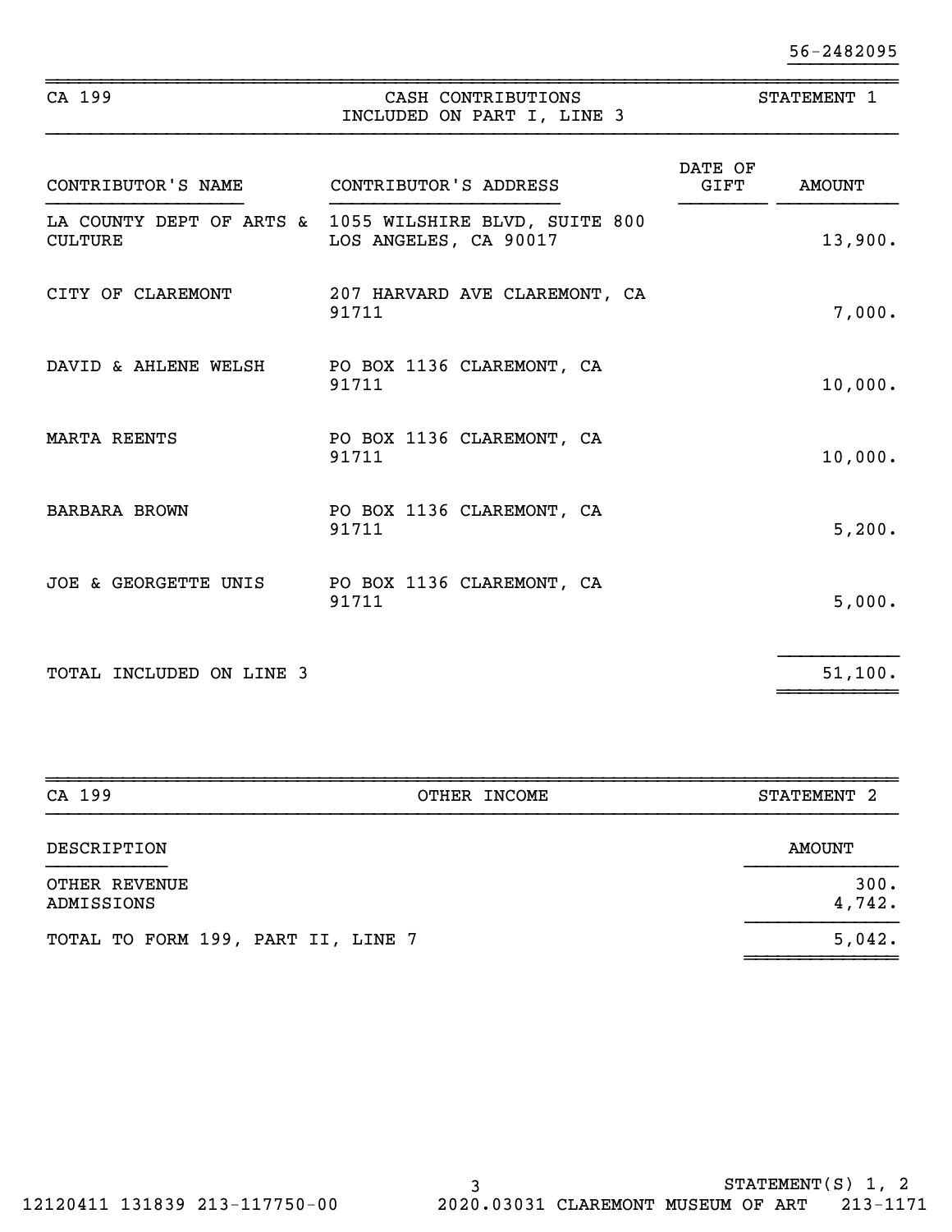56-2482095

CA 199 — CASH CONTRIBUTIONS INCLUDED ON PART I, LINE 3 — STATEMENT 1

| CONTRIBUTOR'S NAME | CONTRIBUTOR'S ADDRESS | DATE OF GIFT | AMOUNT |
|---|---|---|---|
| LA COUNTY DEPT OF ARTS & CULTURE | 1055 WILSHIRE BLVD, SUITE 800 LOS ANGELES, CA 90017 | | 13,900. |
| CITY OF CLAREMONT | 207 HARVARD AVE CLAREMONT, CA 91711 | | 7,000. |
| DAVID & AHLENE WELSH | PO BOX 1136 CLAREMONT, CA 91711 | | 10,000. |
| MARTA REENTS | PO BOX 1136 CLAREMONT, CA 91711 | | 10,000. |
| BARBARA BROWN | PO BOX 1136 CLAREMONT, CA 91711 | | 5,200. |
| JOE & GEORGETTE UNIS | PO BOX 1136 CLAREMONT, CA 91711 | | 5,000. |
| TOTAL INCLUDED ON LINE 3 | | | 51,100. |

CA 199 — OTHER INCOME — STATEMENT 2

| DESCRIPTION | AMOUNT |
|---|---|
| OTHER REVENUE | 300. |
| ADMISSIONS | 4,742. |
| TOTAL TO FORM 199, PART II, LINE 7 | 5,042. |

STATEMENT(S) 1, 2

12120411 131839 213-117750-00 2020.03031 CLAREMONT MUSEUM OF ART 213-1171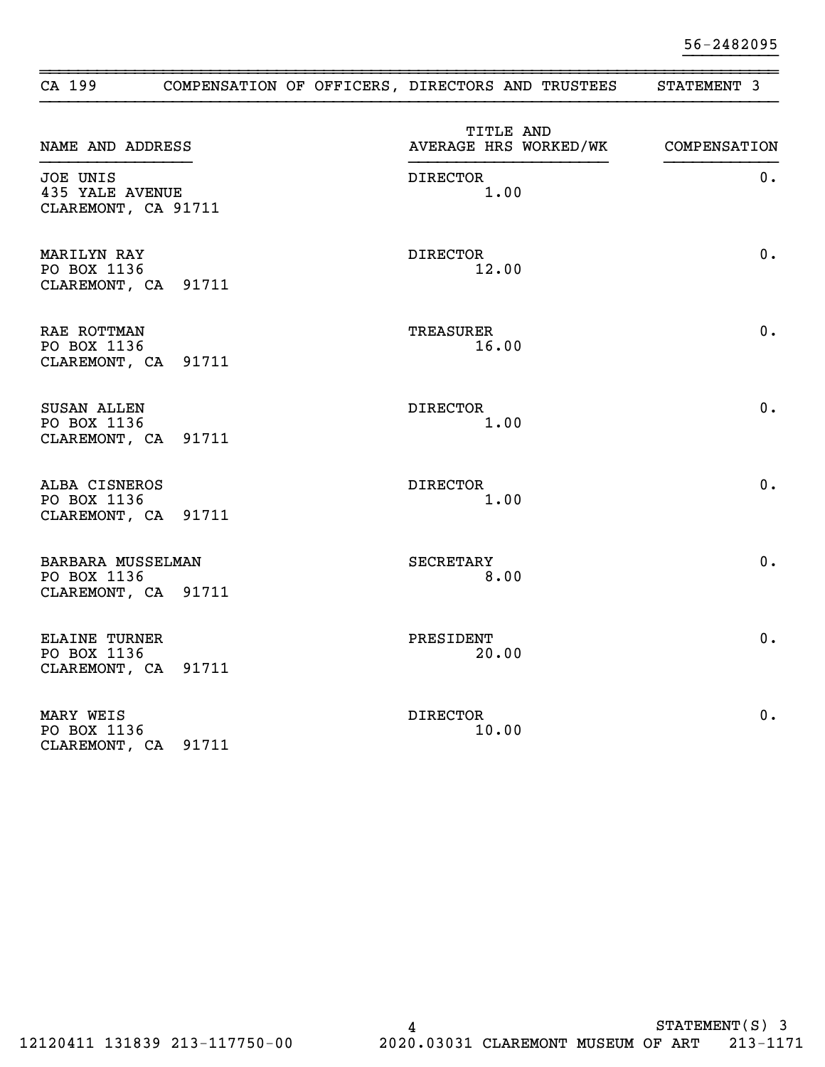56-2482095

## CA 199 COMPENSATION OF OFFICERS, DIRECTORS AND TRUSTEES STATEMENT 3

| NAME AND ADDRESS | TITLE AND AVERAGE HRS WORKED/WK | COMPENSATION |
|---|---|---|
| JOE UNIS<br>435 YALE AVENUE<br>CLAREMONT, CA 91711 | DIRECTOR<br>1.00 | 0. |
| MARILYN RAY<br>PO BOX 1136<br>CLAREMONT, CA 91711 | DIRECTOR<br>12.00 | 0. |
| RAE ROTTMAN<br>PO BOX 1136<br>CLAREMONT, CA 91711 | TREASURER<br>16.00 | 0. |
| SUSAN ALLEN<br>PO BOX 1136<br>CLAREMONT, CA 91711 | DIRECTOR<br>1.00 | 0. |
| ALBA CISNEROS<br>PO BOX 1136<br>CLAREMONT, CA 91711 | DIRECTOR<br>1.00 | 0. |
| BARBARA MUSSELMAN<br>PO BOX 1136<br>CLAREMONT, CA 91711 | SECRETARY<br>8.00 | 0. |
| ELAINE TURNER<br>PO BOX 1136<br>CLAREMONT, CA 91711 | PRESIDENT<br>20.00 | 0. |
| MARY WEIS<br>PO BOX 1136<br>CLAREMONT, CA 91711 | DIRECTOR<br>10.00 | 0. |

STATEMENT(S) 3

12120411 131839 213-117750-00 2020.03031 CLAREMONT MUSEUM OF ART 213-1171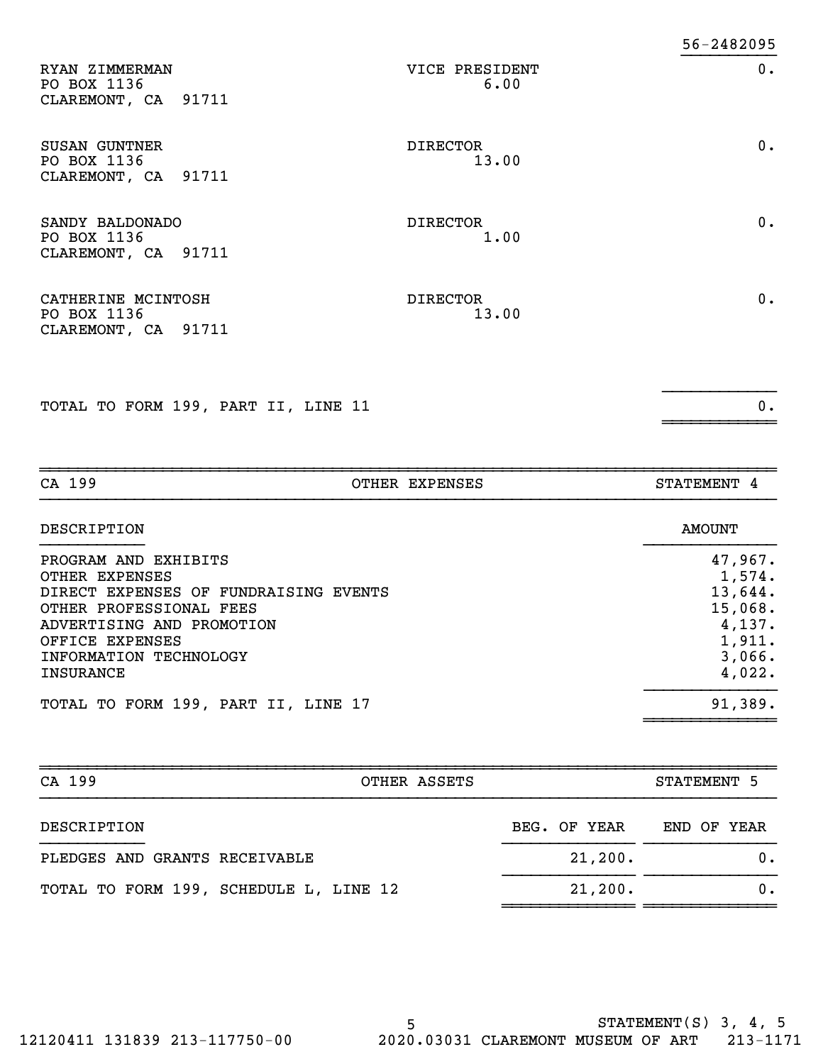56-2482095

| | | |
|---|---|---|
| RYAN ZIMMERMAN<br>PO BOX 1136<br>CLAREMONT, CA 91711 | VICE PRESIDENT<br>6.00 | 0. |
| SUSAN GUNTNER<br>PO BOX 1136<br>CLAREMONT, CA 91711 | DIRECTOR<br>13.00 | 0. |
| SANDY BALDONADO<br>PO BOX 1136<br>CLAREMONT, CA 91711 | DIRECTOR<br>1.00 | 0. |
| CATHERINE MCINTOSH<br>PO BOX 1136<br>CLAREMONT, CA 91711 | DIRECTOR<br>13.00 | 0. |
| TOTAL TO FORM 199, PART II, LINE 11 | | 0. |

## CA 199 — OTHER EXPENSES — STATEMENT 4

| DESCRIPTION | AMOUNT |
|---|---|
| PROGRAM AND EXHIBITS | 47,967. |
| OTHER EXPENSES | 1,574. |
| DIRECT EXPENSES OF FUNDRAISING EVENTS | 13,644. |
| OTHER PROFESSIONAL FEES | 15,068. |
| ADVERTISING AND PROMOTION | 4,137. |
| OFFICE EXPENSES | 1,911. |
| INFORMATION TECHNOLOGY | 3,066. |
| INSURANCE | 4,022. |
| TOTAL TO FORM 199, PART II, LINE 17 | 91,389. |

## CA 199 — OTHER ASSETS — STATEMENT 5

| DESCRIPTION | BEG. OF YEAR | END OF YEAR |
|---|---|---|
| PLEDGES AND GRANTS RECEIVABLE | 21,200. | 0. |
| TOTAL TO FORM 199, SCHEDULE L, LINE 12 | 21,200. | 0. |

STATEMENT(S) 3, 4, 5

12120411 131839 213-117750-00 2020.03031 CLAREMONT MUSEUM OF ART 213-1171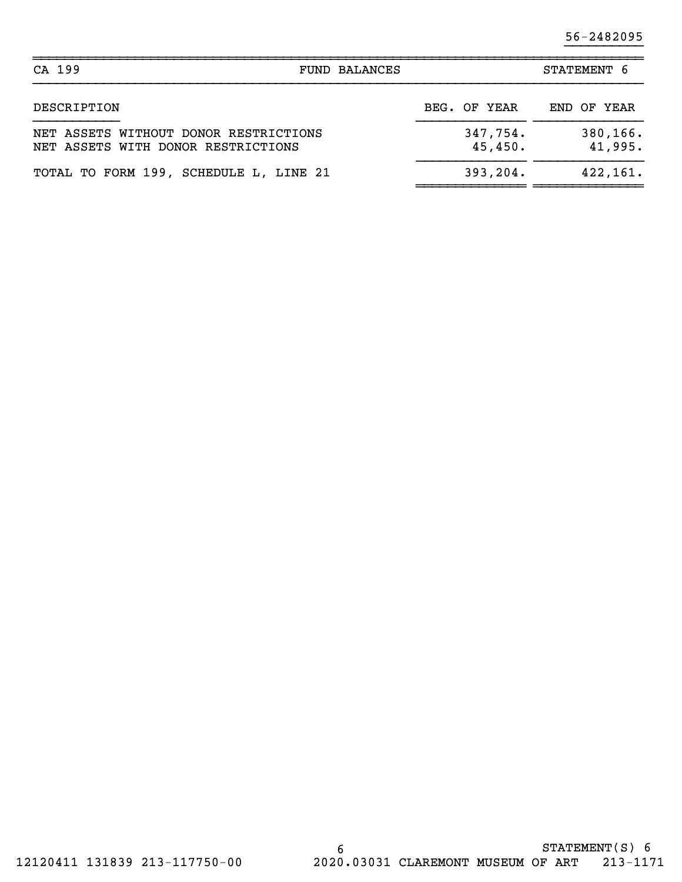56-2482095

| CA 199 | FUND BALANCES | STATEMENT 6 |
|---|---|---|

| DESCRIPTION | BEG. OF YEAR | END OF YEAR |
|---|---|---|
| NET ASSETS WITHOUT DONOR RESTRICTIONS | 347,754. | 380,166. |
| NET ASSETS WITH DONOR RESTRICTIONS | 45,450. | 41,995. |
| TOTAL TO FORM 199, SCHEDULE L, LINE 21 | 393,204. | 422,161. |

STATEMENT(S) 6

12120411 131839 213-117750-00 2020.03031 CLAREMONT MUSEUM OF ART 213-1171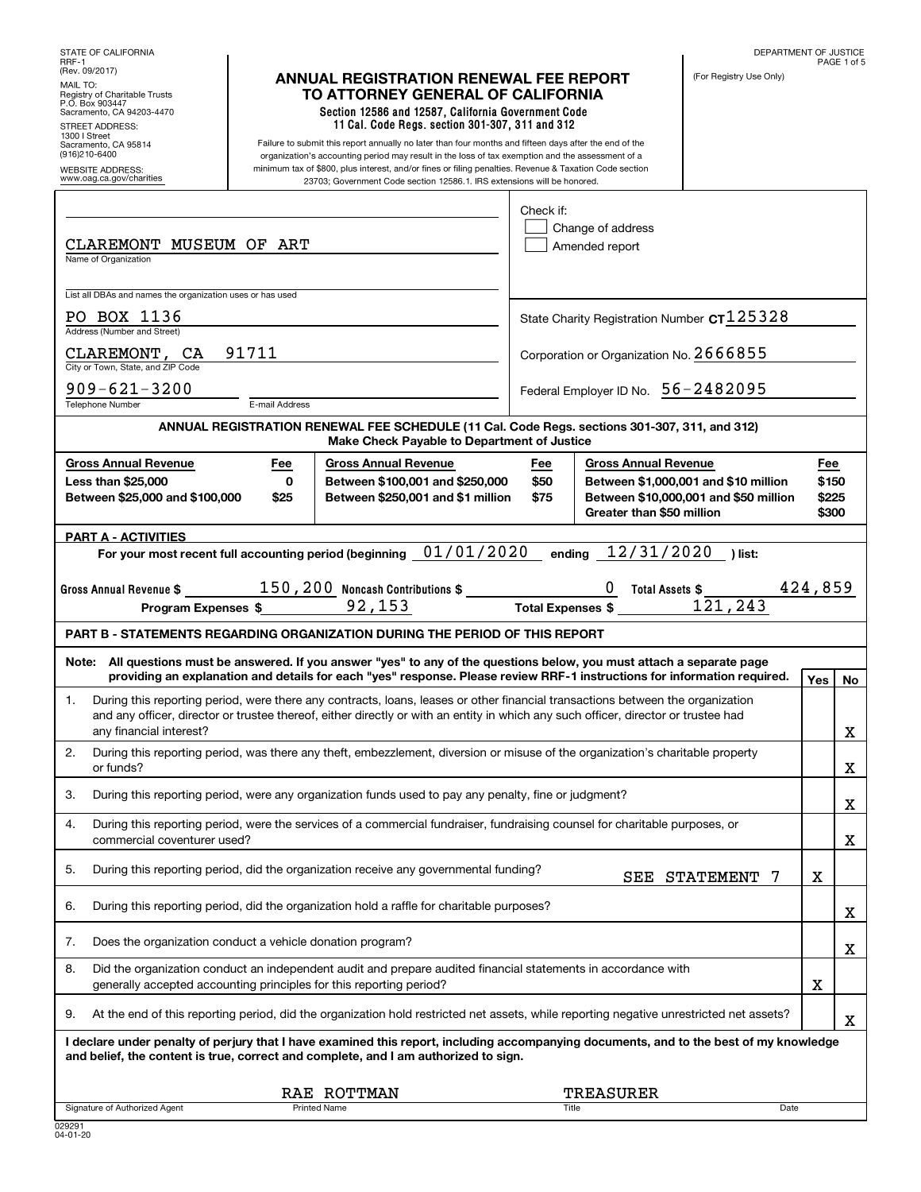STATE OF CALIFORNIA
RRF-1
(Rev. 09/2017)

MAIL TO:
Registry of Charitable Trusts
P.O. Box 903447
Sacramento, CA 94203-4470

STREET ADDRESS:
1300 I Street
Sacramento, CA 95814
(916)210-6400

WEBSITE ADDRESS:
www.oag.ca.gov/charities

# ANNUAL REGISTRATION RENEWAL FEE REPORT TO ATTORNEY GENERAL OF CALIFORNIA

**Section 12586 and 12587, California Government Code**
**11 Cal. Code Regs. section 301-307, 311 and 312**

Failure to submit this report annually no later than four months and fifteen days after the end of the organization's accounting period may result in the loss of tax exemption and the assessment of a minimum tax of $800, plus interest, and/or fines or filing penalties. Revenue & Taxation Code section 23703; Government Code section 12586.1. IRS extensions will be honored.

DEPARTMENT OF JUSTICE

(For Registry Use Only)

CLAREMONT MUSEUM OF ART
Name of Organization

List all DBAs and names the organization uses or has used

PO BOX 1136
Address (Number and Street)

CLAREMONT, CA 91711
City or Town, State, and ZIP Code

909-621-3200
Telephone Number

E-mail Address

Check if:
- [ ] Change of address
- [ ] Amended report

State Charity Registration Number CT125328

Corporation or Organization No. 2666855

Federal Employer ID No. 56-2482095

**ANNUAL REGISTRATION RENEWAL FEE SCHEDULE (11 Cal. Code Regs. sections 301-307, 311, and 312)**
**Make Check Payable to Department of Justice**

| Gross Annual Revenue | Fee | Gross Annual Revenue | Fee | Gross Annual Revenue | Fee |
|---|---|---|---|---|---|
| Less than $25,000 | 0 | Between $100,001 and $250,000 | $50 | Between $1,000,001 and $10 million | $150 |
| Between $25,000 and $100,000 | $25 | Between $250,001 and $1 million | $75 | Between $10,000,001 and $50 million | $225 |
| | | | | Greater than $50 million | $300 |

**PART A - ACTIVITIES**

For your most recent full accounting period (beginning 01/01/2020 ending 12/31/2020 ) list:

Gross Annual Revenue $ 150,200 Noncash Contributions $ 0 Total Assets $ 424,859

Program Expenses $ 92,153 Total Expenses $ 121,243

**PART B - STATEMENTS REGARDING ORGANIZATION DURING THE PERIOD OF THIS REPORT**

**Note: All questions must be answered. If you answer "yes" to any of the questions below, you must attach a separate page providing an explanation and details for each "yes" response. Please review RRF-1 instructions for information required.**

| | Question | Yes | No |
|---|---|---|---|
| 1. | During this reporting period, were there any contracts, loans, leases or other financial transactions between the organization and any officer, director or trustee thereof, either directly or with an entity in which any such officer, director or trustee had any financial interest? | | X |
| 2. | During this reporting period, was there any theft, embezzlement, diversion or misuse of the organization's charitable property or funds? | | X |
| 3. | During this reporting period, were any organization funds used to pay any penalty, fine or judgment? | | X |
| 4. | During this reporting period, were the services of a commercial fundraiser, fundraising counsel for charitable purposes, or commercial coventurer used? | | X |
| 5. | During this reporting period, did the organization receive any governmental funding? SEE STATEMENT 7 | X | |
| 6. | During this reporting period, did the organization hold a raffle for charitable purposes? | | X |
| 7. | Does the organization conduct a vehicle donation program? | | X |
| 8. | Did the organization conduct an independent audit and prepare audited financial statements in accordance with generally accepted accounting principles for this reporting period? | X | |
| 9. | At the end of this reporting period, did the organization hold restricted net assets, while reporting negative unrestricted net assets? | | X |

**I declare under penalty of perjury that I have examined this report, including accompanying documents, and to the best of my knowledge and belief, the content is true, correct and complete, and I am authorized to sign.**

| Signature of Authorized Agent | Printed Name | Title | Date |
|---|---|---|---|
| | RAE ROTTMAN | TREASURER | |

029291
04-01-20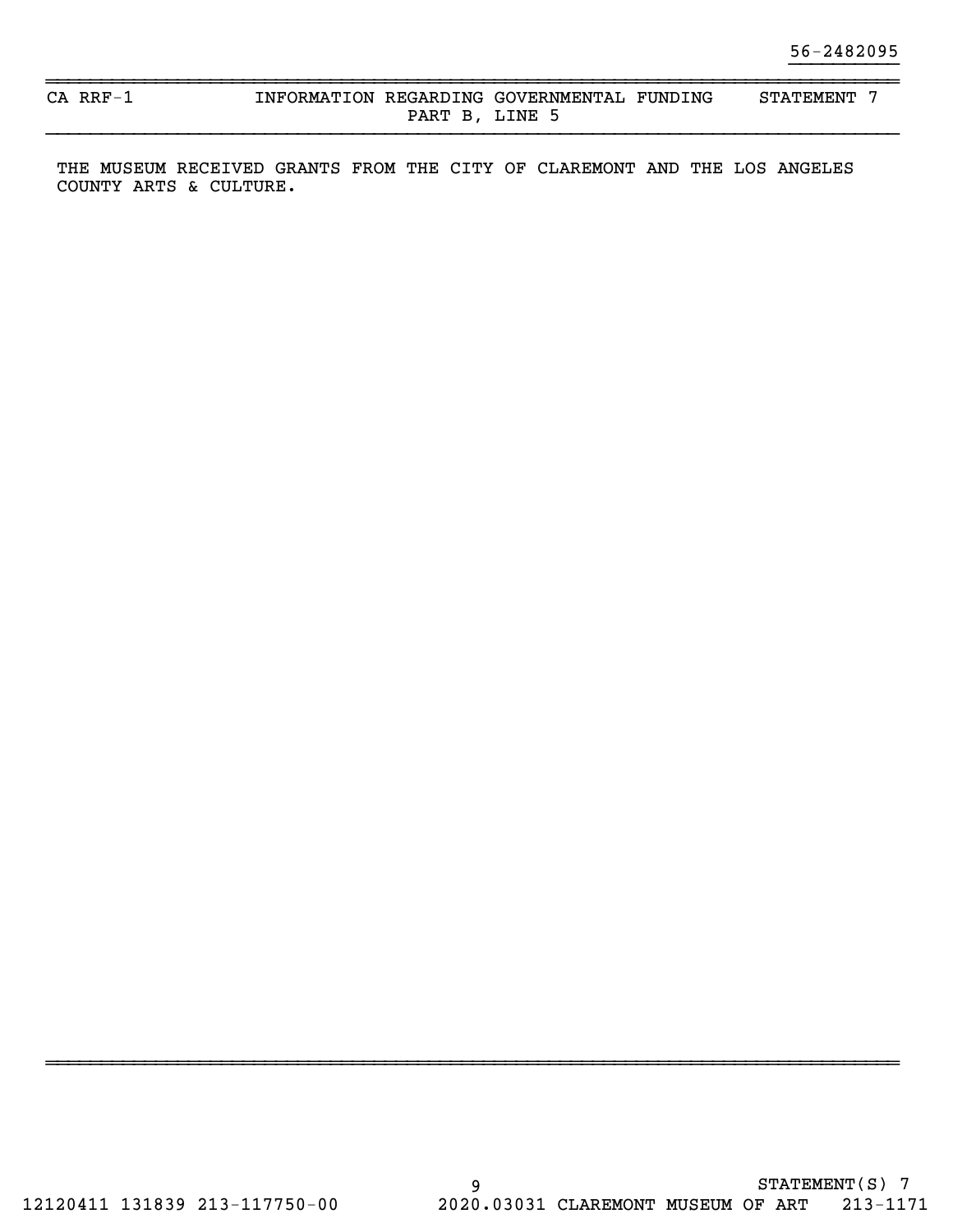56-2482095

CA RRF-1 INFORMATION REGARDING GOVERNMENTAL FUNDING STATEMENT 7
PART B, LINE 5

THE MUSEUM RECEIVED GRANTS FROM THE CITY OF CLAREMONT AND THE LOS ANGELES COUNTY ARTS & CULTURE.